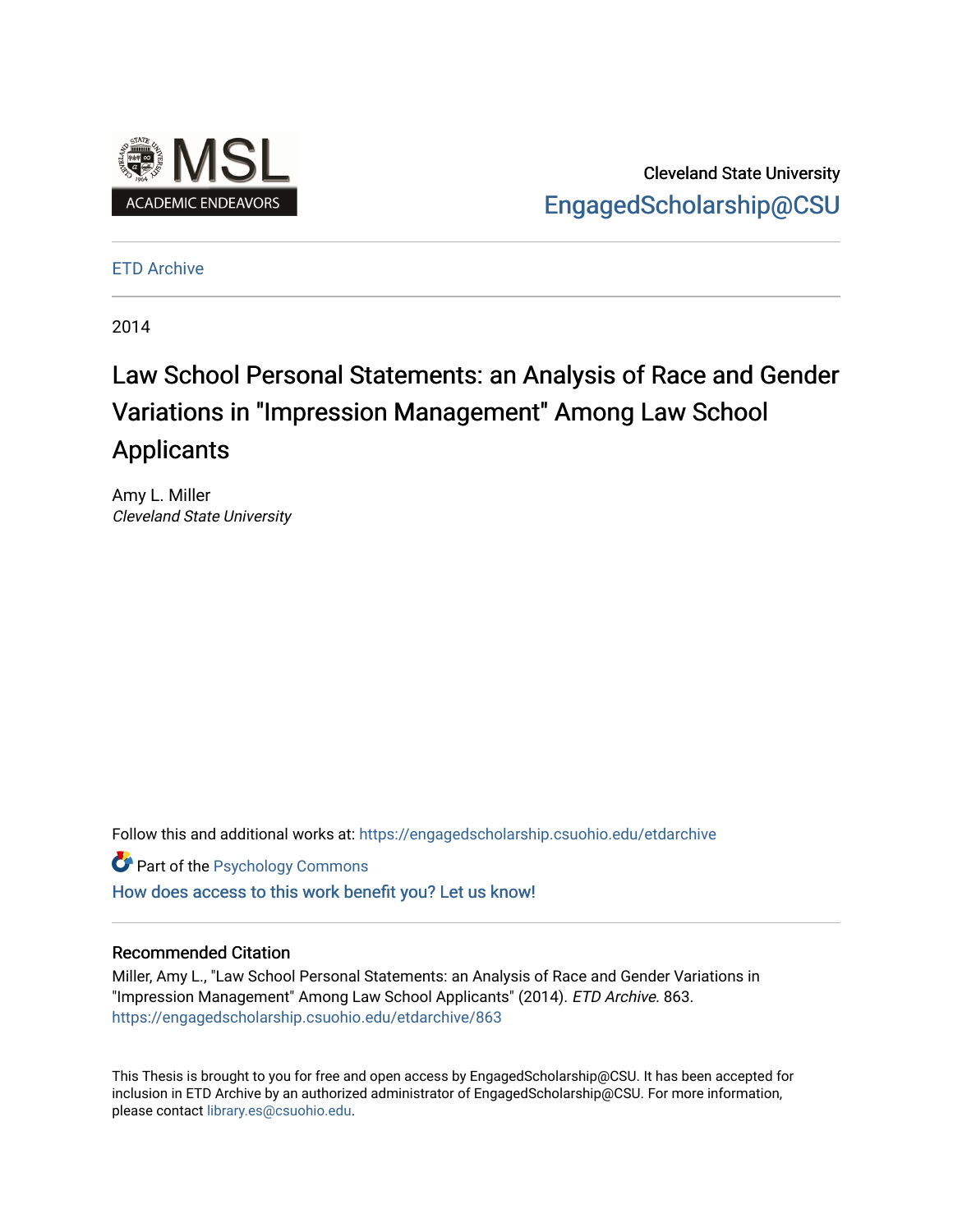MSL ACADEMIC ENDEAVORS

Cleveland State University
EngagedScholarship@CSU

ETD Archive

2014

# Law School Personal Statements: an Analysis of Race and Gender Variations in "Impression Management" Among Law School Applicants

Amy L. Miller
*Cleveland State University*

Follow this and additional works at: https://engagedscholarship.csuohio.edu/etdarchive

Part of the Psychology Commons

How does access to this work benefit you? Let us know!

## Recommended Citation

Miller, Amy L., "Law School Personal Statements: an Analysis of Race and Gender Variations in "Impression Management" Among Law School Applicants" (2014). *ETD Archive*. 863.
https://engagedscholarship.csuohio.edu/etdarchive/863

This Thesis is brought to you for free and open access by EngagedScholarship@CSU. It has been accepted for inclusion in ETD Archive by an authorized administrator of EngagedScholarship@CSU. For more information, please contact library.es@csuohio.edu.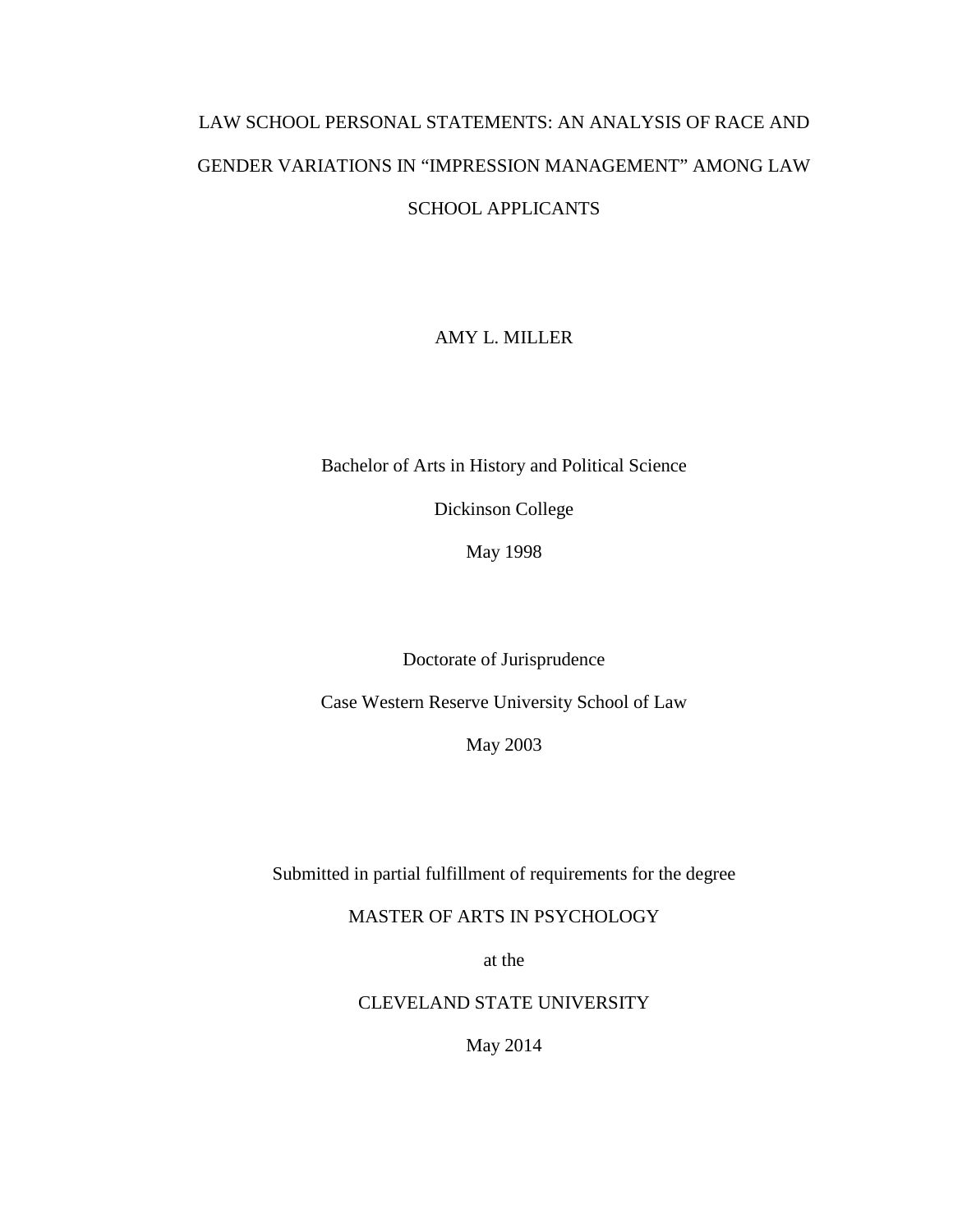# LAW SCHOOL PERSONAL STATEMENTS: AN ANALYSIS OF RACE AND GENDER VARIATIONS IN "IMPRESSION MANAGEMENT" AMONG LAW SCHOOL APPLICANTS

AMY L. MILLER

Bachelor of Arts in History and Political Science

Dickinson College

May 1998

Doctorate of Jurisprudence

Case Western Reserve University School of Law

May 2003

Submitted in partial fulfillment of requirements for the degree

MASTER OF ARTS IN PSYCHOLOGY

at the

CLEVELAND STATE UNIVERSITY

May 2014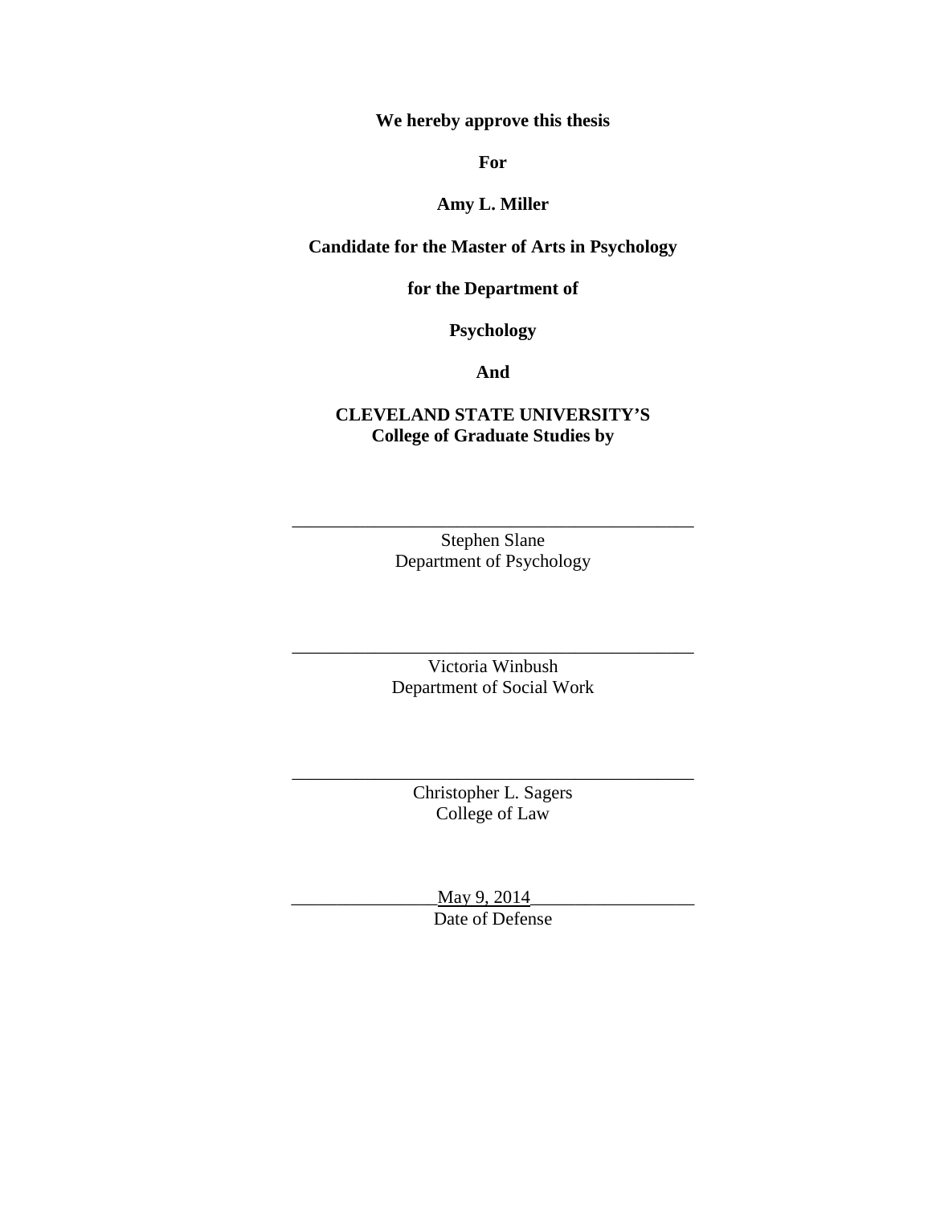**We hereby approve this thesis**

**For**

**Amy L. Miller**

**Candidate for the Master of Arts in Psychology**

**for the Department of**

**Psychology**

**And**

**CLEVELAND STATE UNIVERSITY'S**
**College of Graduate Studies by**

\_\_\_\_\_\_\_\_\_\_\_\_\_\_\_\_\_\_\_\_\_\_\_\_\_\_\_\_\_\_\_\_\_\_\_\_\_\_\_\_\_\_\_\_
Stephen Slane
Department of Psychology

\_\_\_\_\_\_\_\_\_\_\_\_\_\_\_\_\_\_\_\_\_\_\_\_\_\_\_\_\_\_\_\_\_\_\_\_\_\_\_\_\_\_\_\_
Victoria Winbush
Department of Social Work

\_\_\_\_\_\_\_\_\_\_\_\_\_\_\_\_\_\_\_\_\_\_\_\_\_\_\_\_\_\_\_\_\_\_\_\_\_\_\_\_\_\_\_\_
Christopher L. Sagers
College of Law

\_\_\_\_\_\_\_\_\_\_\_\_\_\_\_\_May 9, 2014\_\_\_\_\_\_\_\_\_\_\_\_\_\_\_\_\_\_
Date of Defense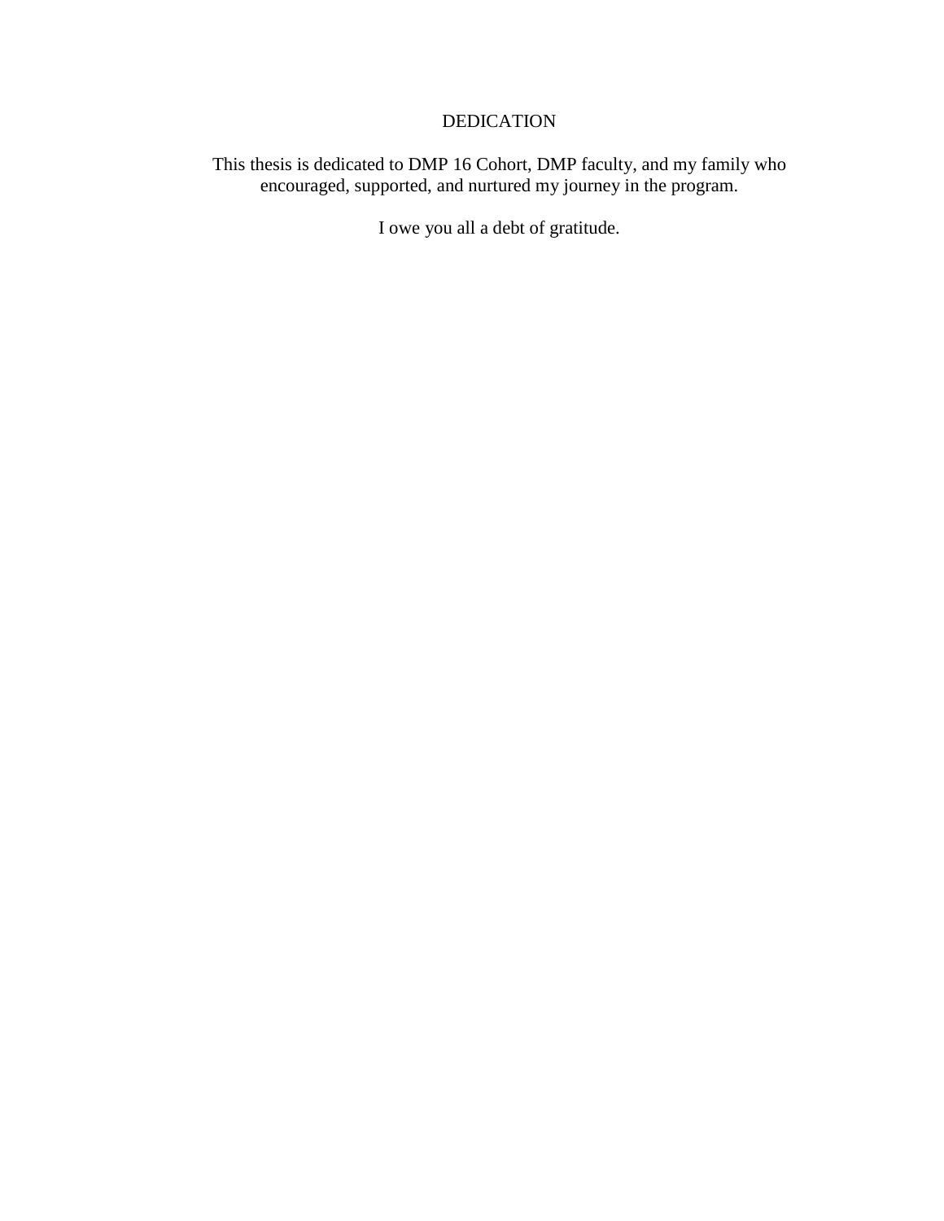# DEDICATION

This thesis is dedicated to DMP 16 Cohort, DMP faculty, and my family who encouraged, supported, and nurtured my journey in the program.

I owe you all a debt of gratitude.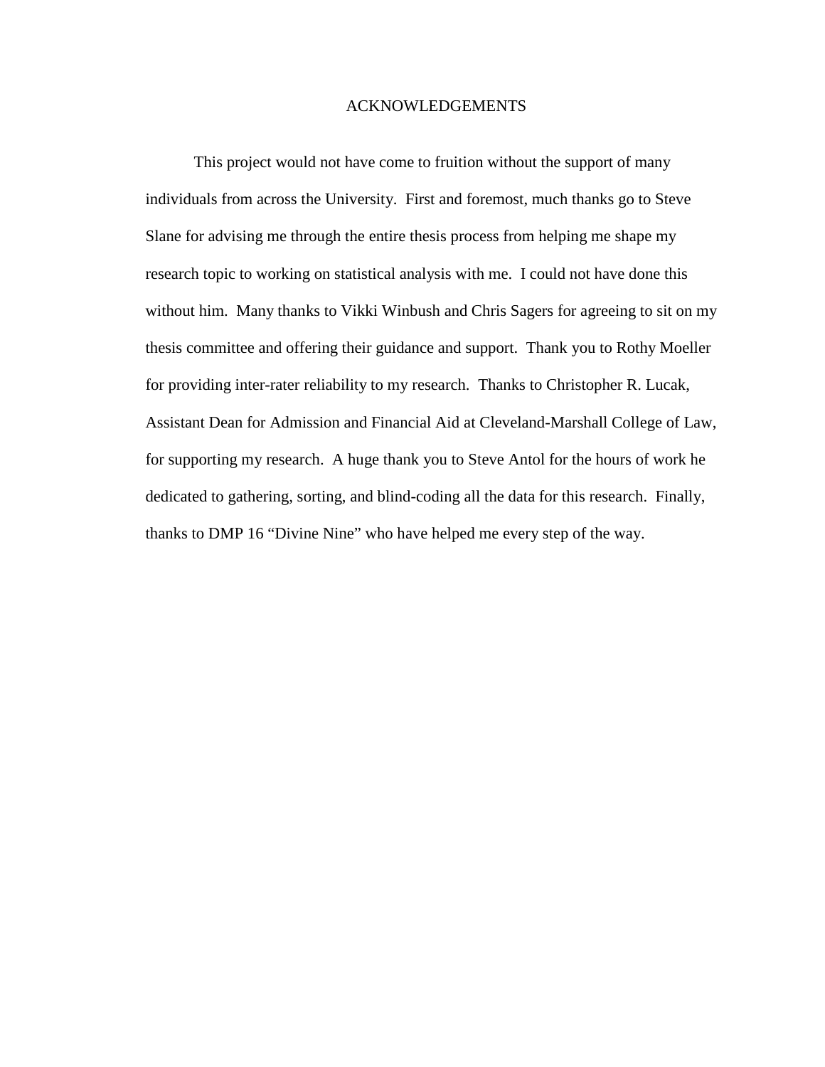# ACKNOWLEDGEMENTS

This project would not have come to fruition without the support of many individuals from across the University. First and foremost, much thanks go to Steve Slane for advising me through the entire thesis process from helping me shape my research topic to working on statistical analysis with me. I could not have done this without him. Many thanks to Vikki Winbush and Chris Sagers for agreeing to sit on my thesis committee and offering their guidance and support. Thank you to Rothy Moeller for providing inter-rater reliability to my research. Thanks to Christopher R. Lucak, Assistant Dean for Admission and Financial Aid at Cleveland-Marshall College of Law, for supporting my research. A huge thank you to Steve Antol for the hours of work he dedicated to gathering, sorting, and blind-coding all the data for this research. Finally, thanks to DMP 16 "Divine Nine" who have helped me every step of the way.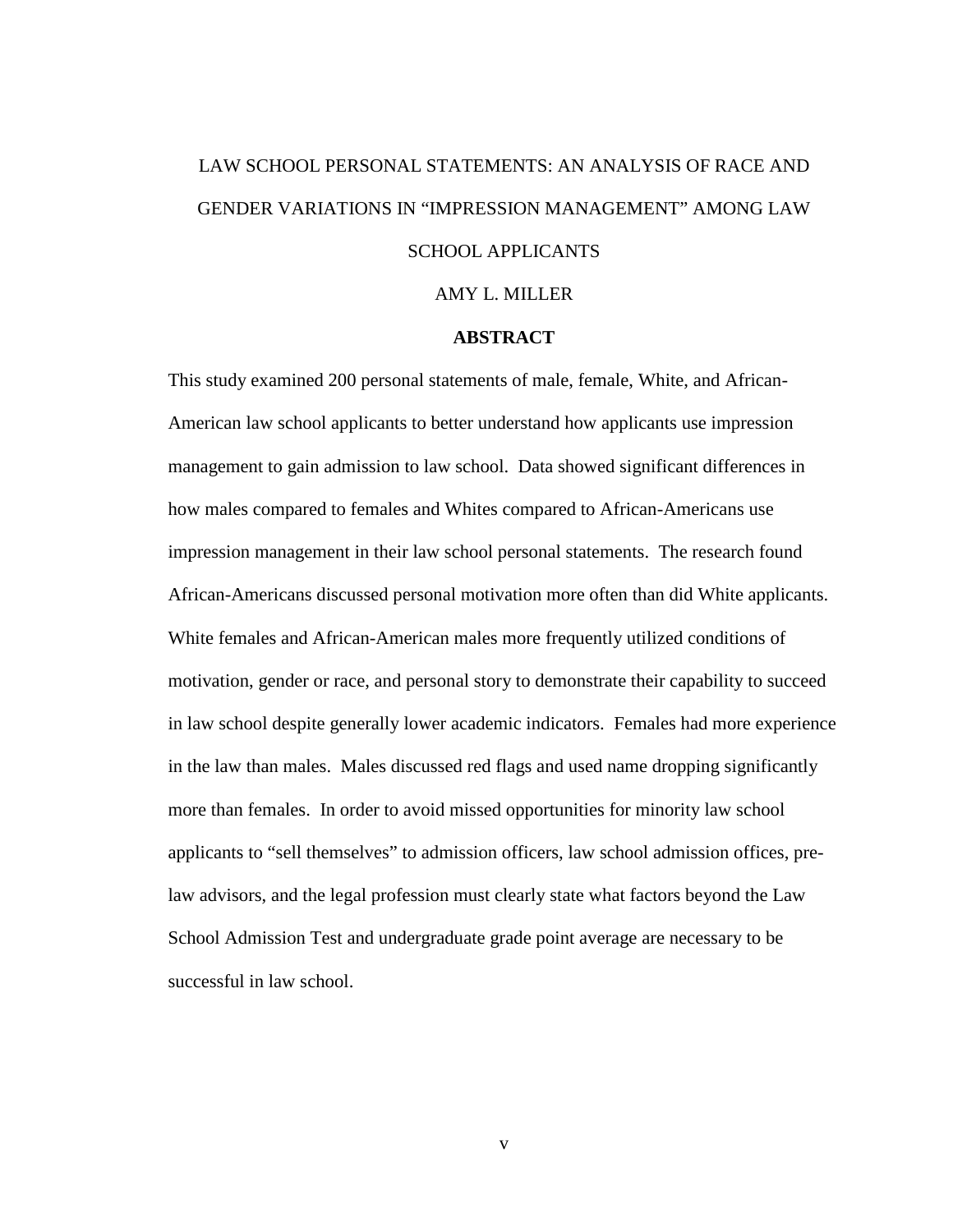# LAW SCHOOL PERSONAL STATEMENTS: AN ANALYSIS OF RACE AND GENDER VARIATIONS IN "IMPRESSION MANAGEMENT" AMONG LAW SCHOOL APPLICANTS

AMY L. MILLER

## ABSTRACT

This study examined 200 personal statements of male, female, White, and African-American law school applicants to better understand how applicants use impression management to gain admission to law school. Data showed significant differences in how males compared to females and Whites compared to African-Americans use impression management in their law school personal statements. The research found African-Americans discussed personal motivation more often than did White applicants. White females and African-American males more frequently utilized conditions of motivation, gender or race, and personal story to demonstrate their capability to succeed in law school despite generally lower academic indicators. Females had more experience in the law than males. Males discussed red flags and used name dropping significantly more than females. In order to avoid missed opportunities for minority law school applicants to "sell themselves" to admission officers, law school admission offices, pre-law advisors, and the legal profession must clearly state what factors beyond the Law School Admission Test and undergraduate grade point average are necessary to be successful in law school.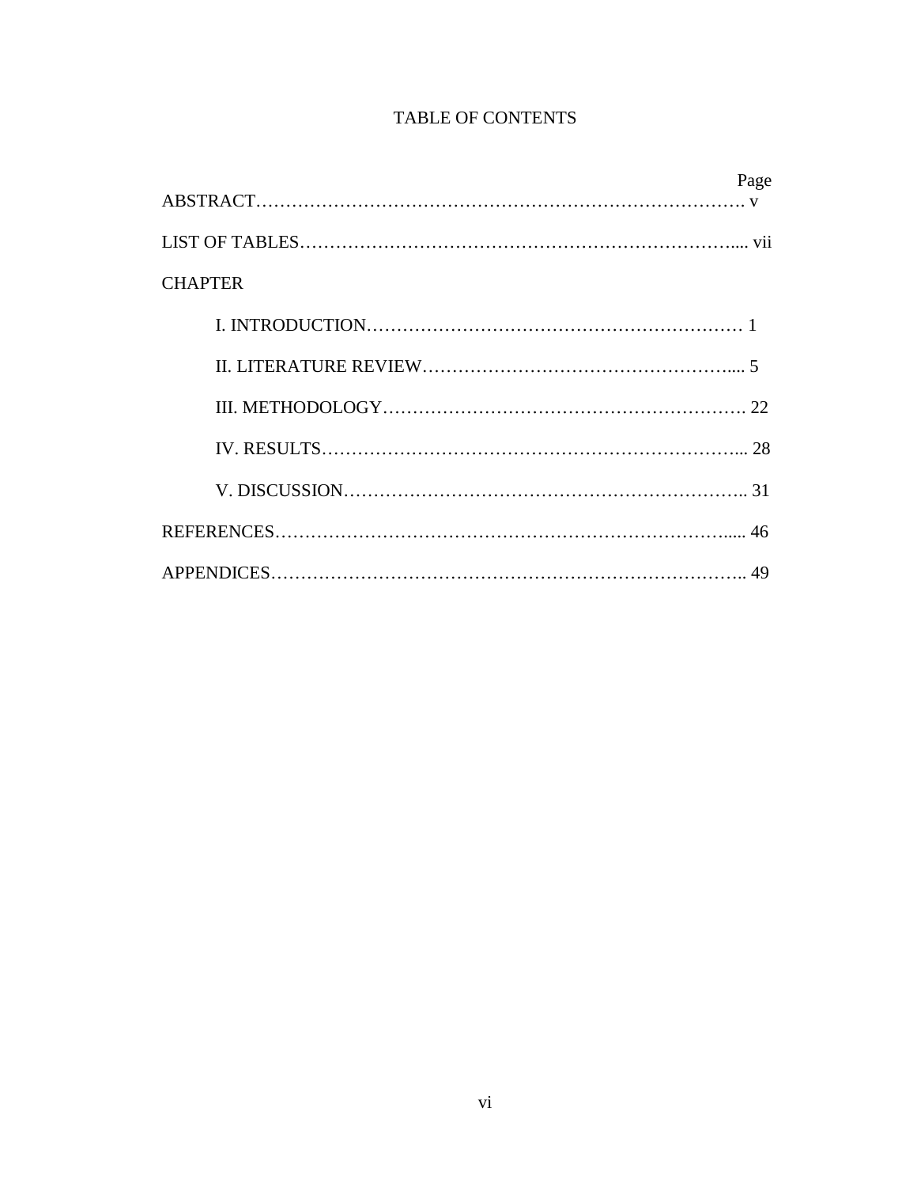# TABLE OF CONTENTS

| | Page |
|---|---|
| ABSTRACT | v |
| LIST OF TABLES | vii |
| CHAPTER | |
| I. INTRODUCTION | 1 |
| II. LITERATURE REVIEW | 5 |
| III. METHODOLOGY | 22 |
| IV. RESULTS | 28 |
| V. DISCUSSION | 31 |
| REFERENCES | 46 |
| APPENDICES | 49 |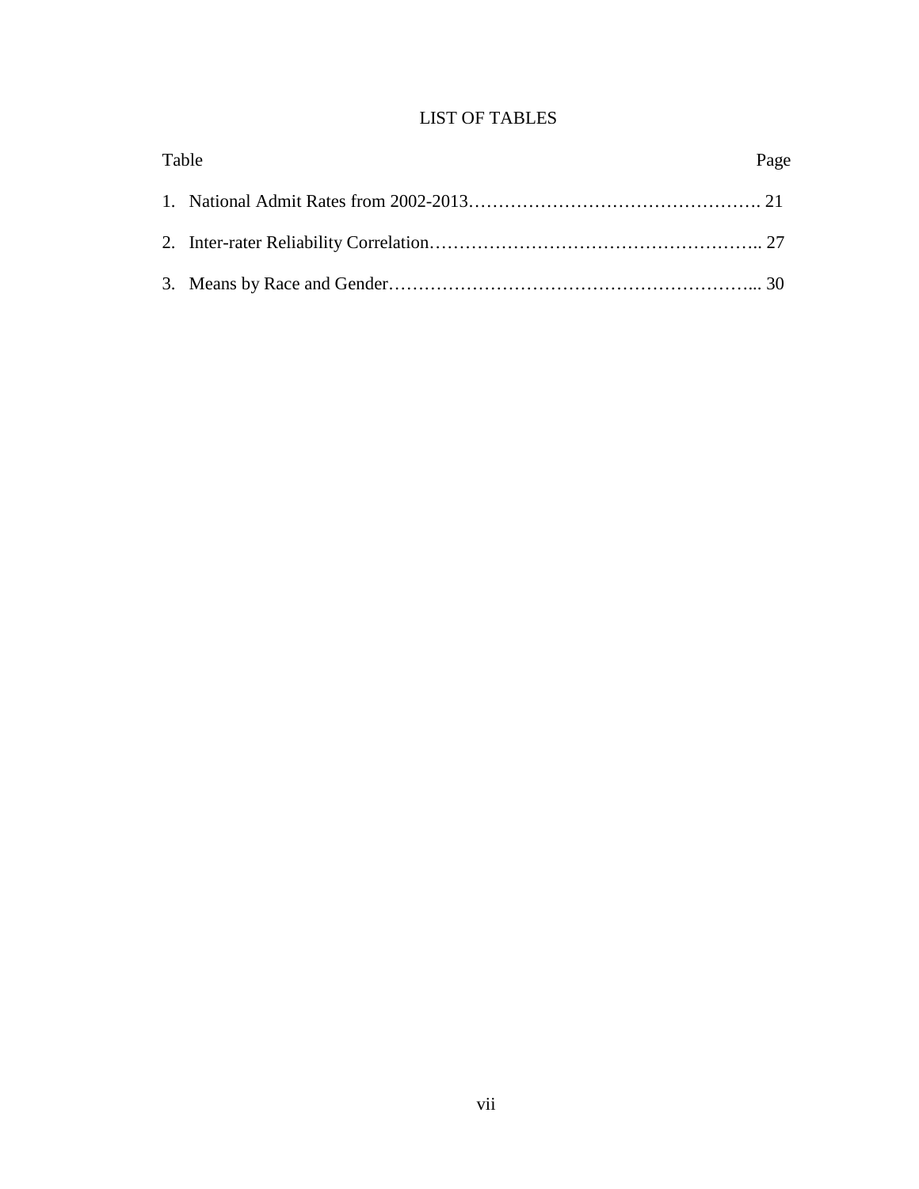# LIST OF TABLES

| Table | Page |
|---|---|
| 1. National Admit Rates from 2002-2013 | 21 |
| 2. Inter-rater Reliability Correlation | 27 |
| 3. Means by Race and Gender | 30 |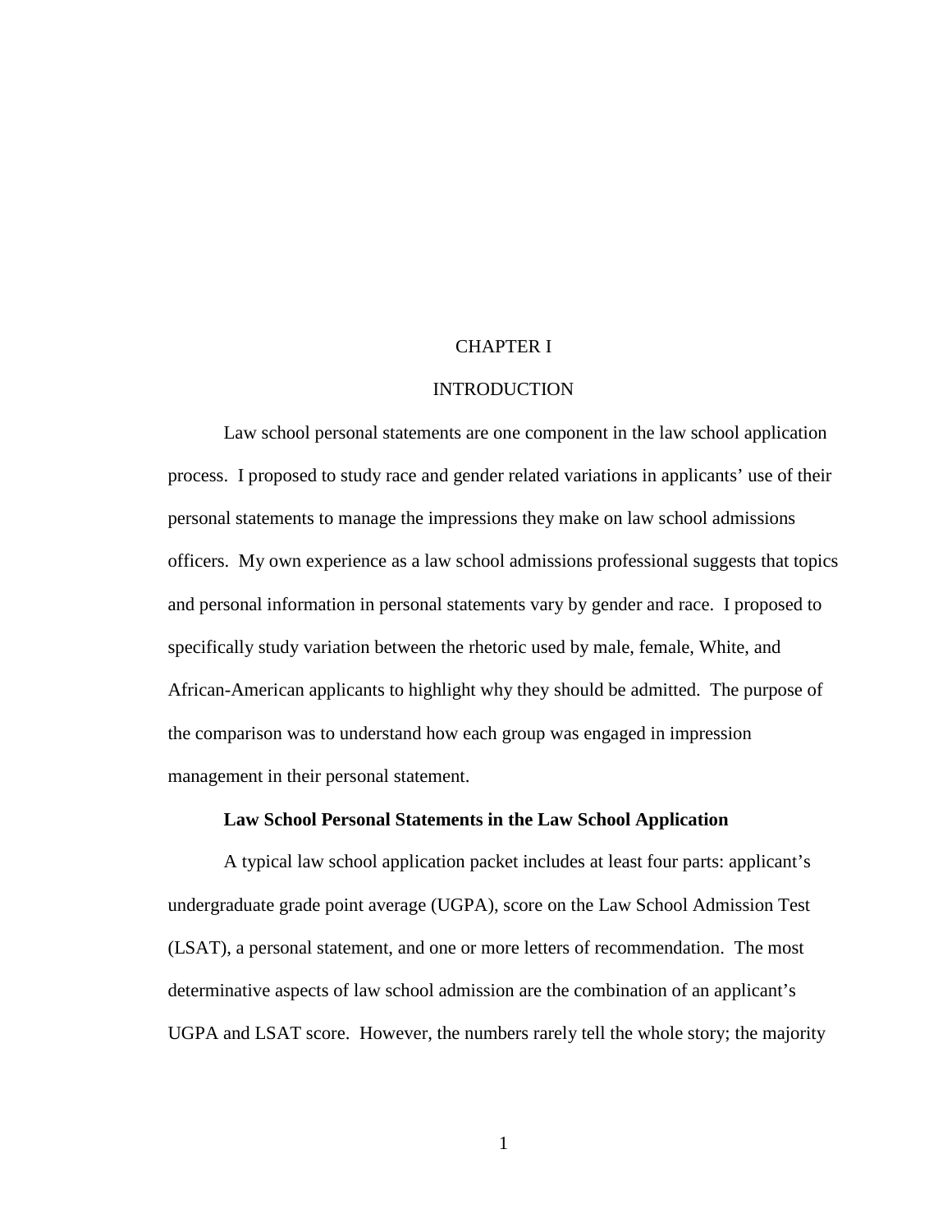# CHAPTER I

# INTRODUCTION

Law school personal statements are one component in the law school application process. I proposed to study race and gender related variations in applicants' use of their personal statements to manage the impressions they make on law school admissions officers. My own experience as a law school admissions professional suggests that topics and personal information in personal statements vary by gender and race. I proposed to specifically study variation between the rhetoric used by male, female, White, and African-American applicants to highlight why they should be admitted. The purpose of the comparison was to understand how each group was engaged in impression management in their personal statement.

## Law School Personal Statements in the Law School Application

A typical law school application packet includes at least four parts: applicant's undergraduate grade point average (UGPA), score on the Law School Admission Test (LSAT), a personal statement, and one or more letters of recommendation. The most determinative aspects of law school admission are the combination of an applicant's UGPA and LSAT score. However, the numbers rarely tell the whole story; the majority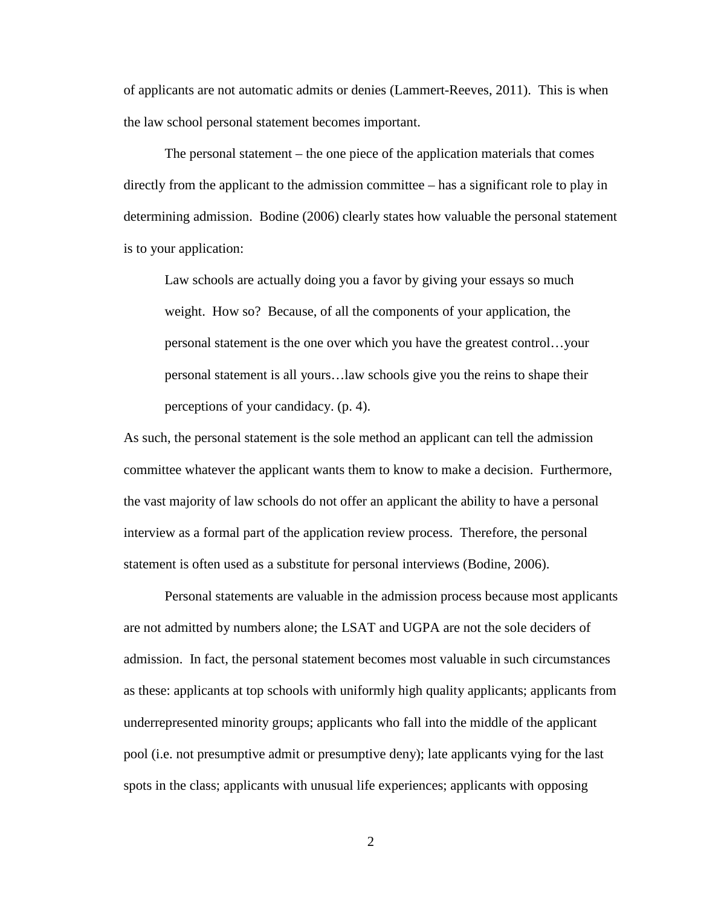of applicants are not automatic admits or denies (Lammert-Reeves, 2011). This is when the law school personal statement becomes important.

The personal statement – the one piece of the application materials that comes directly from the applicant to the admission committee – has a significant role to play in determining admission. Bodine (2006) clearly states how valuable the personal statement is to your application:

> Law schools are actually doing you a favor by giving your essays so much weight. How so? Because, of all the components of your application, the personal statement is the one over which you have the greatest control…your personal statement is all yours…law schools give you the reins to shape their perceptions of your candidacy. (p. 4).

As such, the personal statement is the sole method an applicant can tell the admission committee whatever the applicant wants them to know to make a decision. Furthermore, the vast majority of law schools do not offer an applicant the ability to have a personal interview as a formal part of the application review process. Therefore, the personal statement is often used as a substitute for personal interviews (Bodine, 2006).

Personal statements are valuable in the admission process because most applicants are not admitted by numbers alone; the LSAT and UGPA are not the sole deciders of admission. In fact, the personal statement becomes most valuable in such circumstances as these: applicants at top schools with uniformly high quality applicants; applicants from underrepresented minority groups; applicants who fall into the middle of the applicant pool (i.e. not presumptive admit or presumptive deny); late applicants vying for the last spots in the class; applicants with unusual life experiences; applicants with opposing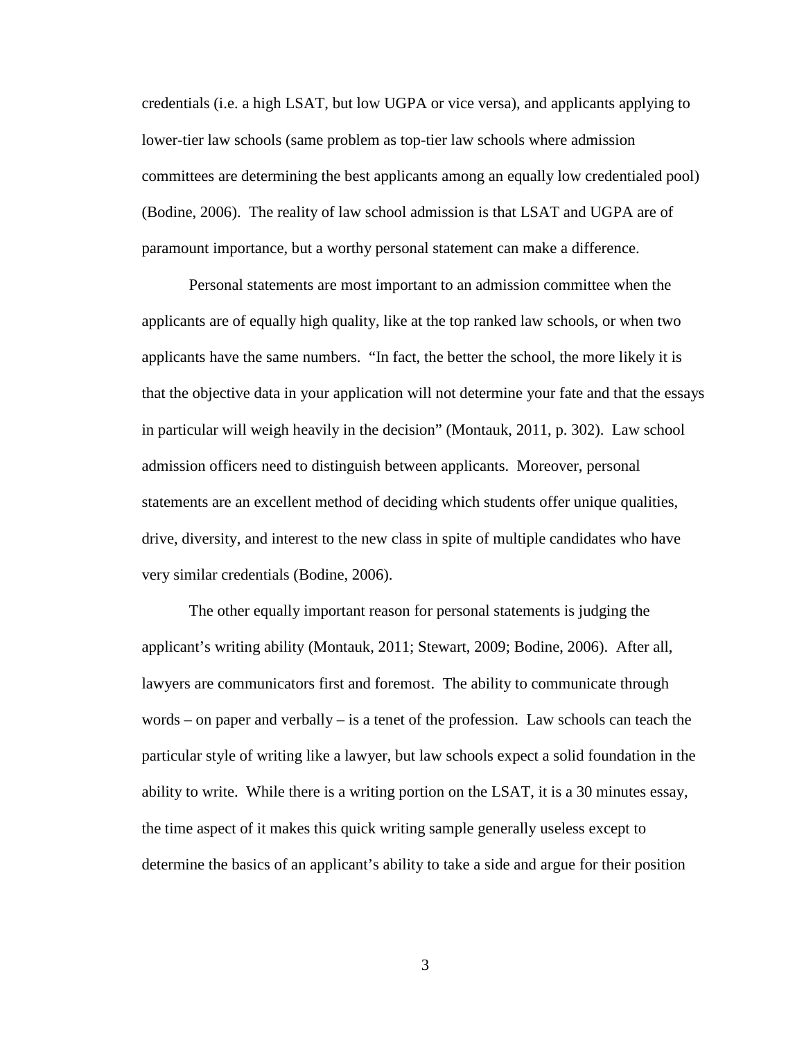credentials (i.e. a high LSAT, but low UGPA or vice versa), and applicants applying to lower-tier law schools (same problem as top-tier law schools where admission committees are determining the best applicants among an equally low credentialed pool) (Bodine, 2006). The reality of law school admission is that LSAT and UGPA are of paramount importance, but a worthy personal statement can make a difference.

Personal statements are most important to an admission committee when the applicants are of equally high quality, like at the top ranked law schools, or when two applicants have the same numbers. "In fact, the better the school, the more likely it is that the objective data in your application will not determine your fate and that the essays in particular will weigh heavily in the decision" (Montauk, 2011, p. 302). Law school admission officers need to distinguish between applicants. Moreover, personal statements are an excellent method of deciding which students offer unique qualities, drive, diversity, and interest to the new class in spite of multiple candidates who have very similar credentials (Bodine, 2006).

The other equally important reason for personal statements is judging the applicant's writing ability (Montauk, 2011; Stewart, 2009; Bodine, 2006). After all, lawyers are communicators first and foremost. The ability to communicate through words – on paper and verbally – is a tenet of the profession. Law schools can teach the particular style of writing like a lawyer, but law schools expect a solid foundation in the ability to write. While there is a writing portion on the LSAT, it is a 30 minutes essay, the time aspect of it makes this quick writing sample generally useless except to determine the basics of an applicant's ability to take a side and argue for their position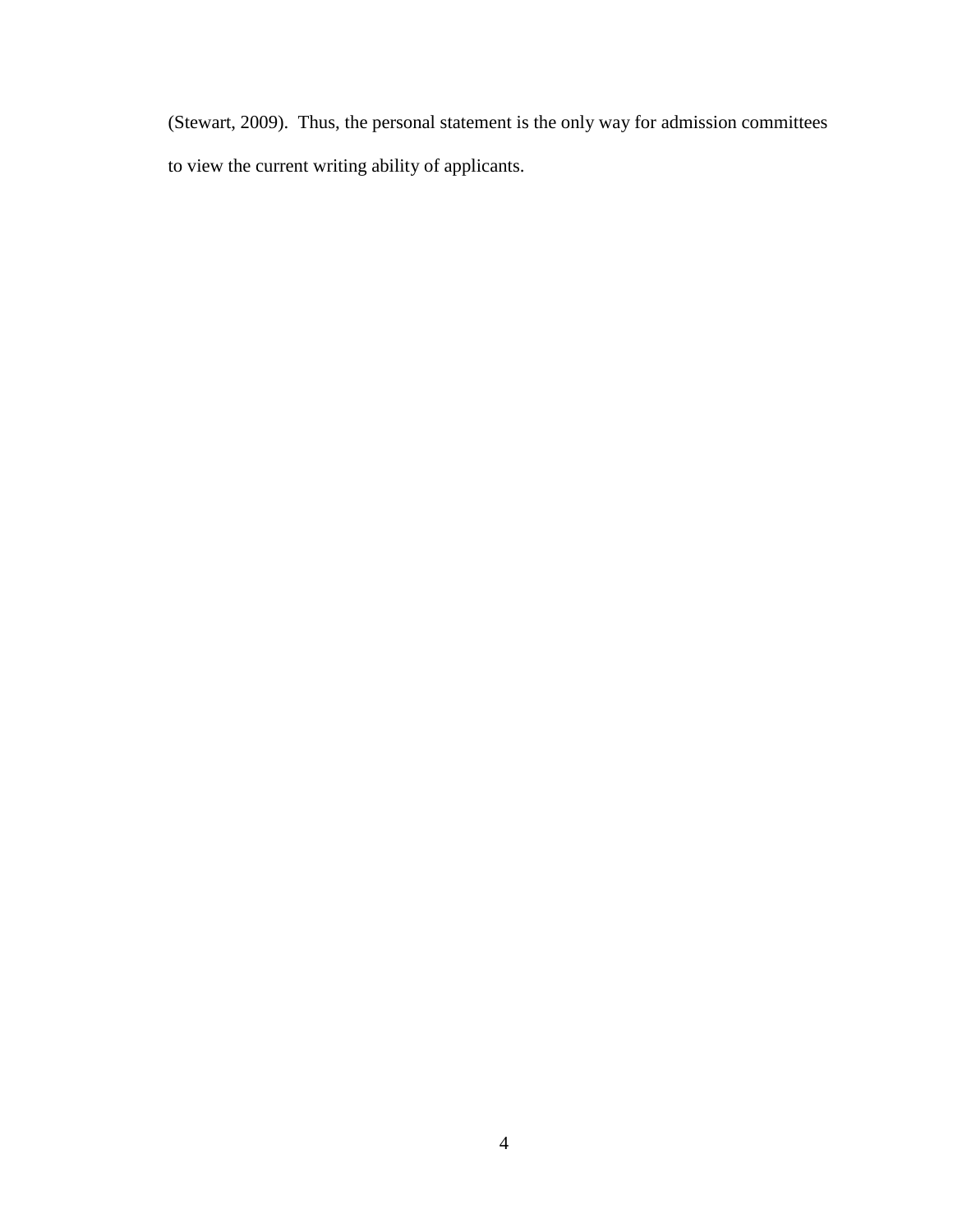(Stewart, 2009). Thus, the personal statement is the only way for admission committees to view the current writing ability of applicants.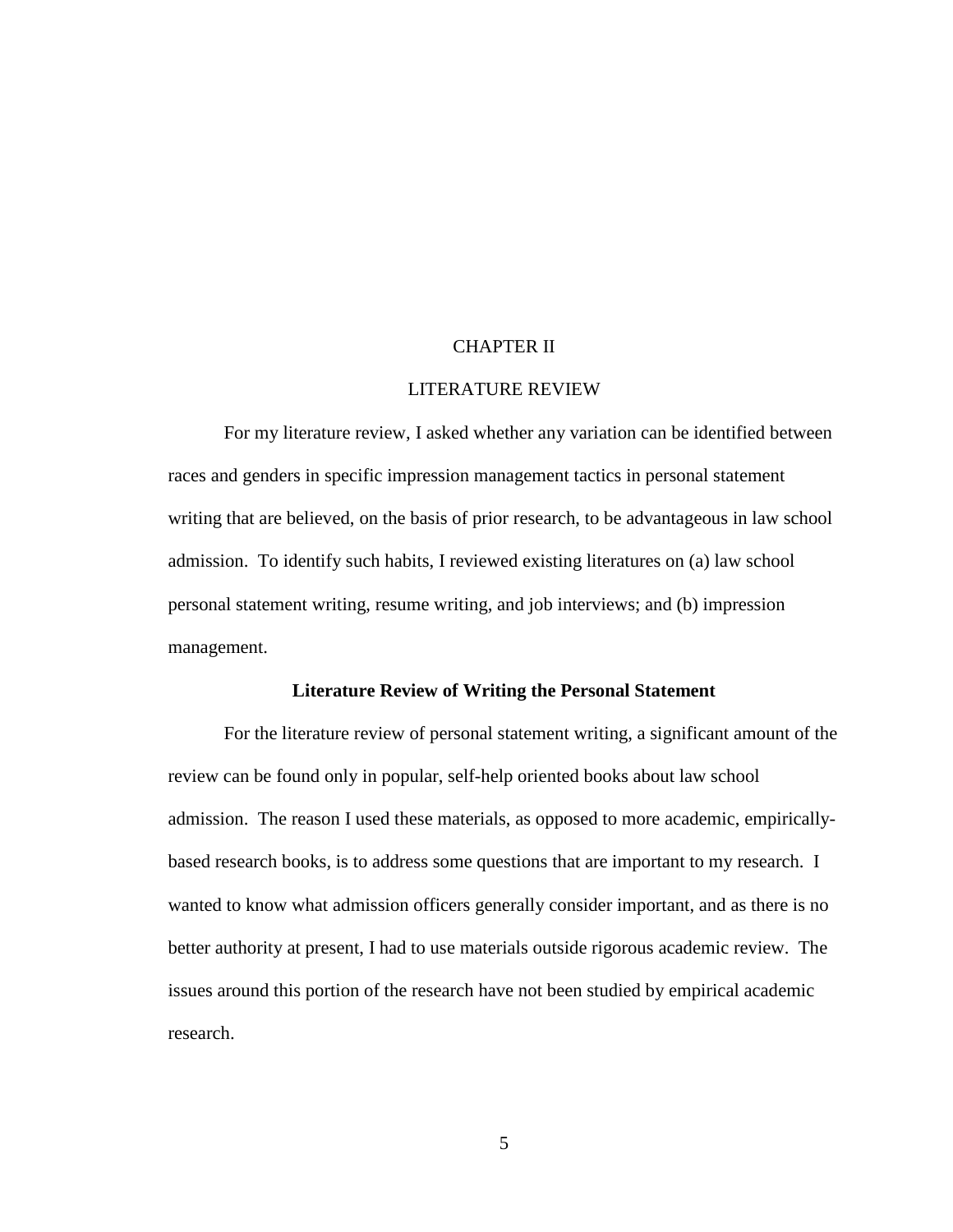# CHAPTER II

# LITERATURE REVIEW

For my literature review, I asked whether any variation can be identified between races and genders in specific impression management tactics in personal statement writing that are believed, on the basis of prior research, to be advantageous in law school admission. To identify such habits, I reviewed existing literatures on (a) law school personal statement writing, resume writing, and job interviews; and (b) impression management.

## Literature Review of Writing the Personal Statement

For the literature review of personal statement writing, a significant amount of the review can be found only in popular, self-help oriented books about law school admission. The reason I used these materials, as opposed to more academic, empirically-based research books, is to address some questions that are important to my research. I wanted to know what admission officers generally consider important, and as there is no better authority at present, I had to use materials outside rigorous academic review. The issues around this portion of the research have not been studied by empirical academic research.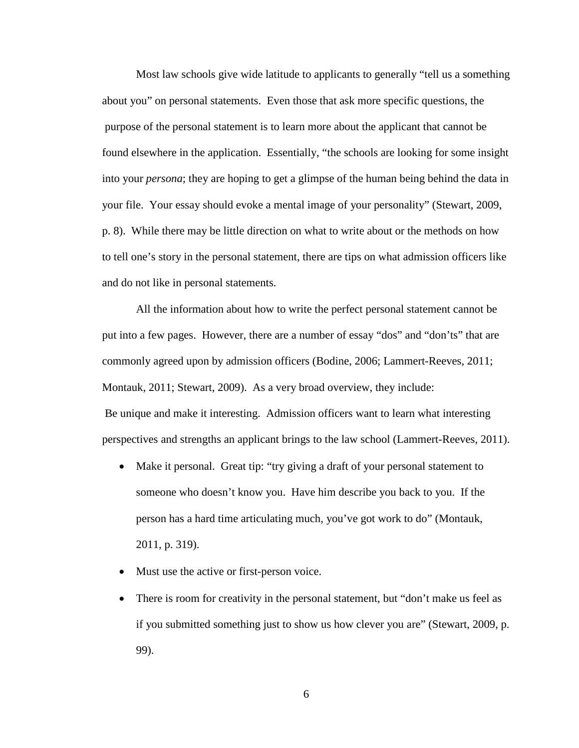Most law schools give wide latitude to applicants to generally "tell us a something about you" on personal statements. Even those that ask more specific questions, the purpose of the personal statement is to learn more about the applicant that cannot be found elsewhere in the application. Essentially, "the schools are looking for some insight into your *persona*; they are hoping to get a glimpse of the human being behind the data in your file. Your essay should evoke a mental image of your personality" (Stewart, 2009, p. 8). While there may be little direction on what to write about or the methods on how to tell one's story in the personal statement, there are tips on what admission officers like and do not like in personal statements.

All the information about how to write the perfect personal statement cannot be put into a few pages. However, there are a number of essay "dos" and "don'ts" that are commonly agreed upon by admission officers (Bodine, 2006; Lammert-Reeves, 2011; Montauk, 2011; Stewart, 2009). As a very broad overview, they include:

Be unique and make it interesting. Admission officers want to learn what interesting perspectives and strengths an applicant brings to the law school (Lammert-Reeves, 2011).

- Make it personal. Great tip: "try giving a draft of your personal statement to someone who doesn't know you. Have him describe you back to you. If the person has a hard time articulating much, you've got work to do" (Montauk, 2011, p. 319).
- Must use the active or first-person voice.
- There is room for creativity in the personal statement, but "don't make us feel as if you submitted something just to show us how clever you are" (Stewart, 2009, p. 99).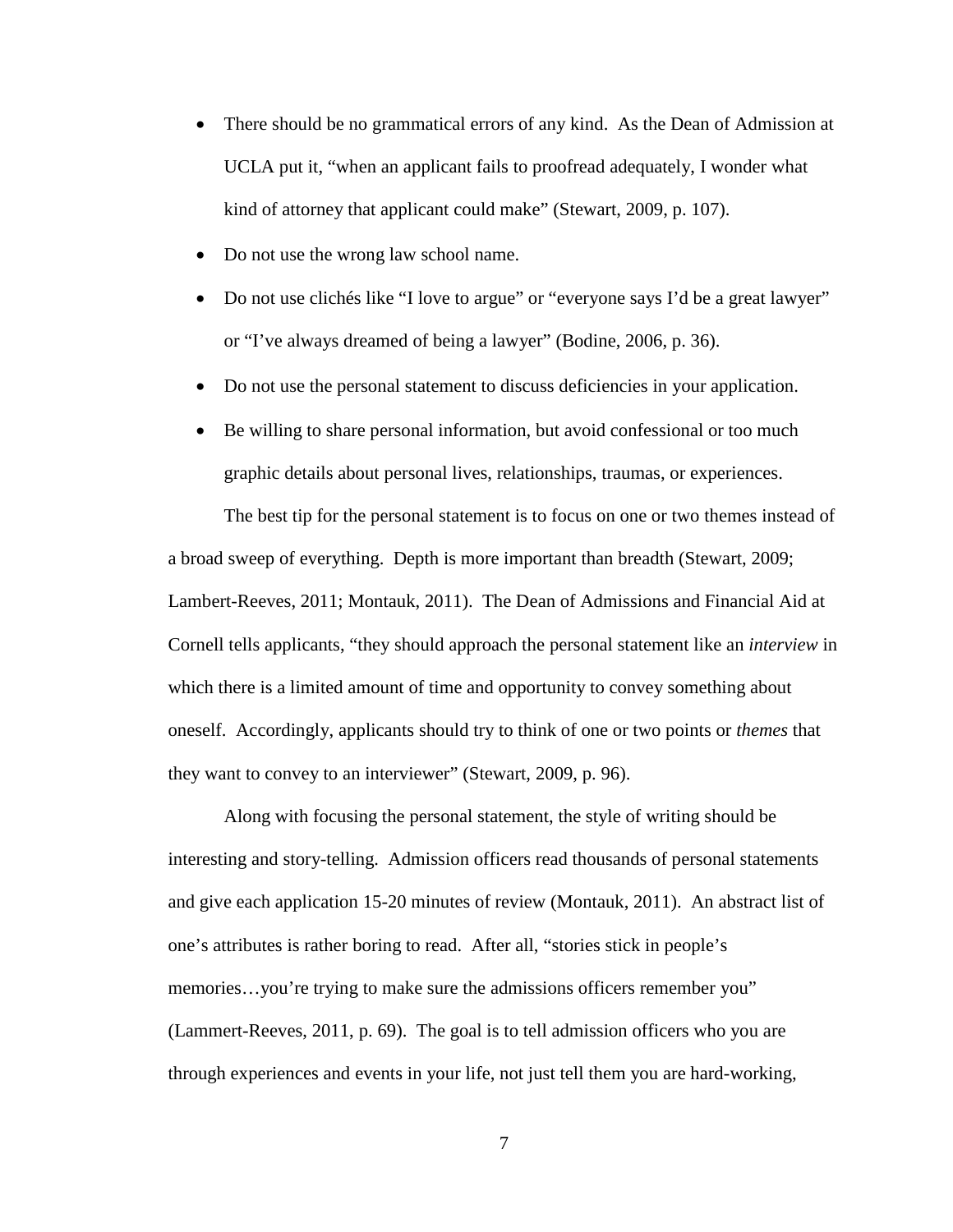- There should be no grammatical errors of any kind. As the Dean of Admission at UCLA put it, "when an applicant fails to proofread adequately, I wonder what kind of attorney that applicant could make" (Stewart, 2009, p. 107).
- Do not use the wrong law school name.
- Do not use clichés like "I love to argue" or "everyone says I'd be a great lawyer" or "I've always dreamed of being a lawyer" (Bodine, 2006, p. 36).
- Do not use the personal statement to discuss deficiencies in your application.
- Be willing to share personal information, but avoid confessional or too much graphic details about personal lives, relationships, traumas, or experiences.

The best tip for the personal statement is to focus on one or two themes instead of a broad sweep of everything. Depth is more important than breadth (Stewart, 2009; Lambert-Reeves, 2011; Montauk, 2011). The Dean of Admissions and Financial Aid at Cornell tells applicants, "they should approach the personal statement like an *interview* in which there is a limited amount of time and opportunity to convey something about oneself. Accordingly, applicants should try to think of one or two points or *themes* that they want to convey to an interviewer" (Stewart, 2009, p. 96).

Along with focusing the personal statement, the style of writing should be interesting and story-telling. Admission officers read thousands of personal statements and give each application 15-20 minutes of review (Montauk, 2011). An abstract list of one's attributes is rather boring to read. After all, "stories stick in people's memories…you're trying to make sure the admissions officers remember you" (Lammert-Reeves, 2011, p. 69). The goal is to tell admission officers who you are through experiences and events in your life, not just tell them you are hard-working,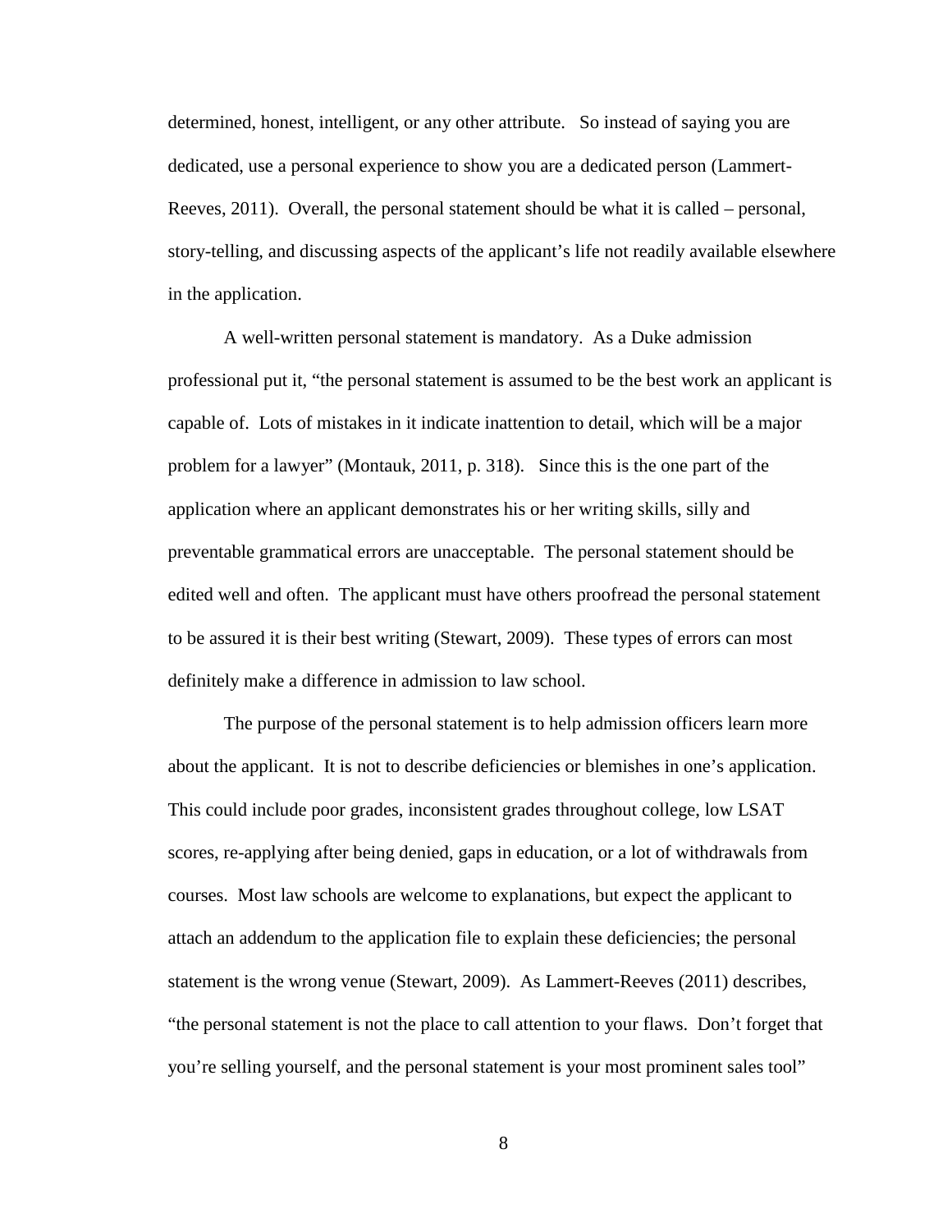determined, honest, intelligent, or any other attribute. So instead of saying you are dedicated, use a personal experience to show you are a dedicated person (Lammert-Reeves, 2011). Overall, the personal statement should be what it is called – personal, story-telling, and discussing aspects of the applicant's life not readily available elsewhere in the application.

A well-written personal statement is mandatory. As a Duke admission professional put it, "the personal statement is assumed to be the best work an applicant is capable of. Lots of mistakes in it indicate inattention to detail, which will be a major problem for a lawyer" (Montauk, 2011, p. 318). Since this is the one part of the application where an applicant demonstrates his or her writing skills, silly and preventable grammatical errors are unacceptable. The personal statement should be edited well and often. The applicant must have others proofread the personal statement to be assured it is their best writing (Stewart, 2009). These types of errors can most definitely make a difference in admission to law school.

The purpose of the personal statement is to help admission officers learn more about the applicant. It is not to describe deficiencies or blemishes in one's application. This could include poor grades, inconsistent grades throughout college, low LSAT scores, re-applying after being denied, gaps in education, or a lot of withdrawals from courses. Most law schools are welcome to explanations, but expect the applicant to attach an addendum to the application file to explain these deficiencies; the personal statement is the wrong venue (Stewart, 2009). As Lammert-Reeves (2011) describes, "the personal statement is not the place to call attention to your flaws. Don't forget that you're selling yourself, and the personal statement is your most prominent sales tool"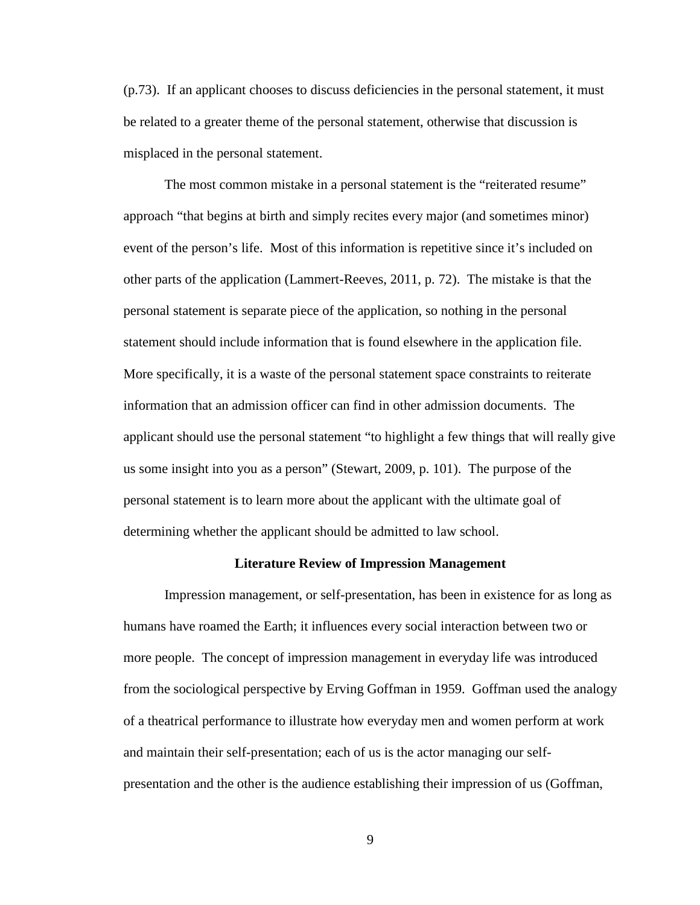(p.73). If an applicant chooses to discuss deficiencies in the personal statement, it must be related to a greater theme of the personal statement, otherwise that discussion is misplaced in the personal statement.

The most common mistake in a personal statement is the “reiterated resume” approach “that begins at birth and simply recites every major (and sometimes minor) event of the person’s life. Most of this information is repetitive since it’s included on other parts of the application (Lammert-Reeves, 2011, p. 72). The mistake is that the personal statement is separate piece of the application, so nothing in the personal statement should include information that is found elsewhere in the application file. More specifically, it is a waste of the personal statement space constraints to reiterate information that an admission officer can find in other admission documents. The applicant should use the personal statement “to highlight a few things that will really give us some insight into you as a person” (Stewart, 2009, p. 101). The purpose of the personal statement is to learn more about the applicant with the ultimate goal of determining whether the applicant should be admitted to law school.

## Literature Review of Impression Management

Impression management, or self-presentation, has been in existence for as long as humans have roamed the Earth; it influences every social interaction between two or more people. The concept of impression management in everyday life was introduced from the sociological perspective by Erving Goffman in 1959. Goffman used the analogy of a theatrical performance to illustrate how everyday men and women perform at work and maintain their self-presentation; each of us is the actor managing our self-presentation and the other is the audience establishing their impression of us (Goffman,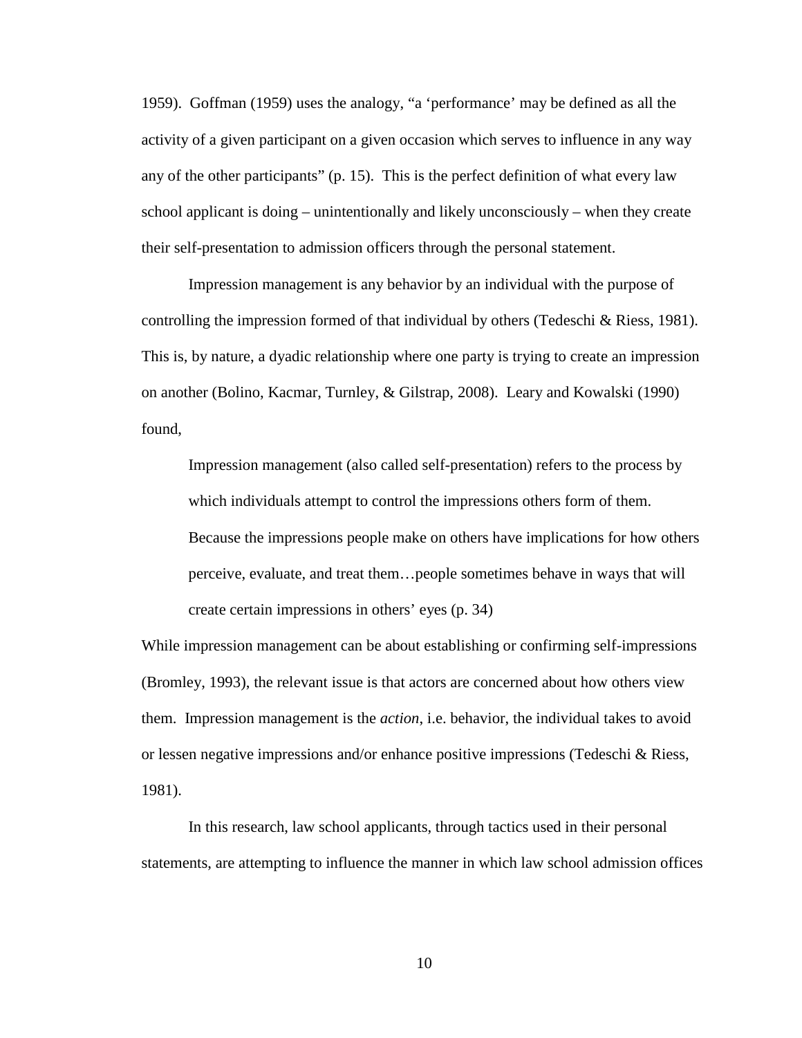1959). Goffman (1959) uses the analogy, "a 'performance' may be defined as all the activity of a given participant on a given occasion which serves to influence in any way any of the other participants" (p. 15). This is the perfect definition of what every law school applicant is doing – unintentionally and likely unconsciously – when they create their self-presentation to admission officers through the personal statement.

Impression management is any behavior by an individual with the purpose of controlling the impression formed of that individual by others (Tedeschi & Riess, 1981). This is, by nature, a dyadic relationship where one party is trying to create an impression on another (Bolino, Kacmar, Turnley, & Gilstrap, 2008). Leary and Kowalski (1990) found,

> Impression management (also called self-presentation) refers to the process by which individuals attempt to control the impressions others form of them. Because the impressions people make on others have implications for how others perceive, evaluate, and treat them…people sometimes behave in ways that will create certain impressions in others' eyes (p. 34)

While impression management can be about establishing or confirming self-impressions (Bromley, 1993), the relevant issue is that actors are concerned about how others view them. Impression management is the *action*, i.e. behavior, the individual takes to avoid or lessen negative impressions and/or enhance positive impressions (Tedeschi & Riess, 1981).

In this research, law school applicants, through tactics used in their personal statements, are attempting to influence the manner in which law school admission offices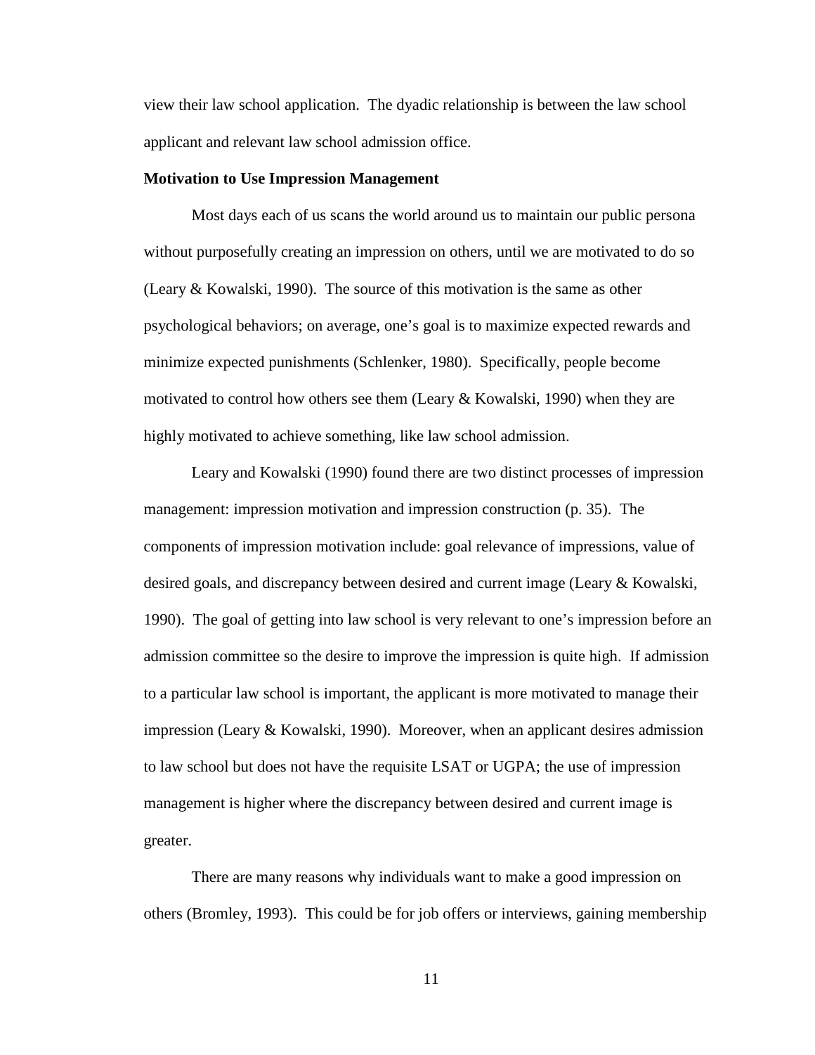view their law school application. The dyadic relationship is between the law school applicant and relevant law school admission office.

**Motivation to Use Impression Management**

Most days each of us scans the world around us to maintain our public persona without purposefully creating an impression on others, until we are motivated to do so (Leary & Kowalski, 1990). The source of this motivation is the same as other psychological behaviors; on average, one's goal is to maximize expected rewards and minimize expected punishments (Schlenker, 1980). Specifically, people become motivated to control how others see them (Leary & Kowalski, 1990) when they are highly motivated to achieve something, like law school admission.

Leary and Kowalski (1990) found there are two distinct processes of impression management: impression motivation and impression construction (p. 35). The components of impression motivation include: goal relevance of impressions, value of desired goals, and discrepancy between desired and current image (Leary & Kowalski, 1990). The goal of getting into law school is very relevant to one's impression before an admission committee so the desire to improve the impression is quite high. If admission to a particular law school is important, the applicant is more motivated to manage their impression (Leary & Kowalski, 1990). Moreover, when an applicant desires admission to law school but does not have the requisite LSAT or UGPA; the use of impression management is higher where the discrepancy between desired and current image is greater.

There are many reasons why individuals want to make a good impression on others (Bromley, 1993). This could be for job offers or interviews, gaining membership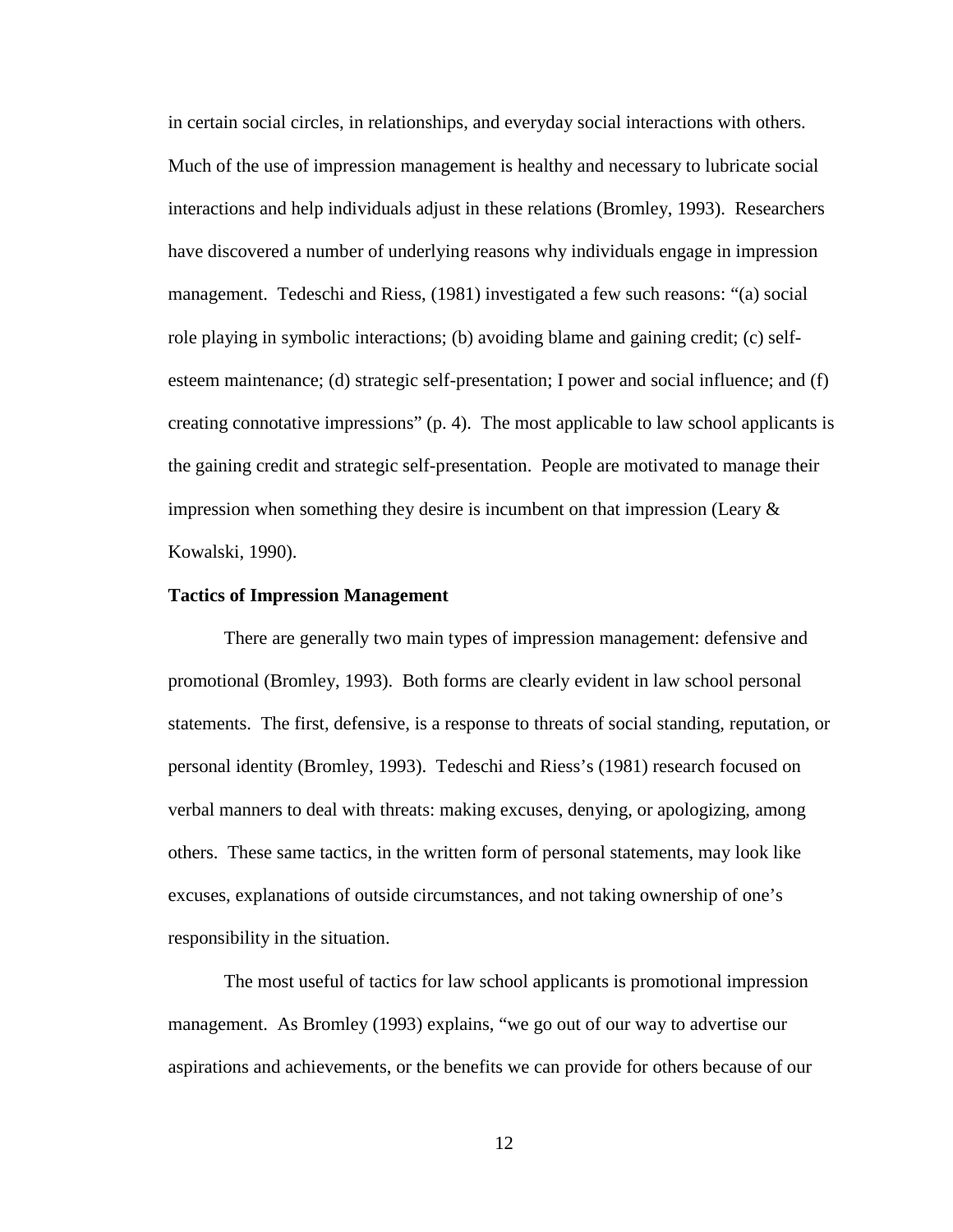in certain social circles, in relationships, and everyday social interactions with others. Much of the use of impression management is healthy and necessary to lubricate social interactions and help individuals adjust in these relations (Bromley, 1993). Researchers have discovered a number of underlying reasons why individuals engage in impression management. Tedeschi and Riess, (1981) investigated a few such reasons: "(a) social role playing in symbolic interactions; (b) avoiding blame and gaining credit; (c) self-esteem maintenance; (d) strategic self-presentation; I power and social influence; and (f) creating connotative impressions" (p. 4). The most applicable to law school applicants is the gaining credit and strategic self-presentation. People are motivated to manage their impression when something they desire is incumbent on that impression (Leary & Kowalski, 1990).

### Tactics of Impression Management

There are generally two main types of impression management: defensive and promotional (Bromley, 1993). Both forms are clearly evident in law school personal statements. The first, defensive, is a response to threats of social standing, reputation, or personal identity (Bromley, 1993). Tedeschi and Riess's (1981) research focused on verbal manners to deal with threats: making excuses, denying, or apologizing, among others. These same tactics, in the written form of personal statements, may look like excuses, explanations of outside circumstances, and not taking ownership of one's responsibility in the situation.

The most useful of tactics for law school applicants is promotional impression management. As Bromley (1993) explains, "we go out of our way to advertise our aspirations and achievements, or the benefits we can provide for others because of our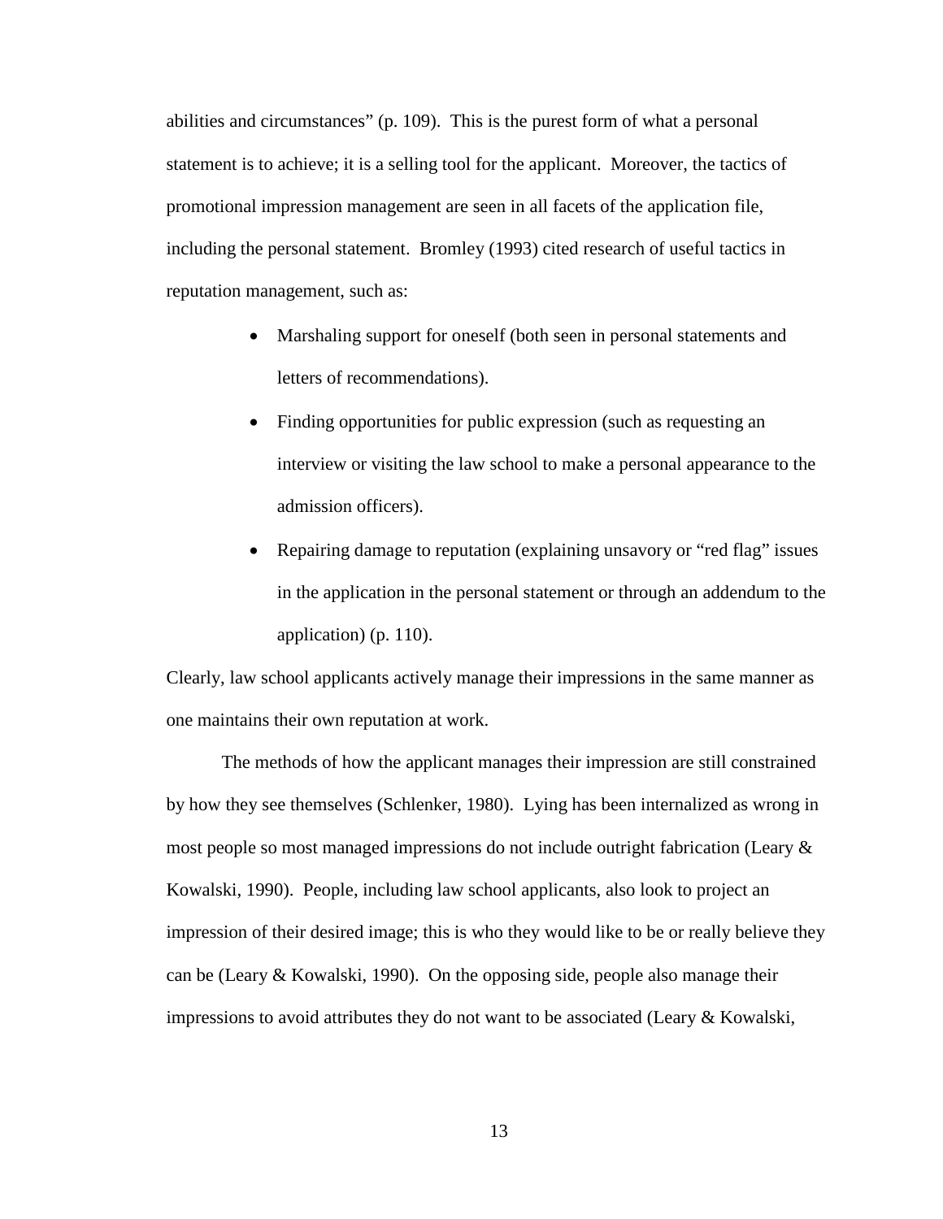abilities and circumstances" (p. 109). This is the purest form of what a personal statement is to achieve; it is a selling tool for the applicant. Moreover, the tactics of promotional impression management are seen in all facets of the application file, including the personal statement. Bromley (1993) cited research of useful tactics in reputation management, such as:

- Marshaling support for oneself (both seen in personal statements and letters of recommendations).
- Finding opportunities for public expression (such as requesting an interview or visiting the law school to make a personal appearance to the admission officers).
- Repairing damage to reputation (explaining unsavory or "red flag" issues in the application in the personal statement or through an addendum to the application) (p. 110).

Clearly, law school applicants actively manage their impressions in the same manner as one maintains their own reputation at work.

The methods of how the applicant manages their impression are still constrained by how they see themselves (Schlenker, 1980). Lying has been internalized as wrong in most people so most managed impressions do not include outright fabrication (Leary & Kowalski, 1990). People, including law school applicants, also look to project an impression of their desired image; this is who they would like to be or really believe they can be (Leary & Kowalski, 1990). On the opposing side, people also manage their impressions to avoid attributes they do not want to be associated (Leary & Kowalski,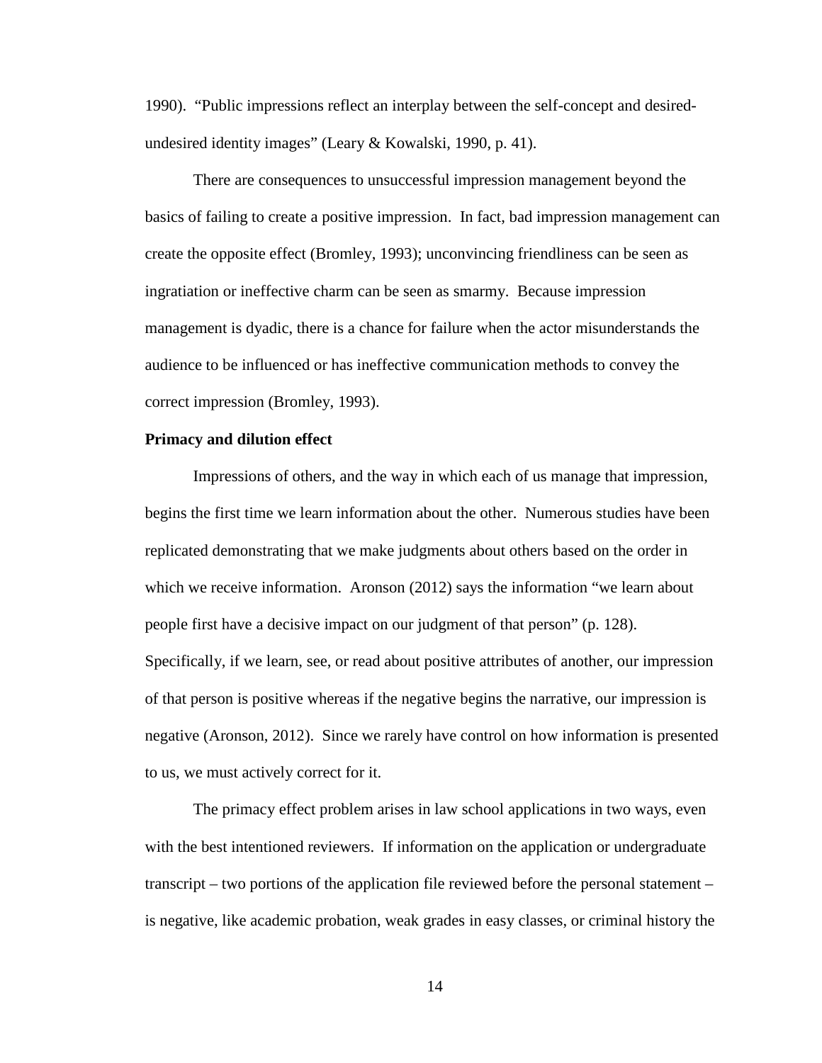1990). "Public impressions reflect an interplay between the self-concept and desired-undesired identity images" (Leary & Kowalski, 1990, p. 41).

There are consequences to unsuccessful impression management beyond the basics of failing to create a positive impression. In fact, bad impression management can create the opposite effect (Bromley, 1993); unconvincing friendliness can be seen as ingratiation or ineffective charm can be seen as smarmy. Because impression management is dyadic, there is a chance for failure when the actor misunderstands the audience to be influenced or has ineffective communication methods to convey the correct impression (Bromley, 1993).

**Primacy and dilution effect**

Impressions of others, and the way in which each of us manage that impression, begins the first time we learn information about the other. Numerous studies have been replicated demonstrating that we make judgments about others based on the order in which we receive information. Aronson (2012) says the information "we learn about people first have a decisive impact on our judgment of that person" (p. 128). Specifically, if we learn, see, or read about positive attributes of another, our impression of that person is positive whereas if the negative begins the narrative, our impression is negative (Aronson, 2012). Since we rarely have control on how information is presented to us, we must actively correct for it.

The primacy effect problem arises in law school applications in two ways, even with the best intentioned reviewers. If information on the application or undergraduate transcript – two portions of the application file reviewed before the personal statement – is negative, like academic probation, weak grades in easy classes, or criminal history the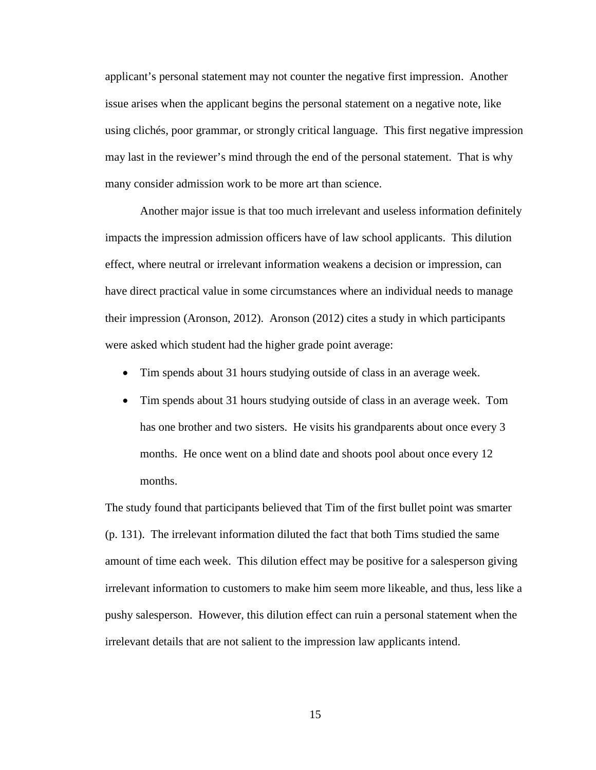applicant's personal statement may not counter the negative first impression. Another issue arises when the applicant begins the personal statement on a negative note, like using clichés, poor grammar, or strongly critical language. This first negative impression may last in the reviewer's mind through the end of the personal statement. That is why many consider admission work to be more art than science.

Another major issue is that too much irrelevant and useless information definitely impacts the impression admission officers have of law school applicants. This dilution effect, where neutral or irrelevant information weakens a decision or impression, can have direct practical value in some circumstances where an individual needs to manage their impression (Aronson, 2012). Aronson (2012) cites a study in which participants were asked which student had the higher grade point average:

- Tim spends about 31 hours studying outside of class in an average week.
- Tim spends about 31 hours studying outside of class in an average week. Tom has one brother and two sisters. He visits his grandparents about once every 3 months. He once went on a blind date and shoots pool about once every 12 months.

The study found that participants believed that Tim of the first bullet point was smarter (p. 131). The irrelevant information diluted the fact that both Tims studied the same amount of time each week. This dilution effect may be positive for a salesperson giving irrelevant information to customers to make him seem more likeable, and thus, less like a pushy salesperson. However, this dilution effect can ruin a personal statement when the irrelevant details that are not salient to the impression law applicants intend.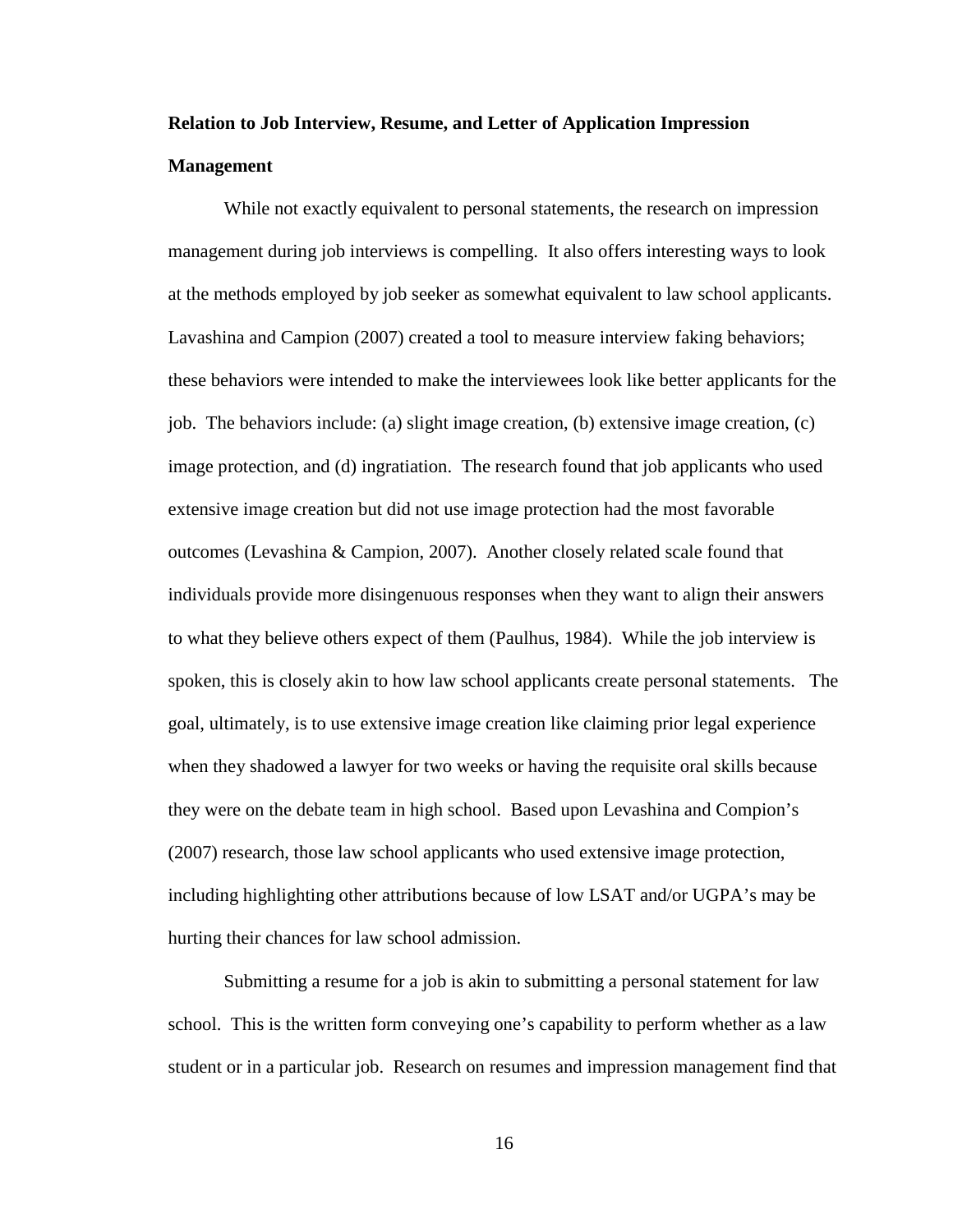**Relation to Job Interview, Resume, and Letter of Application Impression Management**

While not exactly equivalent to personal statements, the research on impression management during job interviews is compelling. It also offers interesting ways to look at the methods employed by job seeker as somewhat equivalent to law school applicants. Lavashina and Campion (2007) created a tool to measure interview faking behaviors; these behaviors were intended to make the interviewees look like better applicants for the job. The behaviors include: (a) slight image creation, (b) extensive image creation, (c) image protection, and (d) ingratiation. The research found that job applicants who used extensive image creation but did not use image protection had the most favorable outcomes (Levashina & Campion, 2007). Another closely related scale found that individuals provide more disingenuous responses when they want to align their answers to what they believe others expect of them (Paulhus, 1984). While the job interview is spoken, this is closely akin to how law school applicants create personal statements. The goal, ultimately, is to use extensive image creation like claiming prior legal experience when they shadowed a lawyer for two weeks or having the requisite oral skills because they were on the debate team in high school. Based upon Levashina and Compion's (2007) research, those law school applicants who used extensive image protection, including highlighting other attributions because of low LSAT and/or UGPA's may be hurting their chances for law school admission.

Submitting a resume for a job is akin to submitting a personal statement for law school. This is the written form conveying one's capability to perform whether as a law student or in a particular job. Research on resumes and impression management find that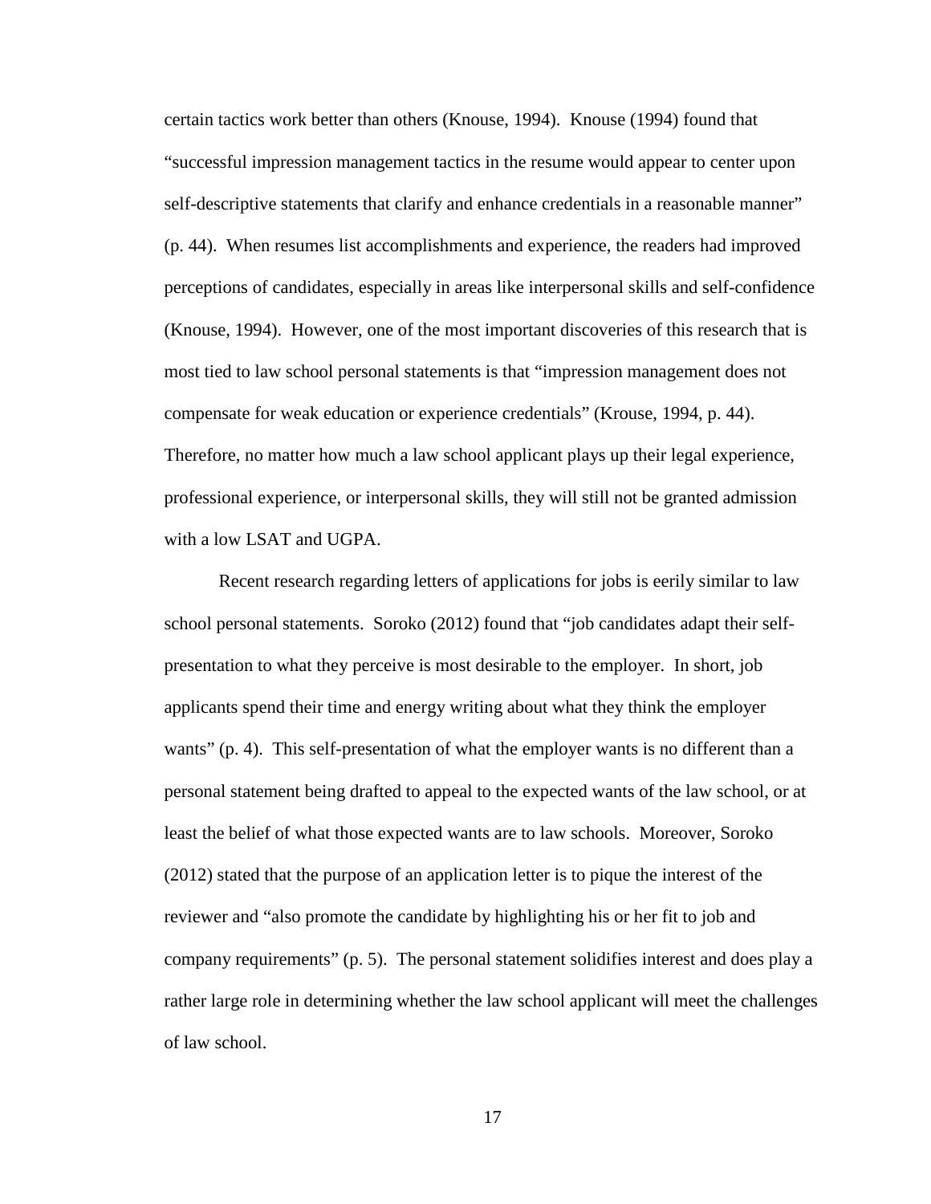certain tactics work better than others (Knouse, 1994). Knouse (1994) found that "successful impression management tactics in the resume would appear to center upon self-descriptive statements that clarify and enhance credentials in a reasonable manner" (p. 44). When resumes list accomplishments and experience, the readers had improved perceptions of candidates, especially in areas like interpersonal skills and self-confidence (Knouse, 1994). However, one of the most important discoveries of this research that is most tied to law school personal statements is that "impression management does not compensate for weak education or experience credentials" (Krouse, 1994, p. 44). Therefore, no matter how much a law school applicant plays up their legal experience, professional experience, or interpersonal skills, they will still not be granted admission with a low LSAT and UGPA.

Recent research regarding letters of applications for jobs is eerily similar to law school personal statements. Soroko (2012) found that "job candidates adapt their self-presentation to what they perceive is most desirable to the employer. In short, job applicants spend their time and energy writing about what they think the employer wants" (p. 4). This self-presentation of what the employer wants is no different than a personal statement being drafted to appeal to the expected wants of the law school, or at least the belief of what those expected wants are to law schools. Moreover, Soroko (2012) stated that the purpose of an application letter is to pique the interest of the reviewer and "also promote the candidate by highlighting his or her fit to job and company requirements" (p. 5). The personal statement solidifies interest and does play a rather large role in determining whether the law school applicant will meet the challenges of law school.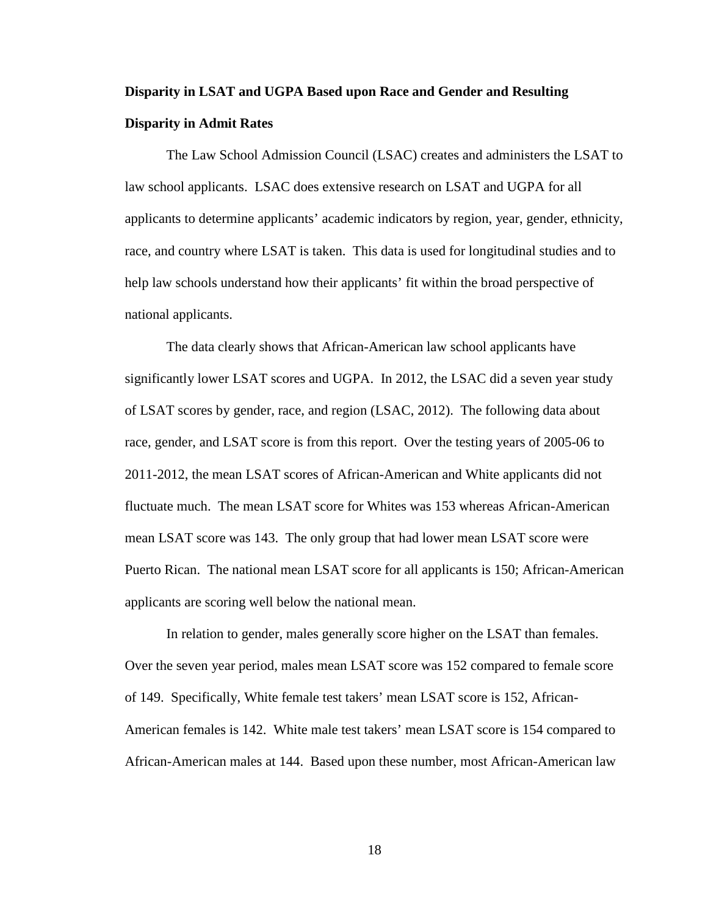## Disparity in LSAT and UGPA Based upon Race and Gender and Resulting Disparity in Admit Rates

The Law School Admission Council (LSAC) creates and administers the LSAT to law school applicants. LSAC does extensive research on LSAT and UGPA for all applicants to determine applicants' academic indicators by region, year, gender, ethnicity, race, and country where LSAT is taken. This data is used for longitudinal studies and to help law schools understand how their applicants' fit within the broad perspective of national applicants.

The data clearly shows that African-American law school applicants have significantly lower LSAT scores and UGPA. In 2012, the LSAC did a seven year study of LSAT scores by gender, race, and region (LSAC, 2012). The following data about race, gender, and LSAT score is from this report. Over the testing years of 2005-06 to 2011-2012, the mean LSAT scores of African-American and White applicants did not fluctuate much. The mean LSAT score for Whites was 153 whereas African-American mean LSAT score was 143. The only group that had lower mean LSAT score were Puerto Rican. The national mean LSAT score for all applicants is 150; African-American applicants are scoring well below the national mean.

In relation to gender, males generally score higher on the LSAT than females. Over the seven year period, males mean LSAT score was 152 compared to female score of 149. Specifically, White female test takers' mean LSAT score is 152, African-American females is 142. White male test takers' mean LSAT score is 154 compared to African-American males at 144. Based upon these number, most African-American law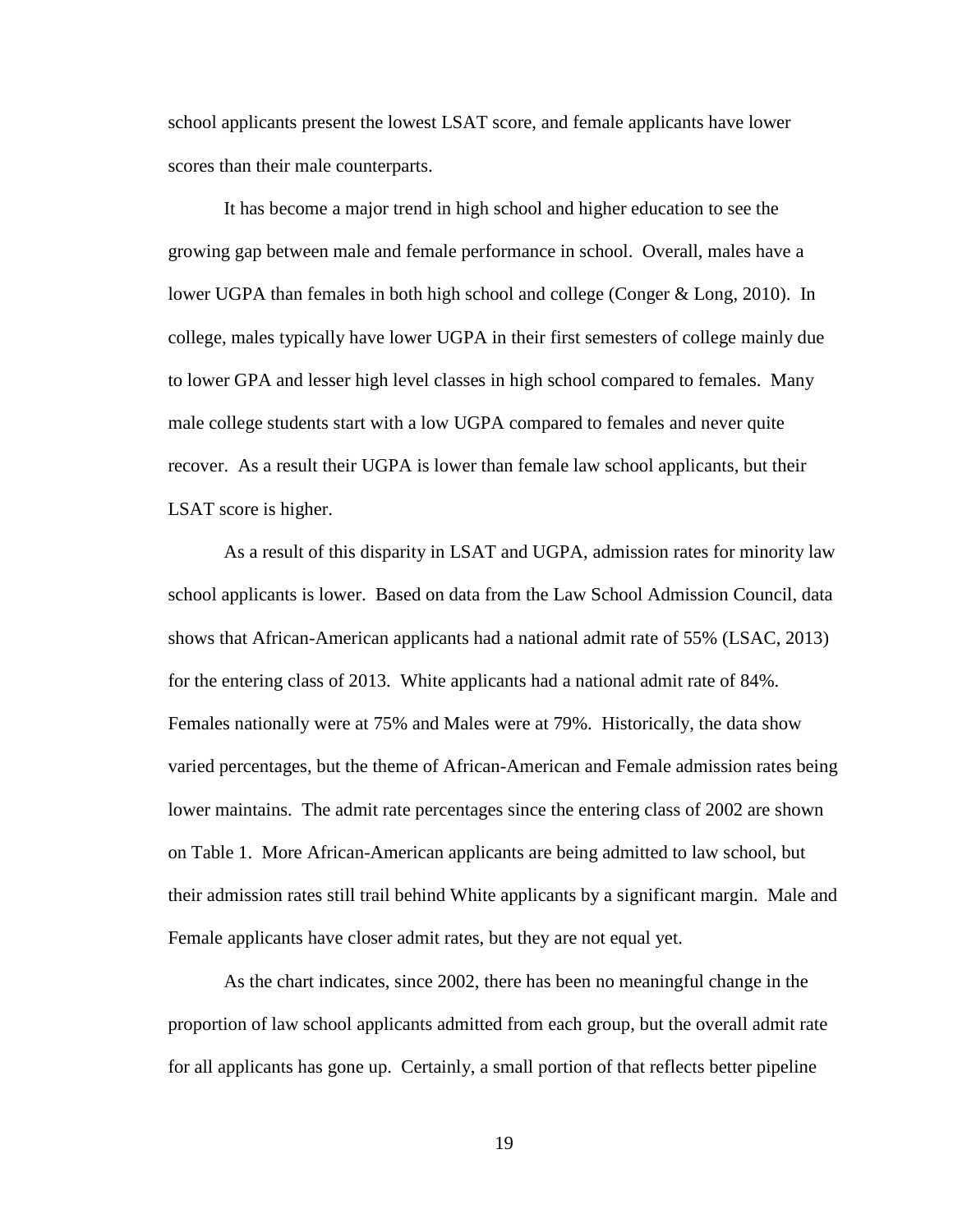school applicants present the lowest LSAT score, and female applicants have lower scores than their male counterparts.

It has become a major trend in high school and higher education to see the growing gap between male and female performance in school. Overall, males have a lower UGPA than females in both high school and college (Conger & Long, 2010). In college, males typically have lower UGPA in their first semesters of college mainly due to lower GPA and lesser high level classes in high school compared to females. Many male college students start with a low UGPA compared to females and never quite recover. As a result their UGPA is lower than female law school applicants, but their LSAT score is higher.

As a result of this disparity in LSAT and UGPA, admission rates for minority law school applicants is lower. Based on data from the Law School Admission Council, data shows that African-American applicants had a national admit rate of 55% (LSAC, 2013) for the entering class of 2013. White applicants had a national admit rate of 84%. Females nationally were at 75% and Males were at 79%. Historically, the data show varied percentages, but the theme of African-American and Female admission rates being lower maintains. The admit rate percentages since the entering class of 2002 are shown on Table 1. More African-American applicants are being admitted to law school, but their admission rates still trail behind White applicants by a significant margin. Male and Female applicants have closer admit rates, but they are not equal yet.

As the chart indicates, since 2002, there has been no meaningful change in the proportion of law school applicants admitted from each group, but the overall admit rate for all applicants has gone up. Certainly, a small portion of that reflects better pipeline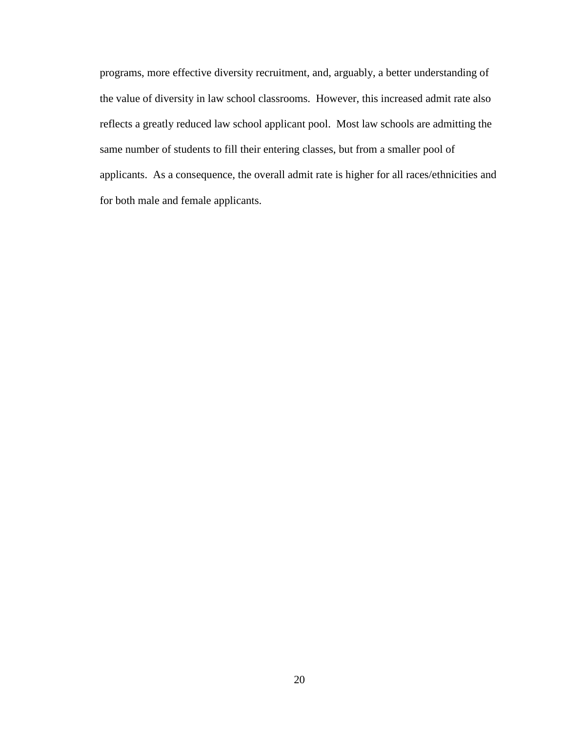programs, more effective diversity recruitment, and, arguably, a better understanding of the value of diversity in law school classrooms. However, this increased admit rate also reflects a greatly reduced law school applicant pool. Most law schools are admitting the same number of students to fill their entering classes, but from a smaller pool of applicants. As a consequence, the overall admit rate is higher for all races/ethnicities and for both male and female applicants.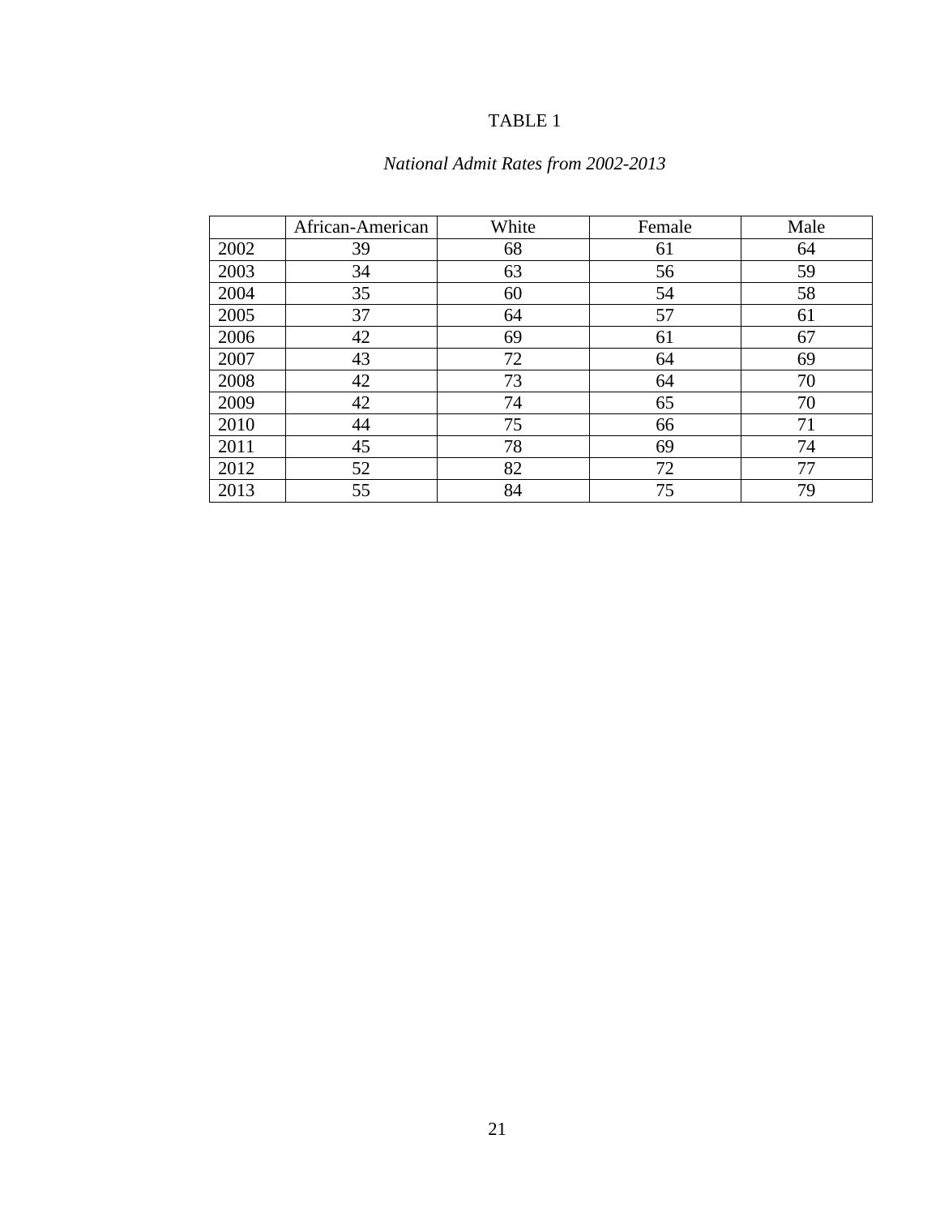TABLE 1

*National Admit Rates from 2002-2013*

| | African-American | White | Female | Male |
|---|---|---|---|---|
| 2002 | 39 | 68 | 61 | 64 |
| 2003 | 34 | 63 | 56 | 59 |
| 2004 | 35 | 60 | 54 | 58 |
| 2005 | 37 | 64 | 57 | 61 |
| 2006 | 42 | 69 | 61 | 67 |
| 2007 | 43 | 72 | 64 | 69 |
| 2008 | 42 | 73 | 64 | 70 |
| 2009 | 42 | 74 | 65 | 70 |
| 2010 | 44 | 75 | 66 | 71 |
| 2011 | 45 | 78 | 69 | 74 |
| 2012 | 52 | 82 | 72 | 77 |
| 2013 | 55 | 84 | 75 | 79 |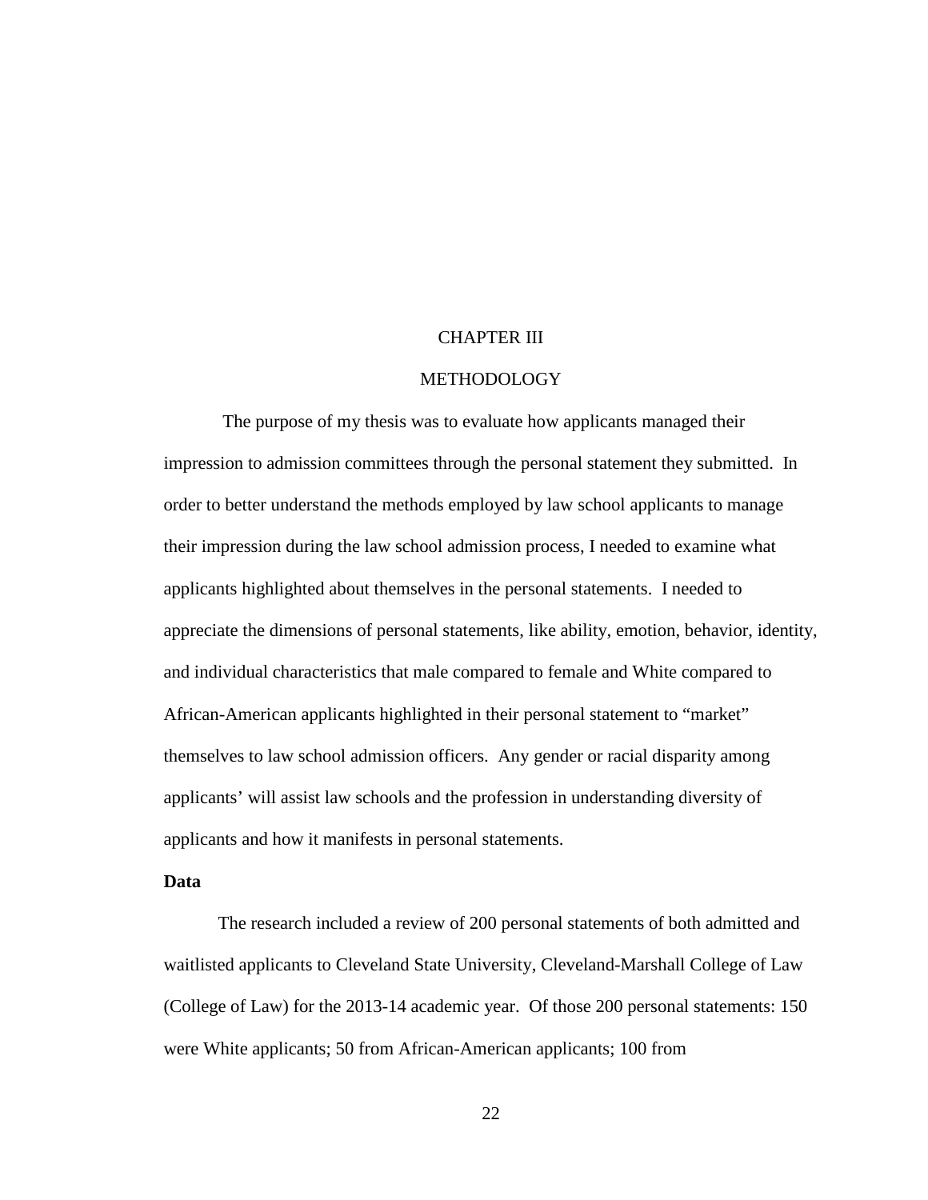# CHAPTER III

# METHODOLOGY

The purpose of my thesis was to evaluate how applicants managed their impression to admission committees through the personal statement they submitted. In order to better understand the methods employed by law school applicants to manage their impression during the law school admission process, I needed to examine what applicants highlighted about themselves in the personal statements. I needed to appreciate the dimensions of personal statements, like ability, emotion, behavior, identity, and individual characteristics that male compared to female and White compared to African-American applicants highlighted in their personal statement to "market" themselves to law school admission officers. Any gender or racial disparity among applicants' will assist law schools and the profession in understanding diversity of applicants and how it manifests in personal statements.

**Data**

The research included a review of 200 personal statements of both admitted and waitlisted applicants to Cleveland State University, Cleveland-Marshall College of Law (College of Law) for the 2013-14 academic year. Of those 200 personal statements: 150 were White applicants; 50 from African-American applicants; 100 from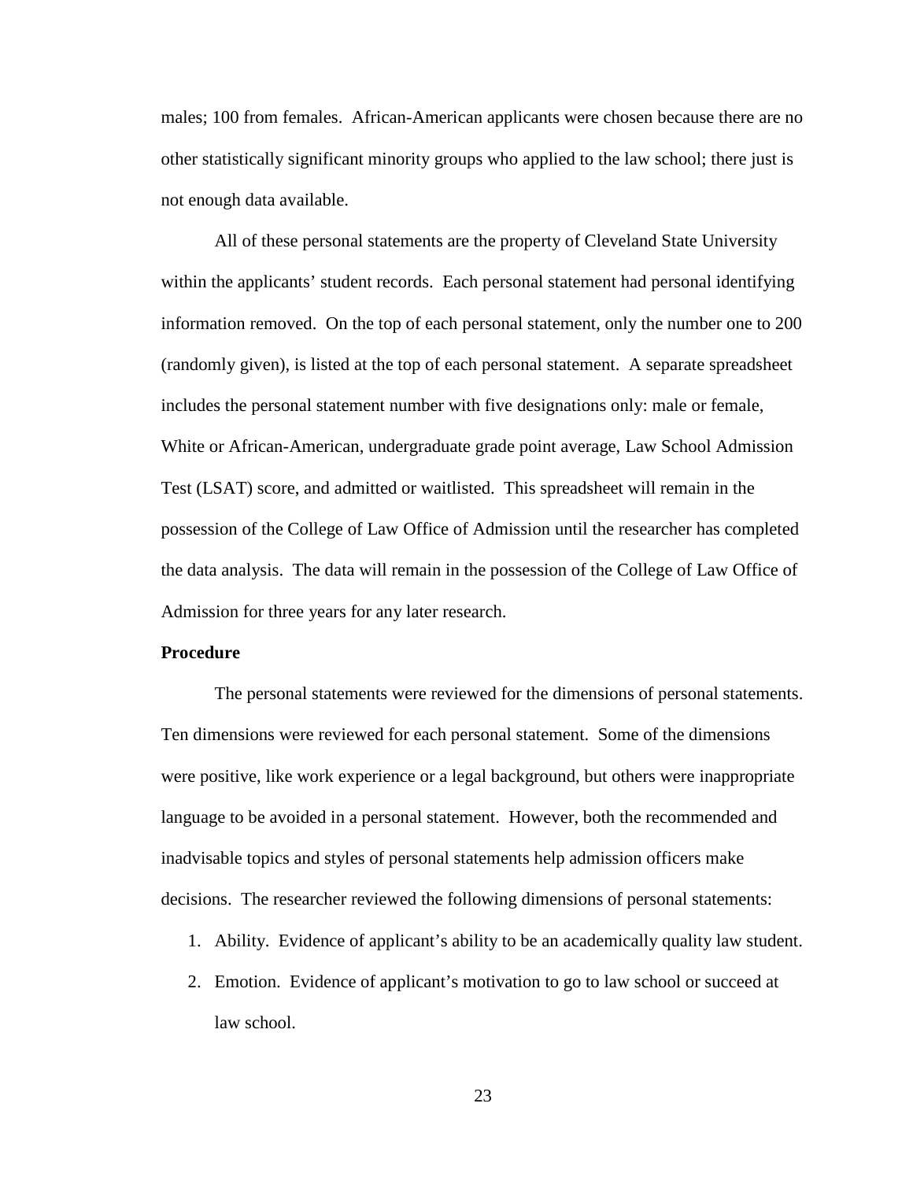males; 100 from females. African-American applicants were chosen because there are no other statistically significant minority groups who applied to the law school; there just is not enough data available.

All of these personal statements are the property of Cleveland State University within the applicants' student records. Each personal statement had personal identifying information removed. On the top of each personal statement, only the number one to 200 (randomly given), is listed at the top of each personal statement. A separate spreadsheet includes the personal statement number with five designations only: male or female, White or African-American, undergraduate grade point average, Law School Admission Test (LSAT) score, and admitted or waitlisted. This spreadsheet will remain in the possession of the College of Law Office of Admission until the researcher has completed the data analysis. The data will remain in the possession of the College of Law Office of Admission for three years for any later research.

**Procedure**

The personal statements were reviewed for the dimensions of personal statements. Ten dimensions were reviewed for each personal statement. Some of the dimensions were positive, like work experience or a legal background, but others were inappropriate language to be avoided in a personal statement. However, both the recommended and inadvisable topics and styles of personal statements help admission officers make decisions. The researcher reviewed the following dimensions of personal statements:

1. Ability. Evidence of applicant's ability to be an academically quality law student.
2. Emotion. Evidence of applicant's motivation to go to law school or succeed at law school.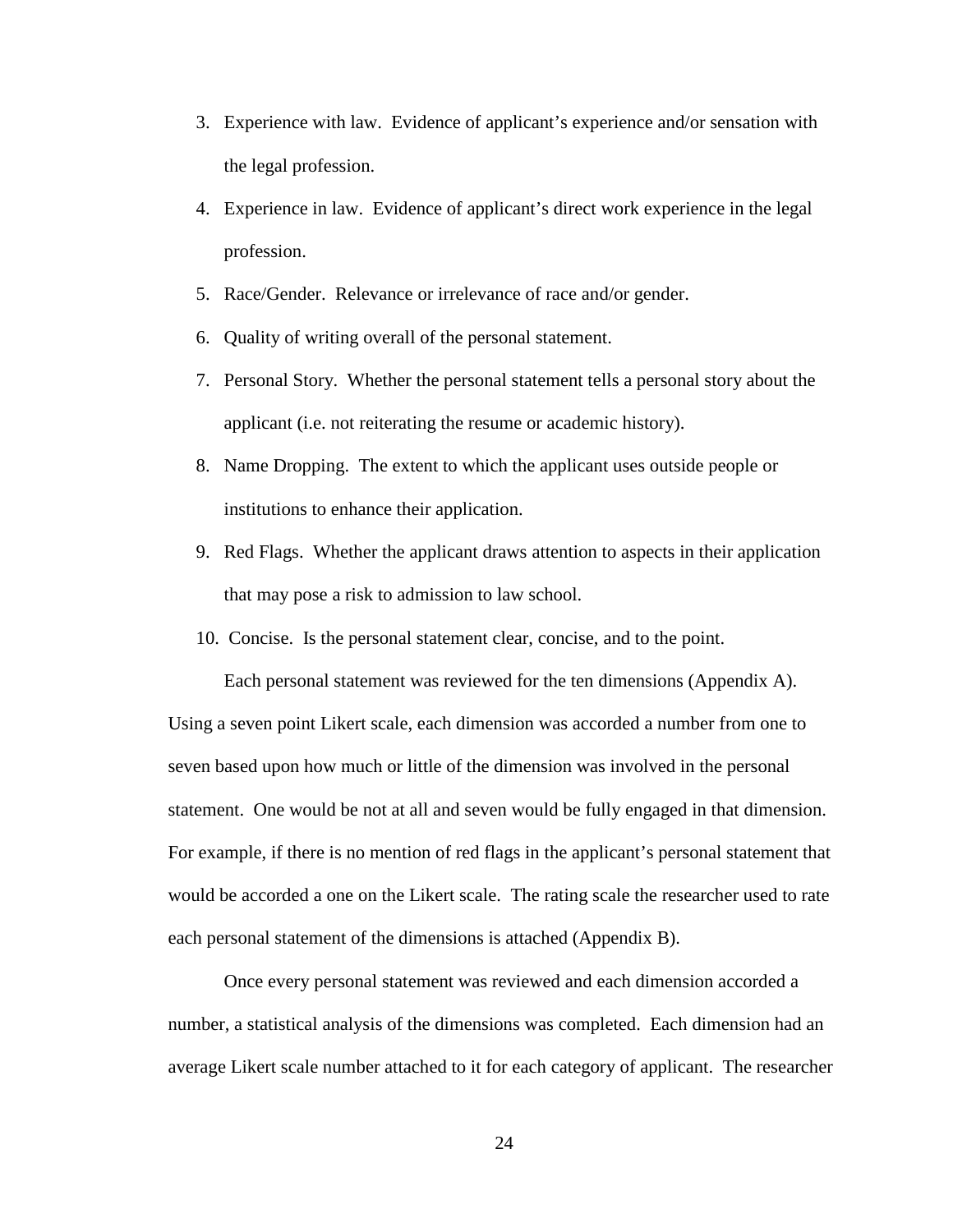3. Experience with law. Evidence of applicant's experience and/or sensation with the legal profession.
4. Experience in law. Evidence of applicant's direct work experience in the legal profession.
5. Race/Gender. Relevance or irrelevance of race and/or gender.
6. Quality of writing overall of the personal statement.
7. Personal Story. Whether the personal statement tells a personal story about the applicant (i.e. not reiterating the resume or academic history).
8. Name Dropping. The extent to which the applicant uses outside people or institutions to enhance their application.
9. Red Flags. Whether the applicant draws attention to aspects in their application that may pose a risk to admission to law school.
10. Concise. Is the personal statement clear, concise, and to the point.

Each personal statement was reviewed for the ten dimensions (Appendix A). Using a seven point Likert scale, each dimension was accorded a number from one to seven based upon how much or little of the dimension was involved in the personal statement. One would be not at all and seven would be fully engaged in that dimension. For example, if there is no mention of red flags in the applicant's personal statement that would be accorded a one on the Likert scale. The rating scale the researcher used to rate each personal statement of the dimensions is attached (Appendix B).

Once every personal statement was reviewed and each dimension accorded a number, a statistical analysis of the dimensions was completed. Each dimension had an average Likert scale number attached to it for each category of applicant. The researcher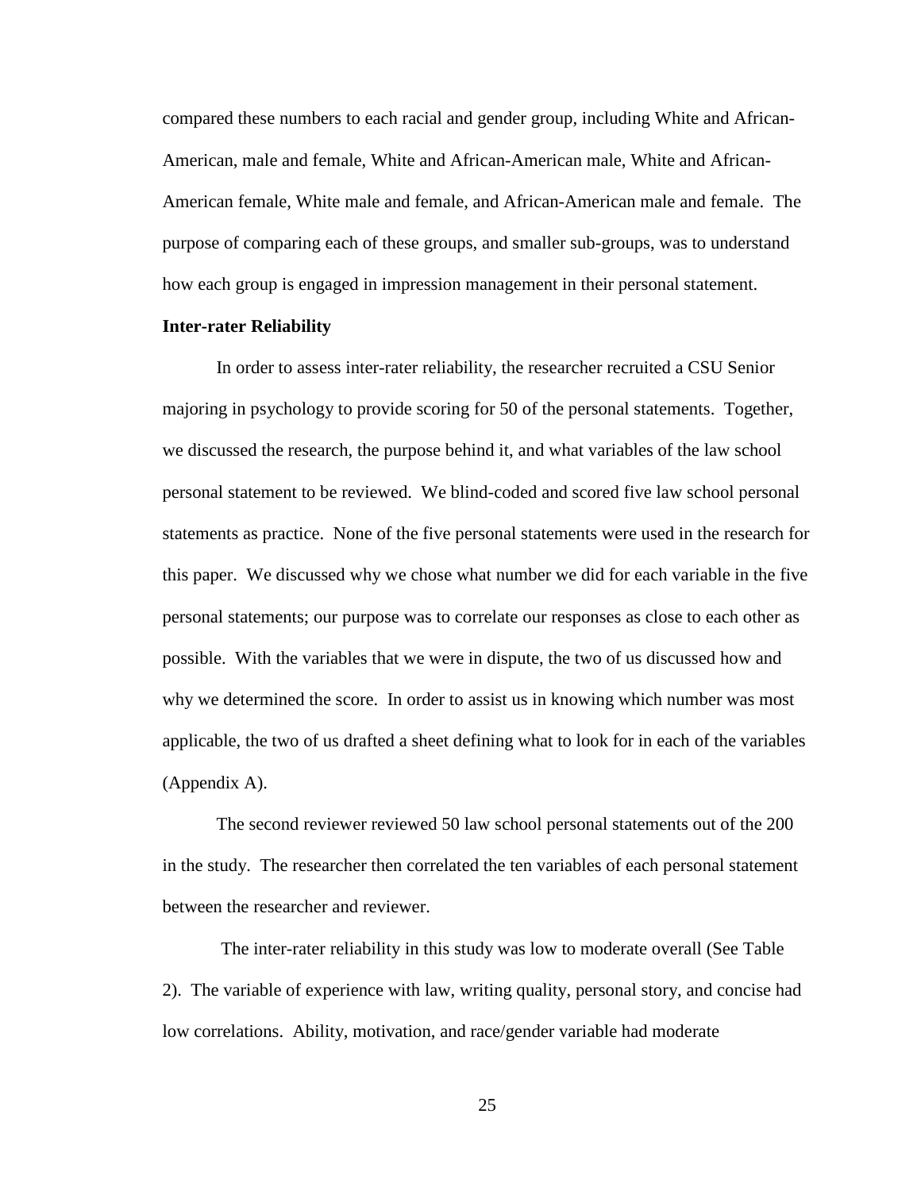compared these numbers to each racial and gender group, including White and African-American, male and female, White and African-American male, White and African-American female, White male and female, and African-American male and female. The purpose of comparing each of these groups, and smaller sub-groups, was to understand how each group is engaged in impression management in their personal statement.

**Inter-rater Reliability**

In order to assess inter-rater reliability, the researcher recruited a CSU Senior majoring in psychology to provide scoring for 50 of the personal statements. Together, we discussed the research, the purpose behind it, and what variables of the law school personal statement to be reviewed. We blind-coded and scored five law school personal statements as practice. None of the five personal statements were used in the research for this paper. We discussed why we chose what number we did for each variable in the five personal statements; our purpose was to correlate our responses as close to each other as possible. With the variables that we were in dispute, the two of us discussed how and why we determined the score. In order to assist us in knowing which number was most applicable, the two of us drafted a sheet defining what to look for in each of the variables (Appendix A).

The second reviewer reviewed 50 law school personal statements out of the 200 in the study. The researcher then correlated the ten variables of each personal statement between the researcher and reviewer.

The inter-rater reliability in this study was low to moderate overall (See Table 2). The variable of experience with law, writing quality, personal story, and concise had low correlations. Ability, motivation, and race/gender variable had moderate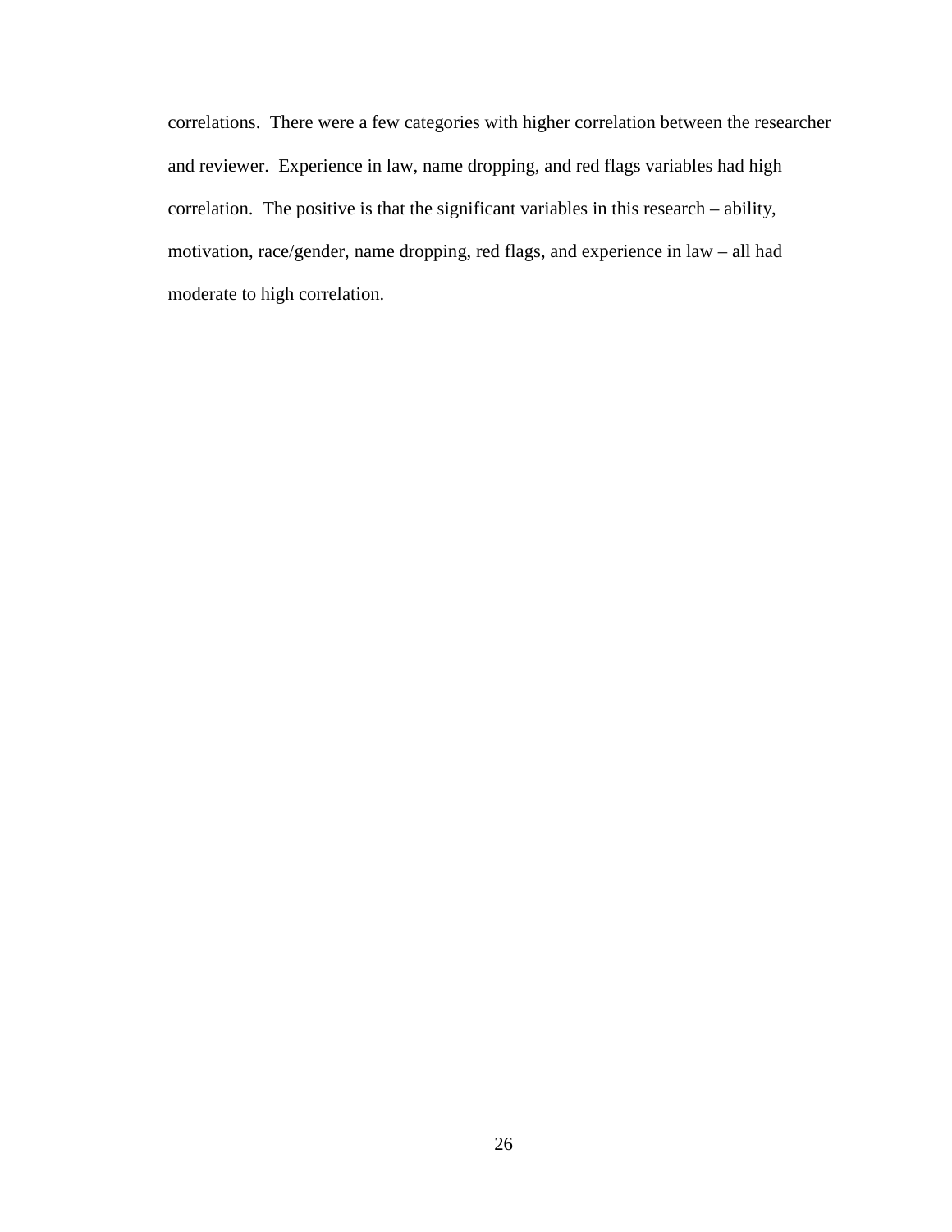correlations. There were a few categories with higher correlation between the researcher and reviewer. Experience in law, name dropping, and red flags variables had high correlation. The positive is that the significant variables in this research – ability, motivation, race/gender, name dropping, red flags, and experience in law – all had moderate to high correlation.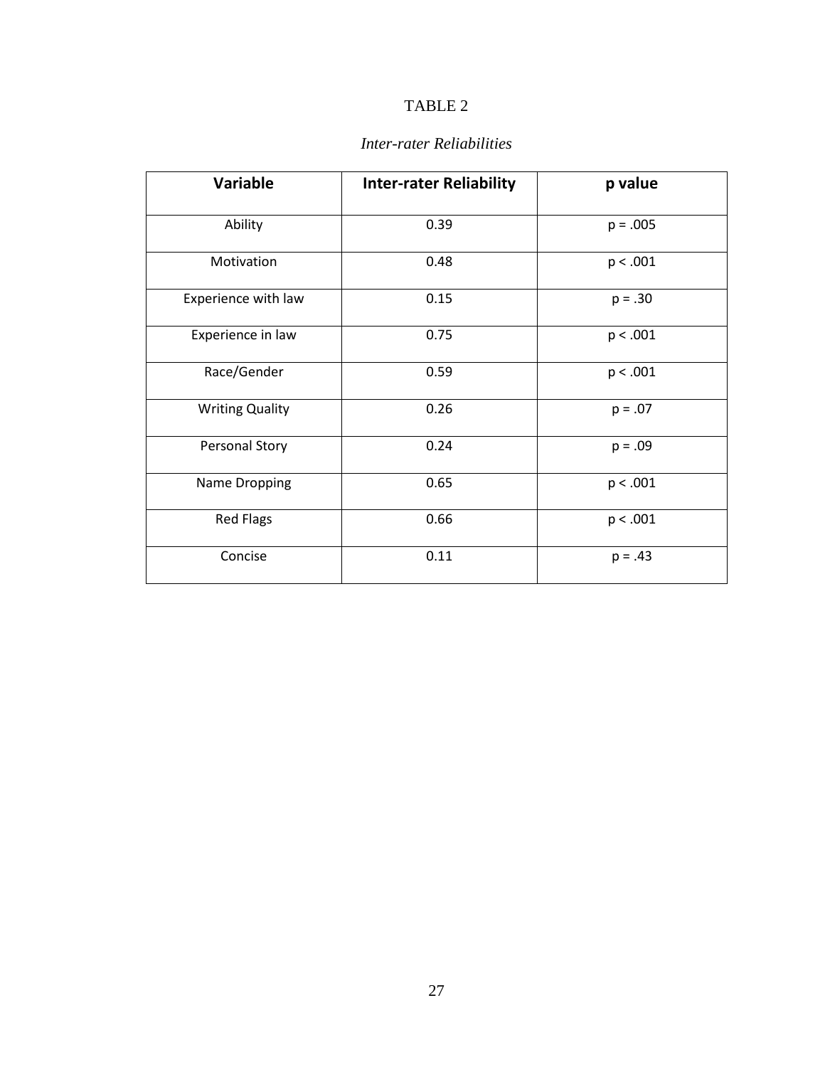TABLE 2

*Inter-rater Reliabilities*

| Variable | Inter-rater Reliability | p value |
|---|---|---|
| Ability | 0.39 | $p = .005$ |
| Motivation | 0.48 | $p < .001$ |
| Experience with law | 0.15 | $p = .30$ |
| Experience in law | 0.75 | $p < .001$ |
| Race/Gender | 0.59 | $p < .001$ |
| Writing Quality | 0.26 | $p = .07$ |
| Personal Story | 0.24 | $p = .09$ |
| Name Dropping | 0.65 | $p < .001$ |
| Red Flags | 0.66 | $p < .001$ |
| Concise | 0.11 | $p = .43$ |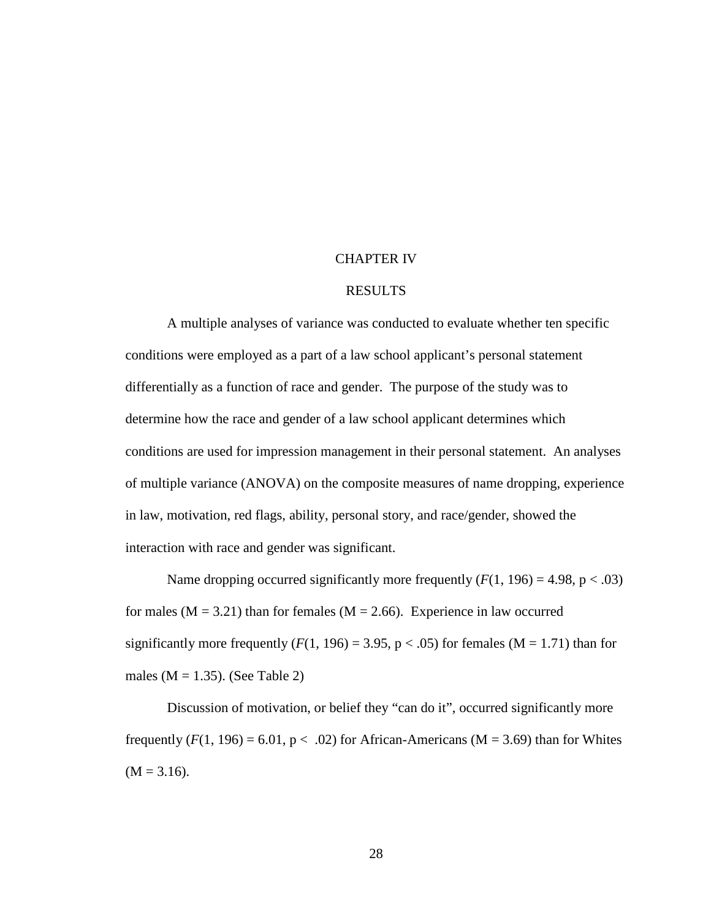# CHAPTER IV

## RESULTS

A multiple analyses of variance was conducted to evaluate whether ten specific conditions were employed as a part of a law school applicant's personal statement differentially as a function of race and gender. The purpose of the study was to determine how the race and gender of a law school applicant determines which conditions are used for impression management in their personal statement. An analyses of multiple variance (ANOVA) on the composite measures of name dropping, experience in law, motivation, red flags, ability, personal story, and race/gender, showed the interaction with race and gender was significant.

Name dropping occurred significantly more frequently ($F(1, 196) = 4.98$, $p < .03$) for males ($M = 3.21$) than for females ($M = 2.66$). Experience in law occurred significantly more frequently ($F(1, 196) = 3.95$, $p < .05$) for females ($M = 1.71$) than for males ($M = 1.35$). (See Table 2)

Discussion of motivation, or belief they "can do it", occurred significantly more frequently ($F(1, 196) = 6.01$, $p < .02$) for African-Americans ($M = 3.69$) than for Whites ($M = 3.16$).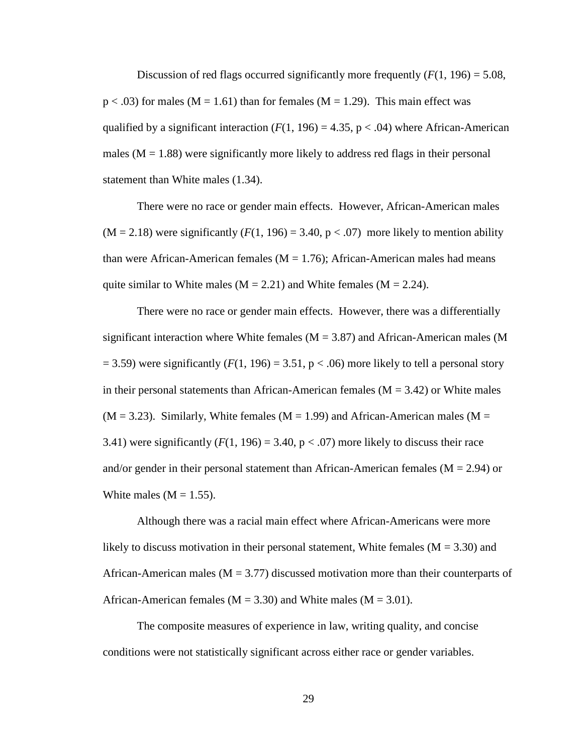Discussion of red flags occurred significantly more frequently ($F(1, 196) = 5.08$, $p < .03$) for males ($M = 1.61$) than for females ($M = 1.29$). This main effect was qualified by a significant interaction ($F(1, 196) = 4.35$, $p < .04$) where African-American males ($M = 1.88$) were significantly more likely to address red flags in their personal statement than White males (1.34).

There were no race or gender main effects. However, African-American males ($M = 2.18$) were significantly ($F(1, 196) = 3.40$, $p < .07$) more likely to mention ability than were African-American females ($M = 1.76$); African-American males had means quite similar to White males ($M = 2.21$) and White females ($M = 2.24$).

There were no race or gender main effects. However, there was a differentially significant interaction where White females ($M = 3.87$) and African-American males ($M = 3.59$) were significantly ($F(1, 196) = 3.51$, $p < .06$) more likely to tell a personal story in their personal statements than African-American females ($M = 3.42$) or White males ($M = 3.23$). Similarly, White females ($M = 1.99$) and African-American males ($M = 3.41$) were significantly ($F(1, 196) = 3.40$, $p < .07$) more likely to discuss their race and/or gender in their personal statement than African-American females ($M = 2.94$) or White males ($M = 1.55$).

Although there was a racial main effect where African-Americans were more likely to discuss motivation in their personal statement, White females ($M = 3.30$) and African-American males ($M = 3.77$) discussed motivation more than their counterparts of African-American females ($M = 3.30$) and White males ($M = 3.01$).

The composite measures of experience in law, writing quality, and concise conditions were not statistically significant across either race or gender variables.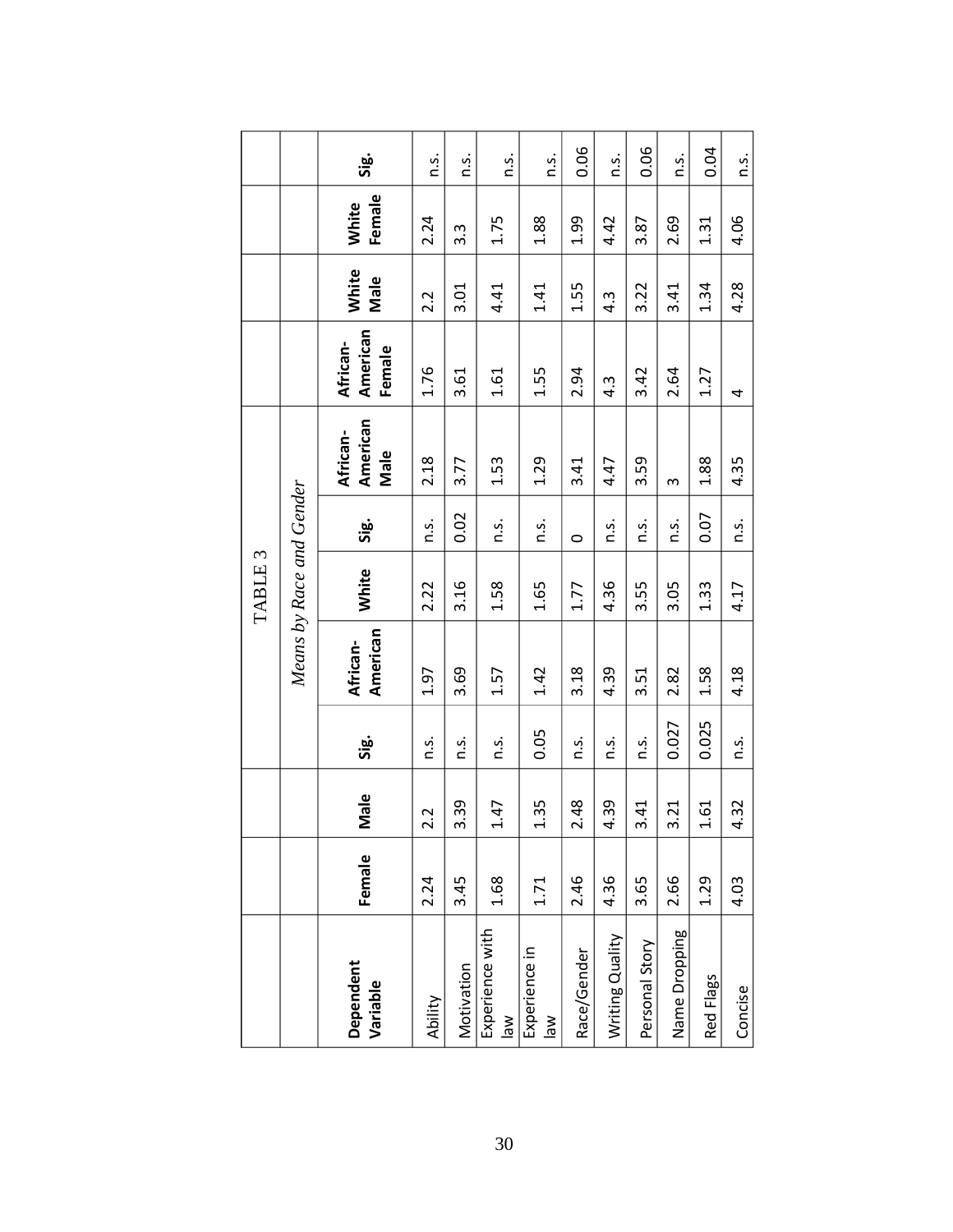TABLE 3

*Means by Race and Gender*

| Dependent Variable | Female | Male | Sig. | African-American | White | Sig. | African-American Male | African-American Female | White Male | White Female | Sig. |
|---|---|---|---|---|---|---|---|---|---|---|---|
| Ability | 2.24 | 2.2 | n.s. | 1.97 | 2.22 | n.s. | 2.18 | 1.76 | 2.2 | 2.24 | n.s. |
| Motivation | 3.45 | 3.39 | n.s. | 3.69 | 3.16 | 0.02 | 3.77 | 3.61 | 3.01 | 3.3 | n.s. |
| Experience with law | 1.68 | 1.47 | n.s. | 1.57 | 1.58 | n.s. | 1.53 | 1.61 | 4.41 | 1.75 | n.s. |
| Experience in law | 1.71 | 1.35 | 0.05 | 1.42 | 1.65 | n.s. | 1.29 | 1.55 | 1.41 | 1.88 | n.s. |
| Race/Gender | 2.46 | 2.48 | n.s. | 3.18 | 1.77 | 0 | 3.41 | 2.94 | 1.55 | 1.99 | 0.06 |
| Writing Quality | 4.36 | 4.39 | n.s. | 4.39 | 4.36 | n.s. | 4.47 | 4.3 | 4.3 | 4.42 | n.s. |
| Personal Story | 3.65 | 3.41 | n.s. | 3.51 | 3.55 | n.s. | 3.59 | 3.42 | 3.22 | 3.87 | 0.06 |
| Name Dropping | 2.66 | 3.21 | 0.027 | 2.82 | 3.05 | n.s. | 3 | 2.64 | 3.41 | 2.69 | n.s. |
| Red Flags | 1.29 | 1.61 | 0.025 | 1.58 | 1.33 | 0.07 | 1.88 | 1.27 | 1.34 | 1.31 | 0.04 |
| Concise | 4.03 | 4.32 | n.s. | 4.18 | 4.17 | n.s. | 4.35 | 4 | 4.28 | 4.06 | n.s. |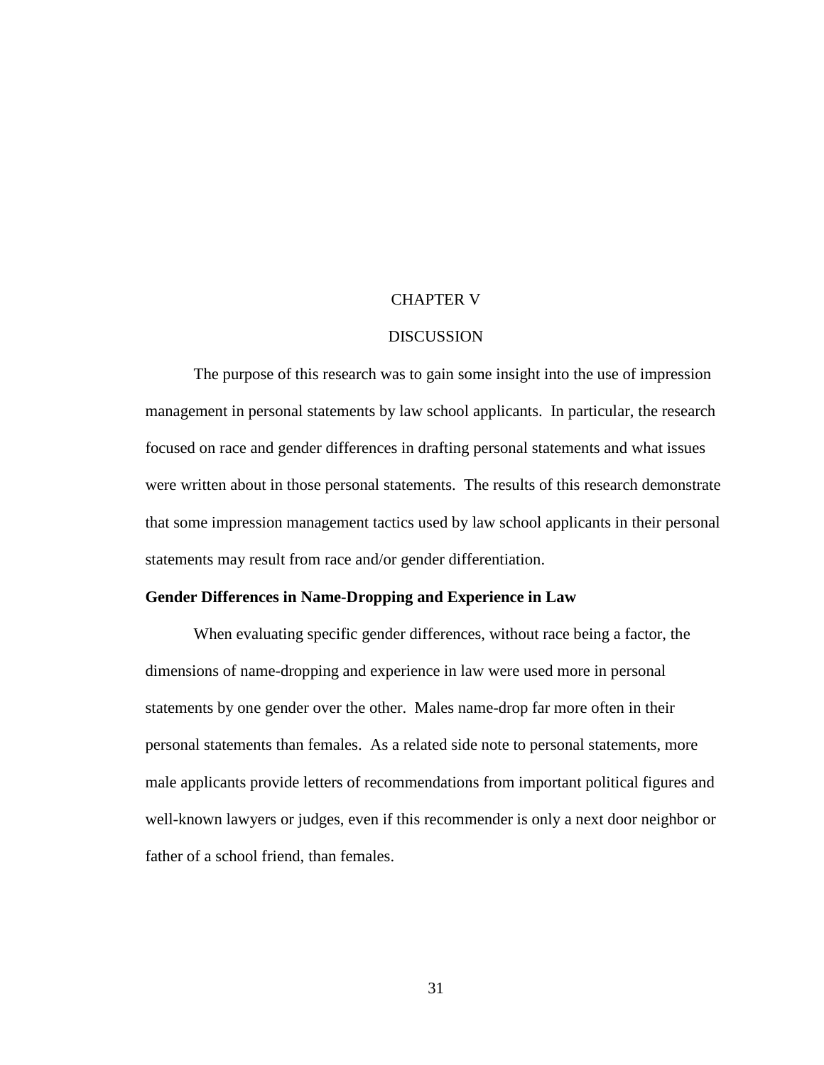# CHAPTER V

# DISCUSSION

The purpose of this research was to gain some insight into the use of impression management in personal statements by law school applicants. In particular, the research focused on race and gender differences in drafting personal statements and what issues were written about in those personal statements. The results of this research demonstrate that some impression management tactics used by law school applicants in their personal statements may result from race and/or gender differentiation.

## Gender Differences in Name-Dropping and Experience in Law

When evaluating specific gender differences, without race being a factor, the dimensions of name-dropping and experience in law were used more in personal statements by one gender over the other. Males name-drop far more often in their personal statements than females. As a related side note to personal statements, more male applicants provide letters of recommendations from important political figures and well-known lawyers or judges, even if this recommender is only a next door neighbor or father of a school friend, than females.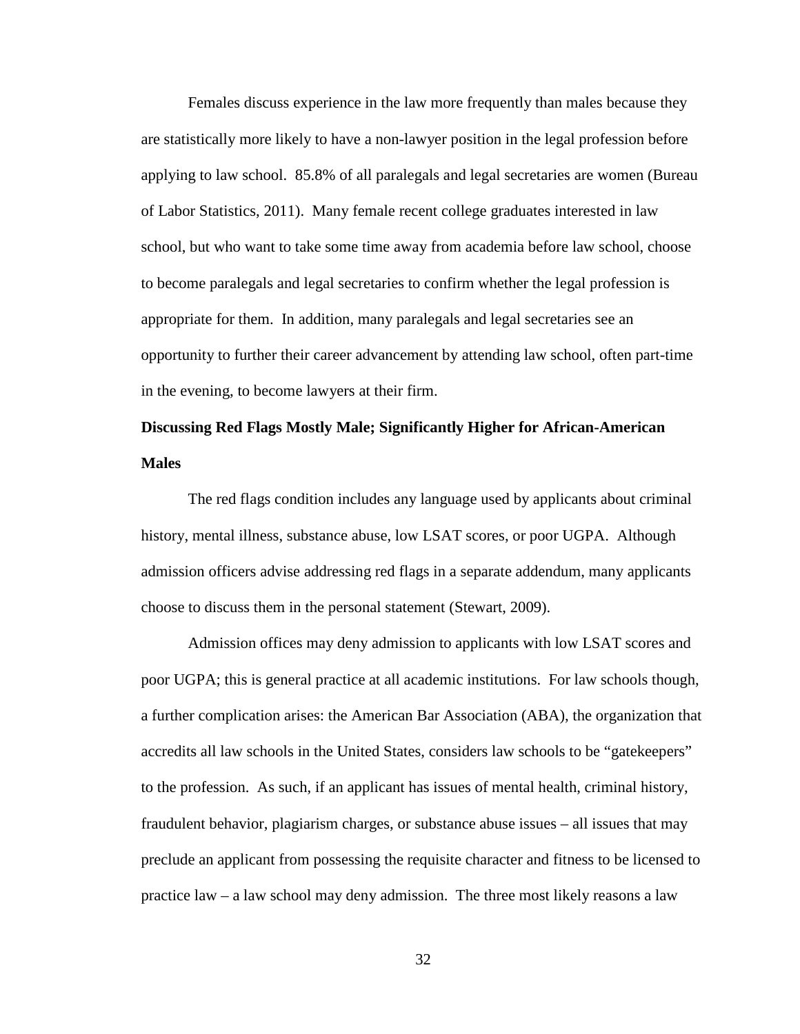Females discuss experience in the law more frequently than males because they are statistically more likely to have a non-lawyer position in the legal profession before applying to law school. 85.8% of all paralegals and legal secretaries are women (Bureau of Labor Statistics, 2011). Many female recent college graduates interested in law school, but who want to take some time away from academia before law school, choose to become paralegals and legal secretaries to confirm whether the legal profession is appropriate for them. In addition, many paralegals and legal secretaries see an opportunity to further their career advancement by attending law school, often part-time in the evening, to become lawyers at their firm.

**Discussing Red Flags Mostly Male; Significantly Higher for African-American Males**

The red flags condition includes any language used by applicants about criminal history, mental illness, substance abuse, low LSAT scores, or poor UGPA. Although admission officers advise addressing red flags in a separate addendum, many applicants choose to discuss them in the personal statement (Stewart, 2009).

Admission offices may deny admission to applicants with low LSAT scores and poor UGPA; this is general practice at all academic institutions. For law schools though, a further complication arises: the American Bar Association (ABA), the organization that accredits all law schools in the United States, considers law schools to be "gatekeepers" to the profession. As such, if an applicant has issues of mental health, criminal history, fraudulent behavior, plagiarism charges, or substance abuse issues – all issues that may preclude an applicant from possessing the requisite character and fitness to be licensed to practice law – a law school may deny admission. The three most likely reasons a law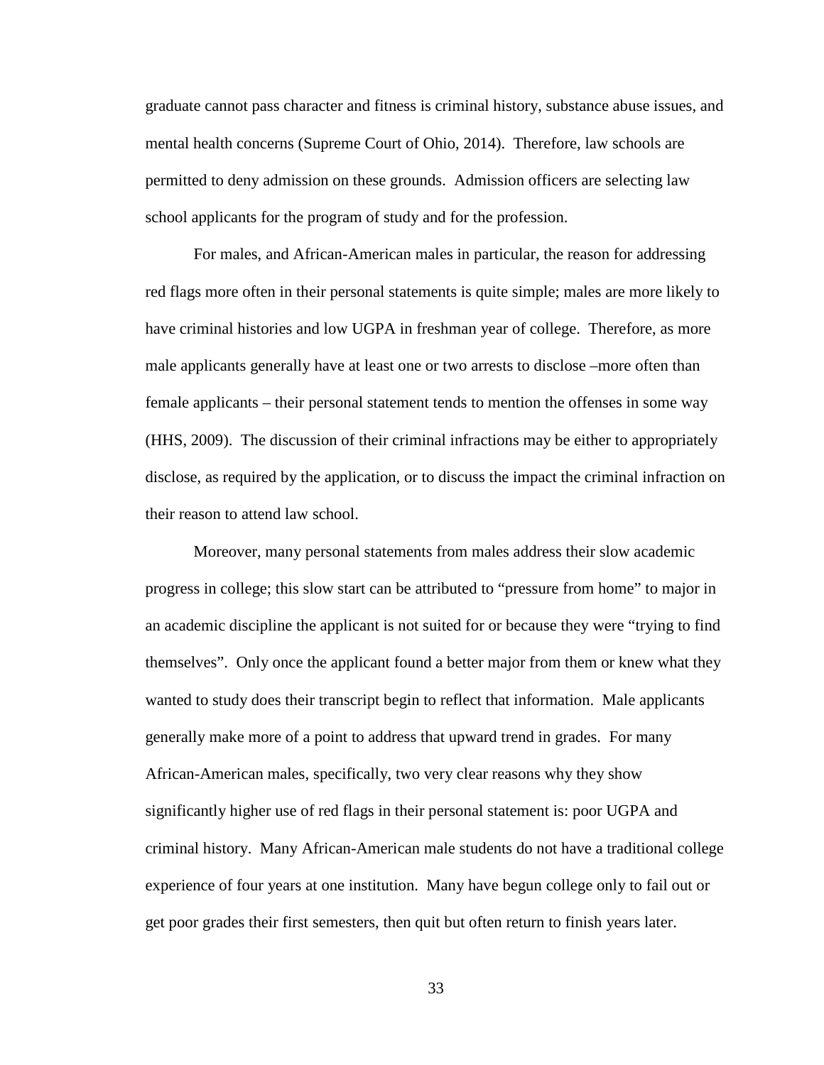graduate cannot pass character and fitness is criminal history, substance abuse issues, and mental health concerns (Supreme Court of Ohio, 2014). Therefore, law schools are permitted to deny admission on these grounds. Admission officers are selecting law school applicants for the program of study and for the profession.

For males, and African-American males in particular, the reason for addressing red flags more often in their personal statements is quite simple; males are more likely to have criminal histories and low UGPA in freshman year of college. Therefore, as more male applicants generally have at least one or two arrests to disclose –more often than female applicants – their personal statement tends to mention the offenses in some way (HHS, 2009). The discussion of their criminal infractions may be either to appropriately disclose, as required by the application, or to discuss the impact the criminal infraction on their reason to attend law school.

Moreover, many personal statements from males address their slow academic progress in college; this slow start can be attributed to "pressure from home" to major in an academic discipline the applicant is not suited for or because they were "trying to find themselves". Only once the applicant found a better major from them or knew what they wanted to study does their transcript begin to reflect that information. Male applicants generally make more of a point to address that upward trend in grades. For many African-American males, specifically, two very clear reasons why they show significantly higher use of red flags in their personal statement is: poor UGPA and criminal history. Many African-American male students do not have a traditional college experience of four years at one institution. Many have begun college only to fail out or get poor grades their first semesters, then quit but often return to finish years later.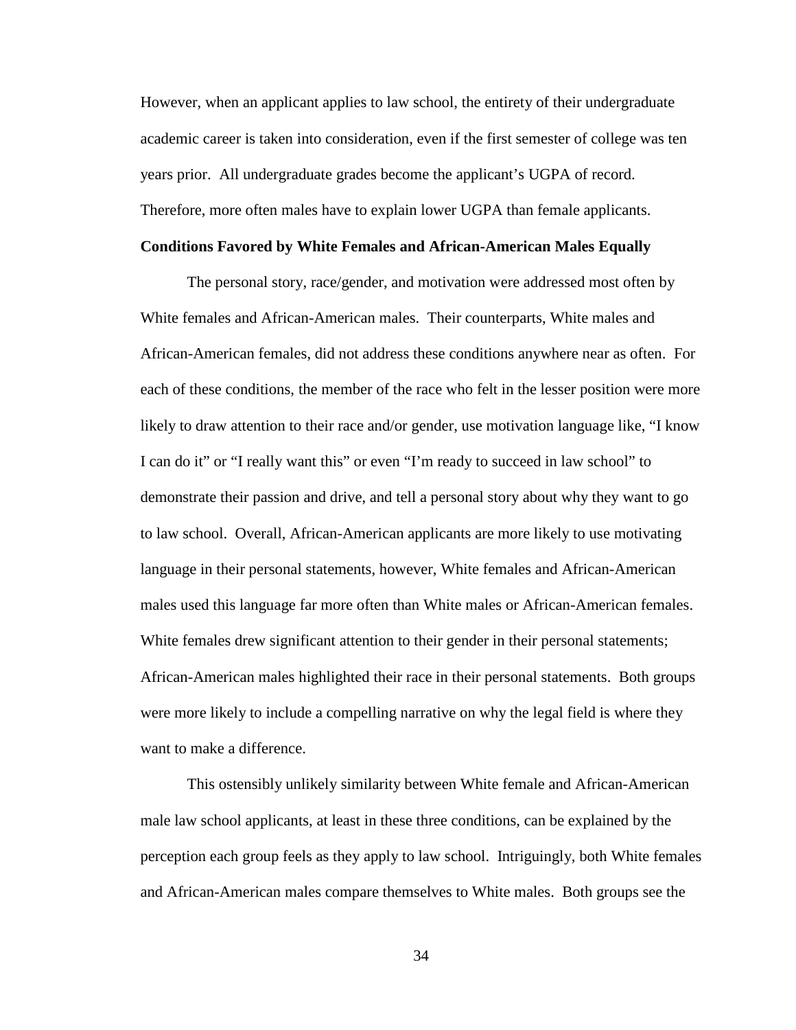However, when an applicant applies to law school, the entirety of their undergraduate academic career is taken into consideration, even if the first semester of college was ten years prior. All undergraduate grades become the applicant's UGPA of record. Therefore, more often males have to explain lower UGPA than female applicants.

**Conditions Favored by White Females and African-American Males Equally**

The personal story, race/gender, and motivation were addressed most often by White females and African-American males. Their counterparts, White males and African-American females, did not address these conditions anywhere near as often. For each of these conditions, the member of the race who felt in the lesser position were more likely to draw attention to their race and/or gender, use motivation language like, "I know I can do it" or "I really want this" or even "I'm ready to succeed in law school" to demonstrate their passion and drive, and tell a personal story about why they want to go to law school. Overall, African-American applicants are more likely to use motivating language in their personal statements, however, White females and African-American males used this language far more often than White males or African-American females. White females drew significant attention to their gender in their personal statements; African-American males highlighted their race in their personal statements. Both groups were more likely to include a compelling narrative on why the legal field is where they want to make a difference.

This ostensibly unlikely similarity between White female and African-American male law school applicants, at least in these three conditions, can be explained by the perception each group feels as they apply to law school. Intriguingly, both White females and African-American males compare themselves to White males. Both groups see the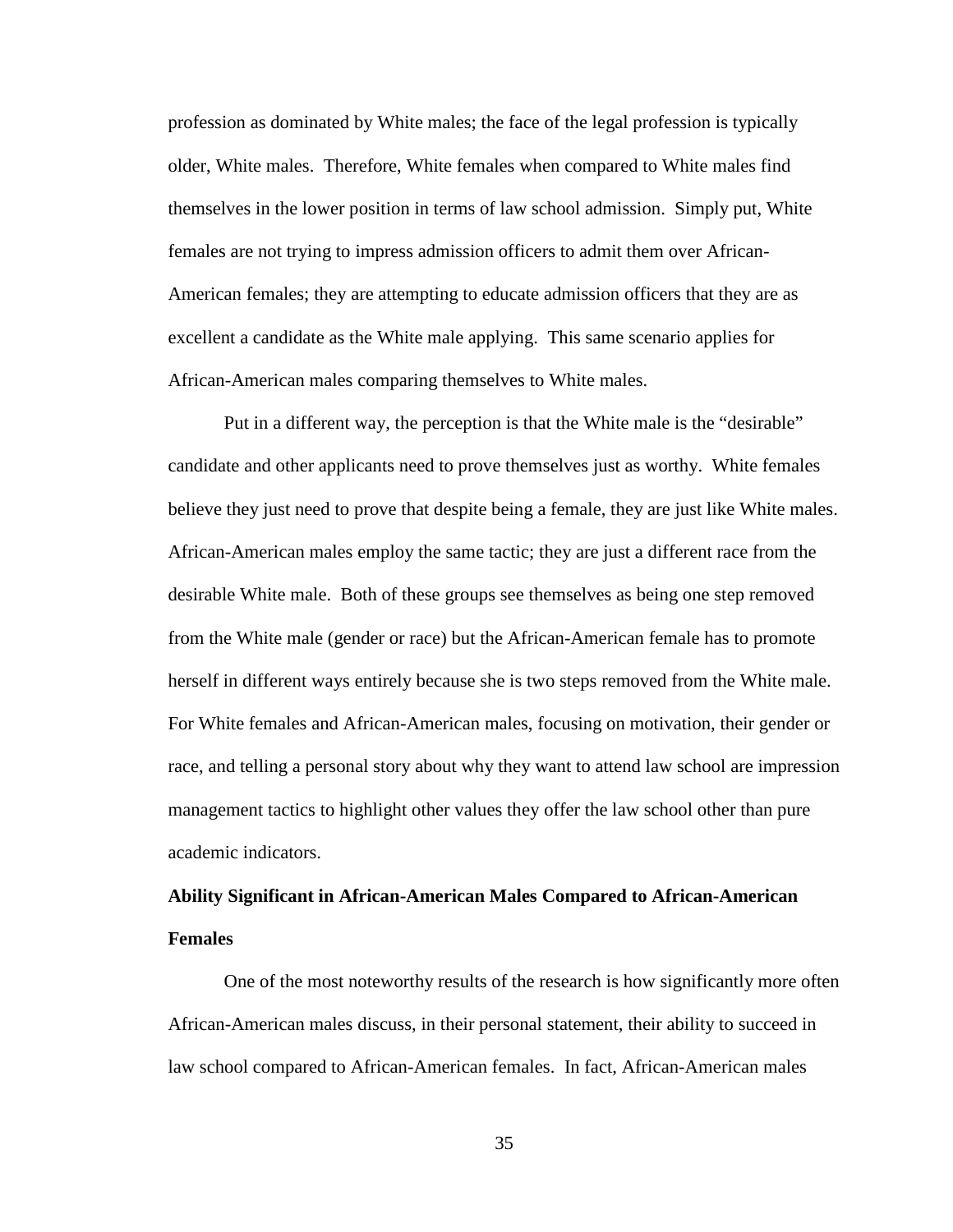profession as dominated by White males; the face of the legal profession is typically older, White males. Therefore, White females when compared to White males find themselves in the lower position in terms of law school admission. Simply put, White females are not trying to impress admission officers to admit them over African-American females; they are attempting to educate admission officers that they are as excellent a candidate as the White male applying. This same scenario applies for African-American males comparing themselves to White males.

Put in a different way, the perception is that the White male is the "desirable" candidate and other applicants need to prove themselves just as worthy. White females believe they just need to prove that despite being a female, they are just like White males. African-American males employ the same tactic; they are just a different race from the desirable White male. Both of these groups see themselves as being one step removed from the White male (gender or race) but the African-American female has to promote herself in different ways entirely because she is two steps removed from the White male. For White females and African-American males, focusing on motivation, their gender or race, and telling a personal story about why they want to attend law school are impression management tactics to highlight other values they offer the law school other than pure academic indicators.

**Ability Significant in African-American Males Compared to African-American Females**

One of the most noteworthy results of the research is how significantly more often African-American males discuss, in their personal statement, their ability to succeed in law school compared to African-American females. In fact, African-American males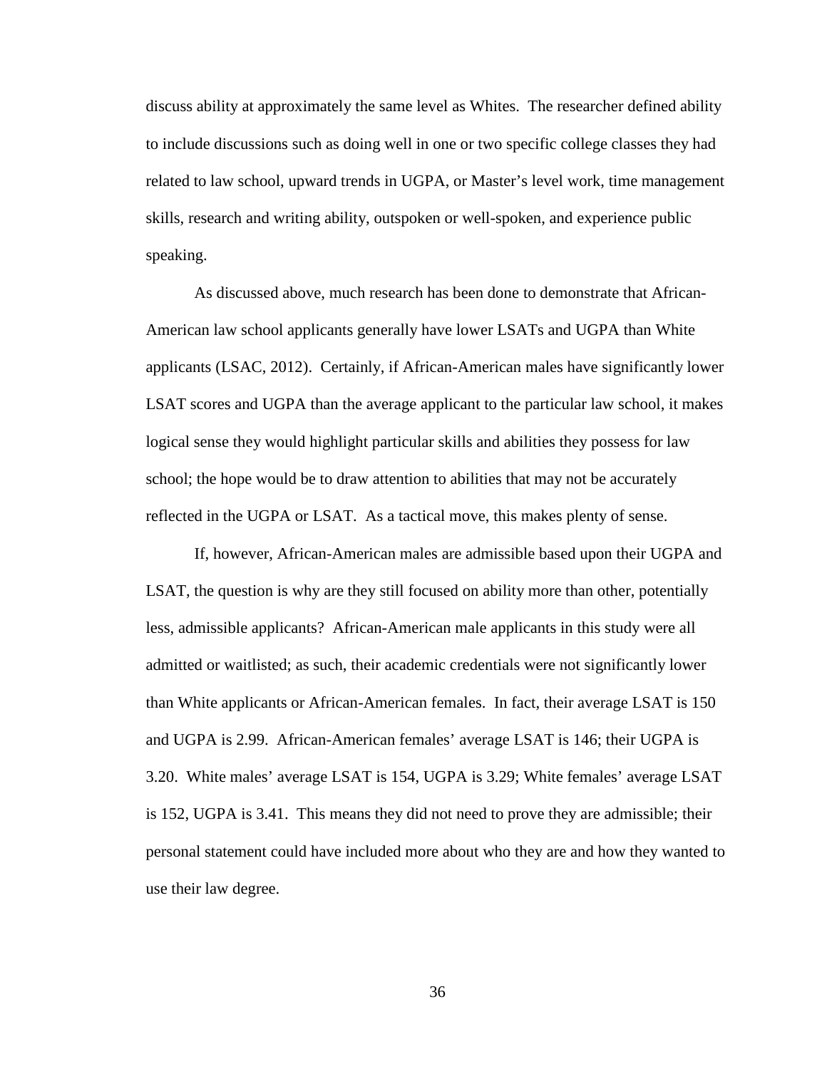discuss ability at approximately the same level as Whites. The researcher defined ability to include discussions such as doing well in one or two specific college classes they had related to law school, upward trends in UGPA, or Master's level work, time management skills, research and writing ability, outspoken or well-spoken, and experience public speaking.

As discussed above, much research has been done to demonstrate that African-American law school applicants generally have lower LSATs and UGPA than White applicants (LSAC, 2012). Certainly, if African-American males have significantly lower LSAT scores and UGPA than the average applicant to the particular law school, it makes logical sense they would highlight particular skills and abilities they possess for law school; the hope would be to draw attention to abilities that may not be accurately reflected in the UGPA or LSAT. As a tactical move, this makes plenty of sense.

If, however, African-American males are admissible based upon their UGPA and LSAT, the question is why are they still focused on ability more than other, potentially less, admissible applicants? African-American male applicants in this study were all admitted or waitlisted; as such, their academic credentials were not significantly lower than White applicants or African-American females. In fact, their average LSAT is 150 and UGPA is 2.99. African-American females' average LSAT is 146; their UGPA is 3.20. White males' average LSAT is 154, UGPA is 3.29; White females' average LSAT is 152, UGPA is 3.41. This means they did not need to prove they are admissible; their personal statement could have included more about who they are and how they wanted to use their law degree.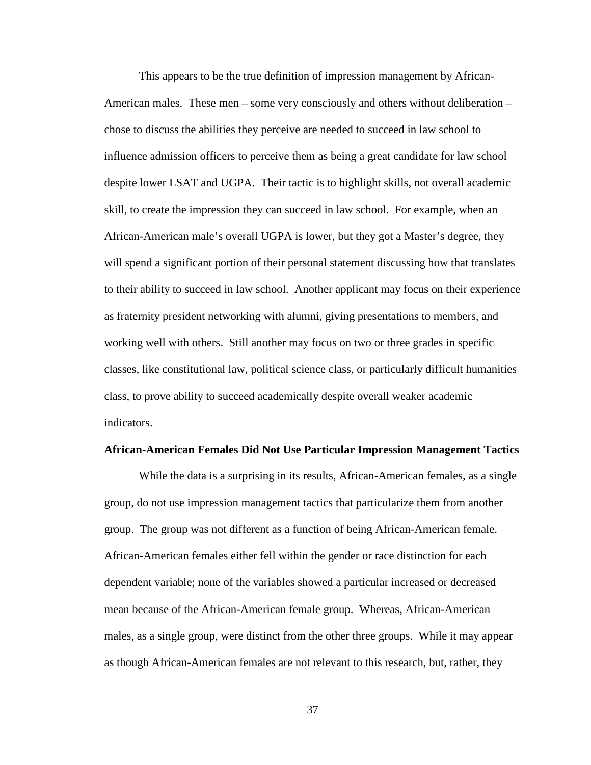This appears to be the true definition of impression management by African-American males. These men – some very consciously and others without deliberation – chose to discuss the abilities they perceive are needed to succeed in law school to influence admission officers to perceive them as being a great candidate for law school despite lower LSAT and UGPA. Their tactic is to highlight skills, not overall academic skill, to create the impression they can succeed in law school. For example, when an African-American male's overall UGPA is lower, but they got a Master's degree, they will spend a significant portion of their personal statement discussing how that translates to their ability to succeed in law school. Another applicant may focus on their experience as fraternity president networking with alumni, giving presentations to members, and working well with others. Still another may focus on two or three grades in specific classes, like constitutional law, political science class, or particularly difficult humanities class, to prove ability to succeed academically despite overall weaker academic indicators.

**African-American Females Did Not Use Particular Impression Management Tactics**

While the data is a surprising in its results, African-American females, as a single group, do not use impression management tactics that particularize them from another group. The group was not different as a function of being African-American female. African-American females either fell within the gender or race distinction for each dependent variable; none of the variables showed a particular increased or decreased mean because of the African-American female group. Whereas, African-American males, as a single group, were distinct from the other three groups. While it may appear as though African-American females are not relevant to this research, but, rather, they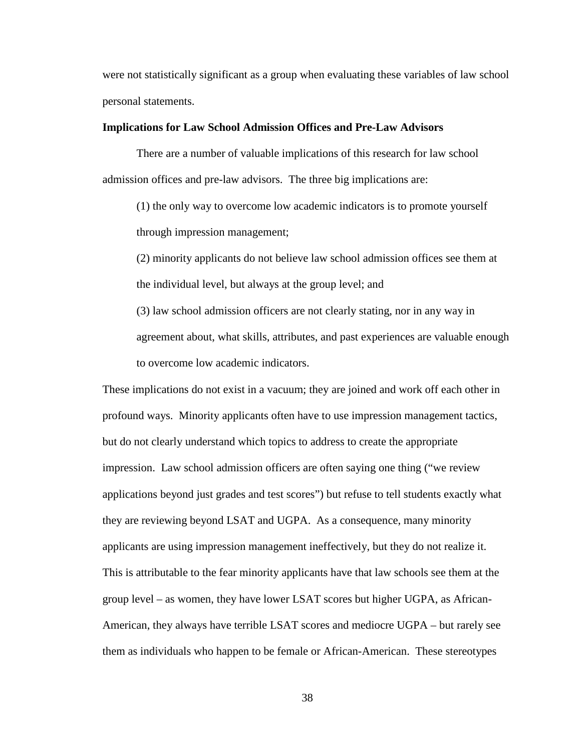were not statistically significant as a group when evaluating these variables of law school personal statements.

**Implications for Law School Admission Offices and Pre-Law Advisors**

There are a number of valuable implications of this research for law school admission offices and pre-law advisors. The three big implications are:

> (1) the only way to overcome low academic indicators is to promote yourself through impression management;
>
> (2) minority applicants do not believe law school admission offices see them at the individual level, but always at the group level; and
>
> (3) law school admission officers are not clearly stating, nor in any way in agreement about, what skills, attributes, and past experiences are valuable enough to overcome low academic indicators.

These implications do not exist in a vacuum; they are joined and work off each other in profound ways. Minority applicants often have to use impression management tactics, but do not clearly understand which topics to address to create the appropriate impression. Law school admission officers are often saying one thing ("we review applications beyond just grades and test scores") but refuse to tell students exactly what they are reviewing beyond LSAT and UGPA. As a consequence, many minority applicants are using impression management ineffectively, but they do not realize it. This is attributable to the fear minority applicants have that law schools see them at the group level – as women, they have lower LSAT scores but higher UGPA, as African-American, they always have terrible LSAT scores and mediocre UGPA – but rarely see them as individuals who happen to be female or African-American. These stereotypes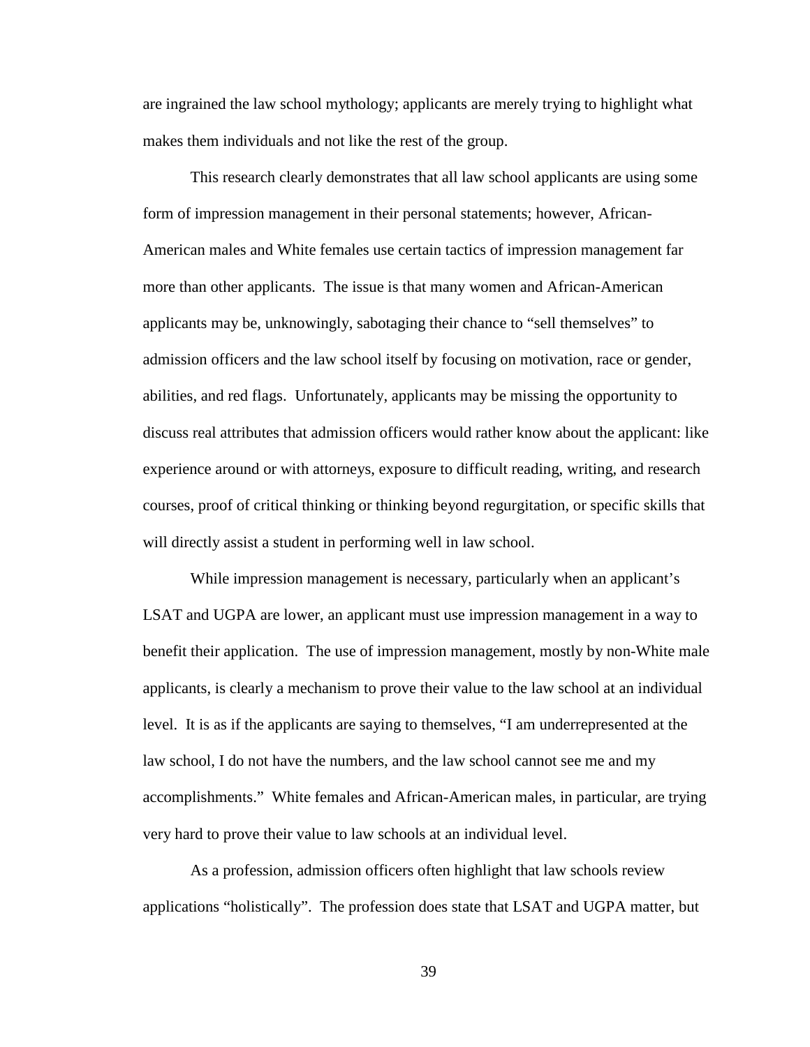are ingrained the law school mythology; applicants are merely trying to highlight what makes them individuals and not like the rest of the group.

This research clearly demonstrates that all law school applicants are using some form of impression management in their personal statements; however, African-American males and White females use certain tactics of impression management far more than other applicants. The issue is that many women and African-American applicants may be, unknowingly, sabotaging their chance to "sell themselves" to admission officers and the law school itself by focusing on motivation, race or gender, abilities, and red flags. Unfortunately, applicants may be missing the opportunity to discuss real attributes that admission officers would rather know about the applicant: like experience around or with attorneys, exposure to difficult reading, writing, and research courses, proof of critical thinking or thinking beyond regurgitation, or specific skills that will directly assist a student in performing well in law school.

While impression management is necessary, particularly when an applicant's LSAT and UGPA are lower, an applicant must use impression management in a way to benefit their application. The use of impression management, mostly by non-White male applicants, is clearly a mechanism to prove their value to the law school at an individual level. It is as if the applicants are saying to themselves, "I am underrepresented at the law school, I do not have the numbers, and the law school cannot see me and my accomplishments." White females and African-American males, in particular, are trying very hard to prove their value to law schools at an individual level.

As a profession, admission officers often highlight that law schools review applications "holistically". The profession does state that LSAT and UGPA matter, but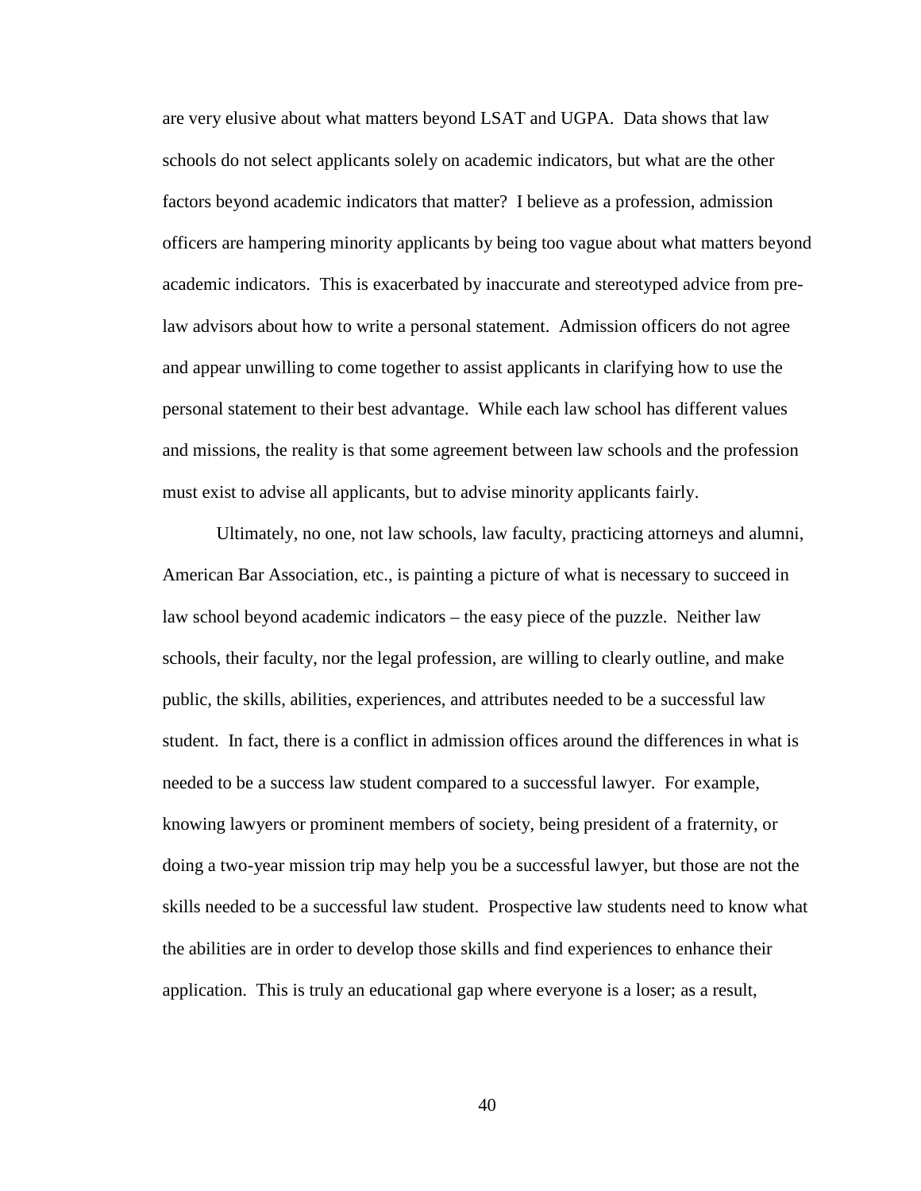are very elusive about what matters beyond LSAT and UGPA. Data shows that law schools do not select applicants solely on academic indicators, but what are the other factors beyond academic indicators that matter? I believe as a profession, admission officers are hampering minority applicants by being too vague about what matters beyond academic indicators. This is exacerbated by inaccurate and stereotyped advice from pre-law advisors about how to write a personal statement. Admission officers do not agree and appear unwilling to come together to assist applicants in clarifying how to use the personal statement to their best advantage. While each law school has different values and missions, the reality is that some agreement between law schools and the profession must exist to advise all applicants, but to advise minority applicants fairly.

Ultimately, no one, not law schools, law faculty, practicing attorneys and alumni, American Bar Association, etc., is painting a picture of what is necessary to succeed in law school beyond academic indicators – the easy piece of the puzzle. Neither law schools, their faculty, nor the legal profession, are willing to clearly outline, and make public, the skills, abilities, experiences, and attributes needed to be a successful law student. In fact, there is a conflict in admission offices around the differences in what is needed to be a success law student compared to a successful lawyer. For example, knowing lawyers or prominent members of society, being president of a fraternity, or doing a two-year mission trip may help you be a successful lawyer, but those are not the skills needed to be a successful law student. Prospective law students need to know what the abilities are in order to develop those skills and find experiences to enhance their application. This is truly an educational gap where everyone is a loser; as a result,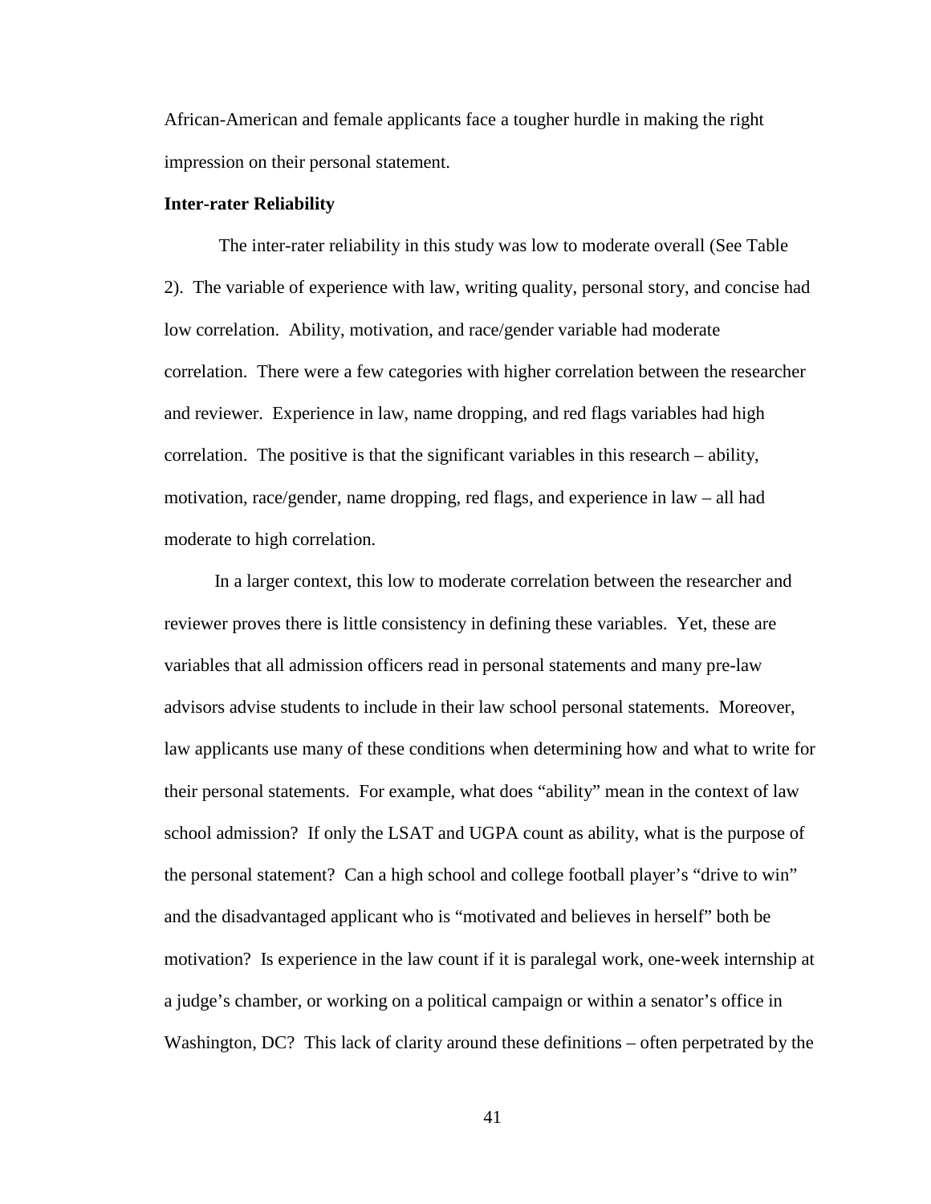African-American and female applicants face a tougher hurdle in making the right impression on their personal statement.

**Inter-rater Reliability**

The inter-rater reliability in this study was low to moderate overall (See Table 2). The variable of experience with law, writing quality, personal story, and concise had low correlation. Ability, motivation, and race/gender variable had moderate correlation. There were a few categories with higher correlation between the researcher and reviewer. Experience in law, name dropping, and red flags variables had high correlation. The positive is that the significant variables in this research – ability, motivation, race/gender, name dropping, red flags, and experience in law – all had moderate to high correlation.

In a larger context, this low to moderate correlation between the researcher and reviewer proves there is little consistency in defining these variables. Yet, these are variables that all admission officers read in personal statements and many pre-law advisors advise students to include in their law school personal statements. Moreover, law applicants use many of these conditions when determining how and what to write for their personal statements. For example, what does "ability" mean in the context of law school admission? If only the LSAT and UGPA count as ability, what is the purpose of the personal statement? Can a high school and college football player's "drive to win" and the disadvantaged applicant who is "motivated and believes in herself" both be motivation? Is experience in the law count if it is paralegal work, one-week internship at a judge's chamber, or working on a political campaign or within a senator's office in Washington, DC? This lack of clarity around these definitions – often perpetrated by the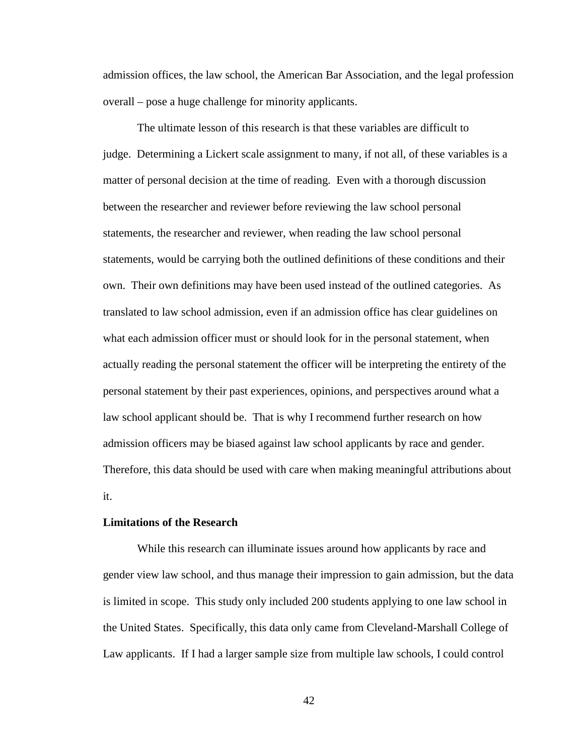admission offices, the law school, the American Bar Association, and the legal profession overall – pose a huge challenge for minority applicants.

The ultimate lesson of this research is that these variables are difficult to judge. Determining a Lickert scale assignment to many, if not all, of these variables is a matter of personal decision at the time of reading. Even with a thorough discussion between the researcher and reviewer before reviewing the law school personal statements, the researcher and reviewer, when reading the law school personal statements, would be carrying both the outlined definitions of these conditions and their own. Their own definitions may have been used instead of the outlined categories. As translated to law school admission, even if an admission office has clear guidelines on what each admission officer must or should look for in the personal statement, when actually reading the personal statement the officer will be interpreting the entirety of the personal statement by their past experiences, opinions, and perspectives around what a law school applicant should be. That is why I recommend further research on how admission officers may be biased against law school applicants by race and gender. Therefore, this data should be used with care when making meaningful attributions about it.

**Limitations of the Research**

While this research can illuminate issues around how applicants by race and gender view law school, and thus manage their impression to gain admission, but the data is limited in scope. This study only included 200 students applying to one law school in the United States. Specifically, this data only came from Cleveland-Marshall College of Law applicants. If I had a larger sample size from multiple law schools, I could control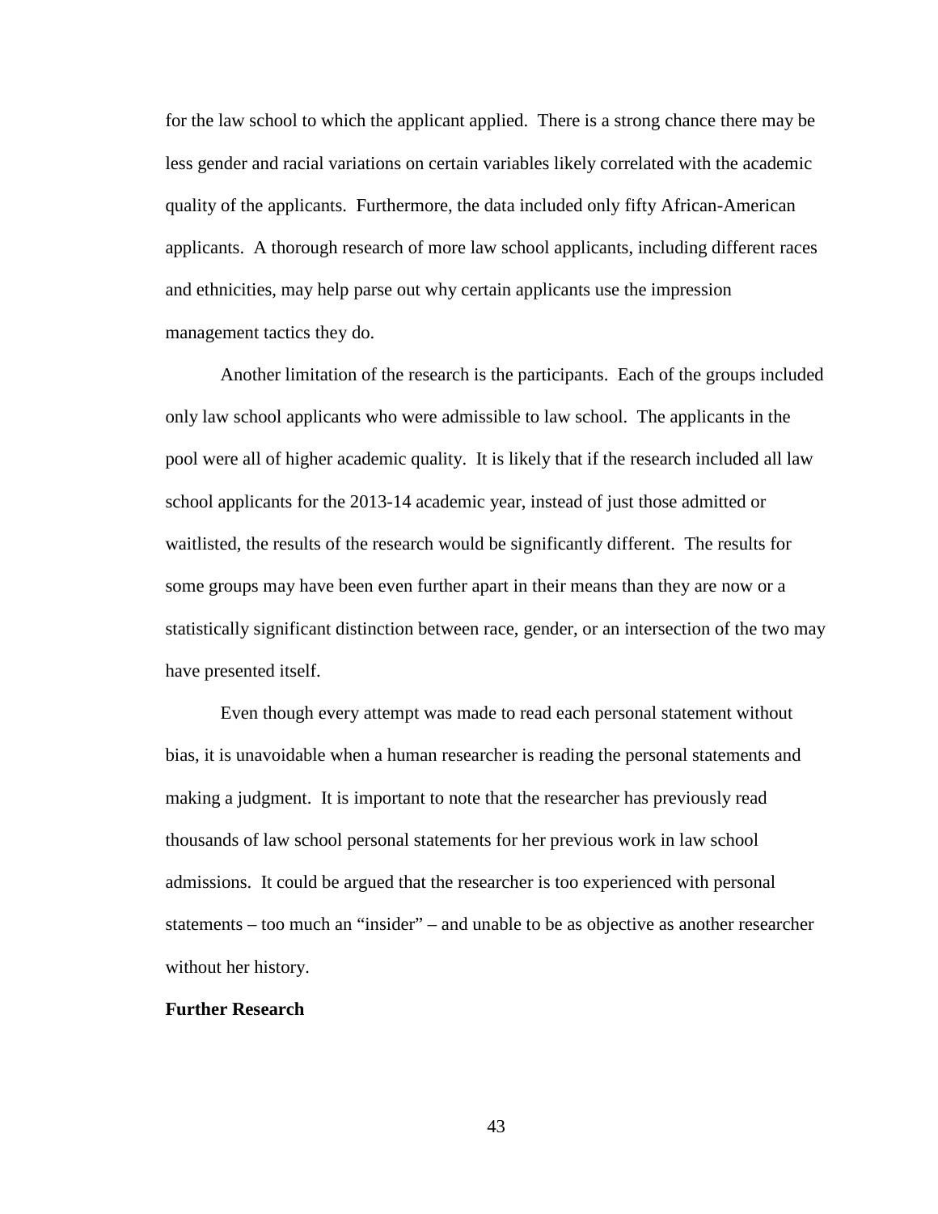for the law school to which the applicant applied. There is a strong chance there may be less gender and racial variations on certain variables likely correlated with the academic quality of the applicants. Furthermore, the data included only fifty African-American applicants. A thorough research of more law school applicants, including different races and ethnicities, may help parse out why certain applicants use the impression management tactics they do.

Another limitation of the research is the participants. Each of the groups included only law school applicants who were admissible to law school. The applicants in the pool were all of higher academic quality. It is likely that if the research included all law school applicants for the 2013-14 academic year, instead of just those admitted or waitlisted, the results of the research would be significantly different. The results for some groups may have been even further apart in their means than they are now or a statistically significant distinction between race, gender, or an intersection of the two may have presented itself.

Even though every attempt was made to read each personal statement without bias, it is unavoidable when a human researcher is reading the personal statements and making a judgment. It is important to note that the researcher has previously read thousands of law school personal statements for her previous work in law school admissions. It could be argued that the researcher is too experienced with personal statements – too much an "insider" – and unable to be as objective as another researcher without her history.

**Further Research**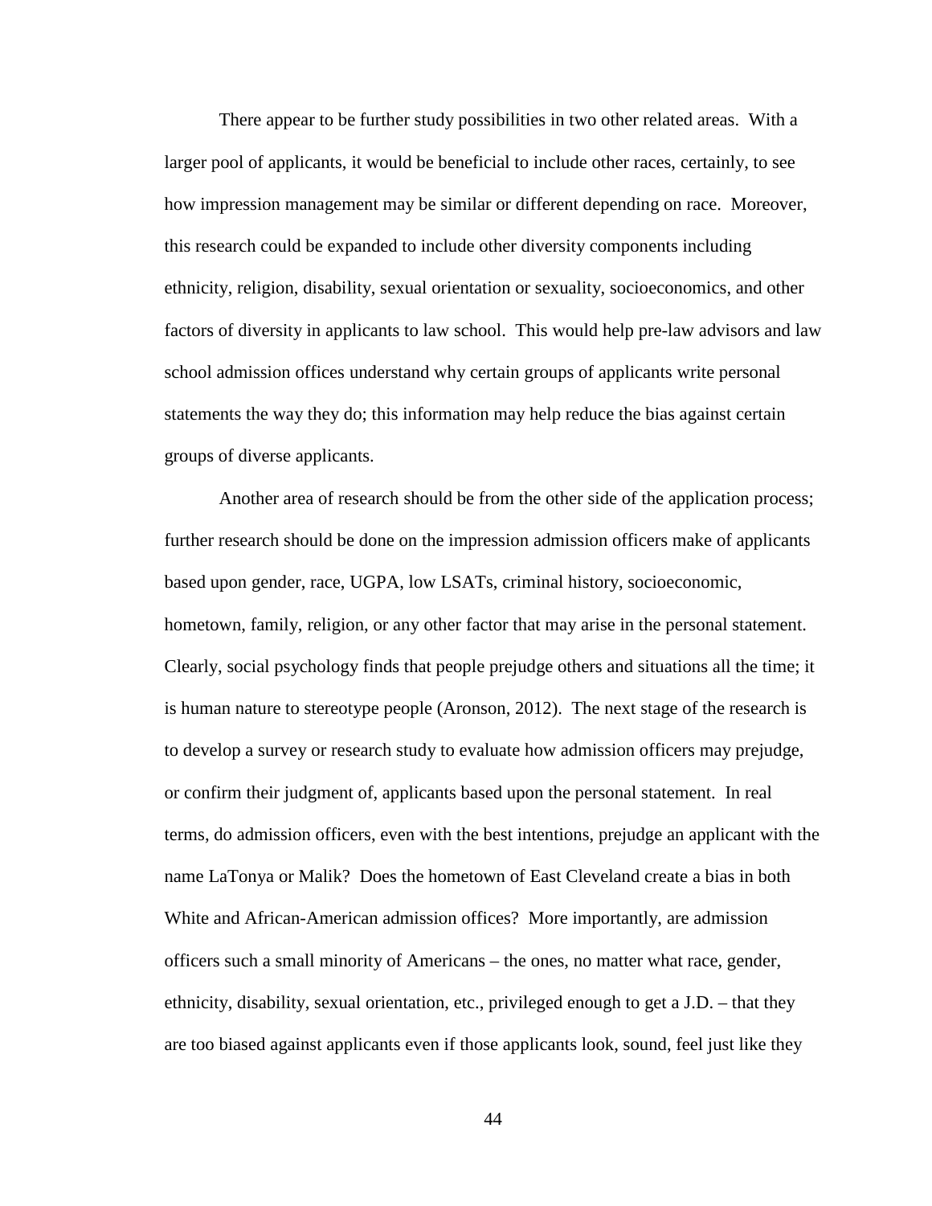There appear to be further study possibilities in two other related areas. With a larger pool of applicants, it would be beneficial to include other races, certainly, to see how impression management may be similar or different depending on race. Moreover, this research could be expanded to include other diversity components including ethnicity, religion, disability, sexual orientation or sexuality, socioeconomics, and other factors of diversity in applicants to law school. This would help pre-law advisors and law school admission offices understand why certain groups of applicants write personal statements the way they do; this information may help reduce the bias against certain groups of diverse applicants.

Another area of research should be from the other side of the application process; further research should be done on the impression admission officers make of applicants based upon gender, race, UGPA, low LSATs, criminal history, socioeconomic, hometown, family, religion, or any other factor that may arise in the personal statement. Clearly, social psychology finds that people prejudge others and situations all the time; it is human nature to stereotype people (Aronson, 2012). The next stage of the research is to develop a survey or research study to evaluate how admission officers may prejudge, or confirm their judgment of, applicants based upon the personal statement. In real terms, do admission officers, even with the best intentions, prejudge an applicant with the name LaTonya or Malik? Does the hometown of East Cleveland create a bias in both White and African-American admission offices? More importantly, are admission officers such a small minority of Americans – the ones, no matter what race, gender, ethnicity, disability, sexual orientation, etc., privileged enough to get a J.D. – that they are too biased against applicants even if those applicants look, sound, feel just like they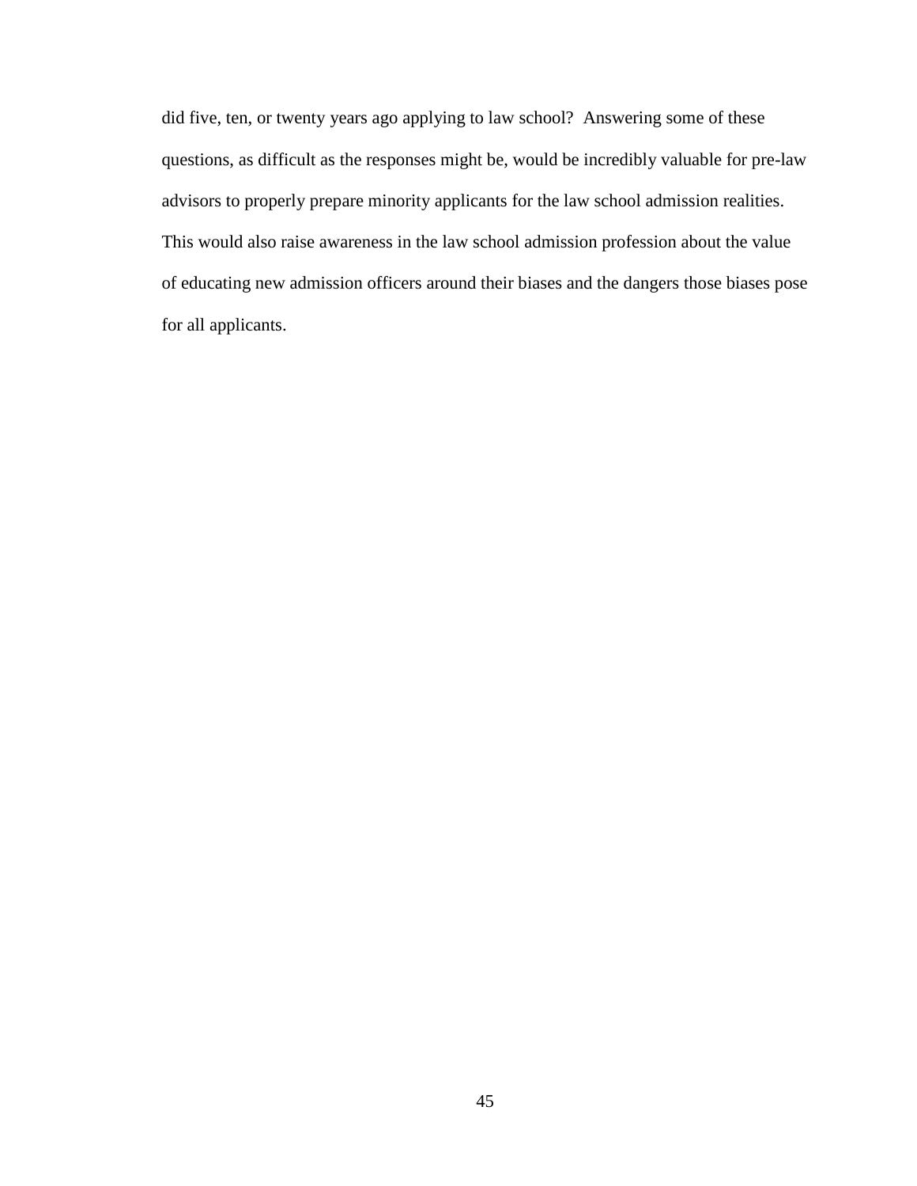did five, ten, or twenty years ago applying to law school? Answering some of these questions, as difficult as the responses might be, would be incredibly valuable for pre-law advisors to properly prepare minority applicants for the law school admission realities. This would also raise awareness in the law school admission profession about the value of educating new admission officers around their biases and the dangers those biases pose for all applicants.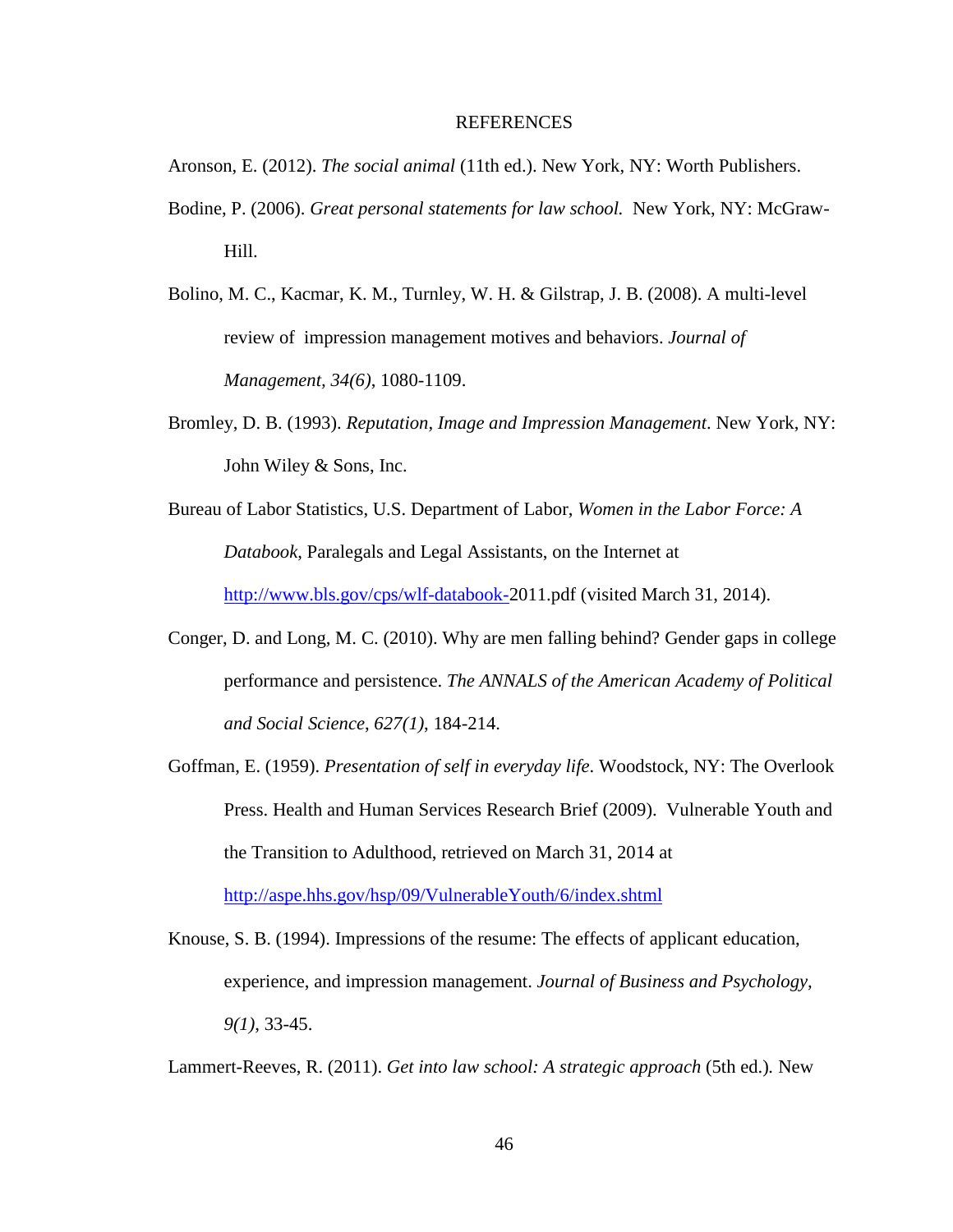# REFERENCES

Aronson, E. (2012). *The social animal* (11th ed.). New York, NY: Worth Publishers.

Bodine, P. (2006). *Great personal statements for law school.* New York, NY: McGraw-Hill.

Bolino, M. C., Kacmar, K. M., Turnley, W. H. & Gilstrap, J. B. (2008). A multi-level review of impression management motives and behaviors. *Journal of Management, 34(6)*, 1080-1109.

Bromley, D. B. (1993). *Reputation, Image and Impression Management*. New York, NY: John Wiley & Sons, Inc.

Bureau of Labor Statistics, U.S. Department of Labor, *Women in the Labor Force: A Databook*, Paralegals and Legal Assistants, on the Internet at http://www.bls.gov/cps/wlf-databook-2011.pdf (visited March 31, 2014).

Conger, D. and Long, M. C. (2010). Why are men falling behind? Gender gaps in college performance and persistence. *The ANNALS of the American Academy of Political and Social Science, 627(1)*, 184-214.

Goffman, E. (1959). *Presentation of self in everyday life*. Woodstock, NY: The Overlook Press. Health and Human Services Research Brief (2009). Vulnerable Youth and the Transition to Adulthood, retrieved on March 31, 2014 at http://aspe.hhs.gov/hsp/09/VulnerableYouth/6/index.shtml

Knouse, S. B. (1994). Impressions of the resume: The effects of applicant education, experience, and impression management. *Journal of Business and Psychology, 9(1)*, 33-45.

Lammert-Reeves, R. (2011). *Get into law school: A strategic approach* (5th ed.). New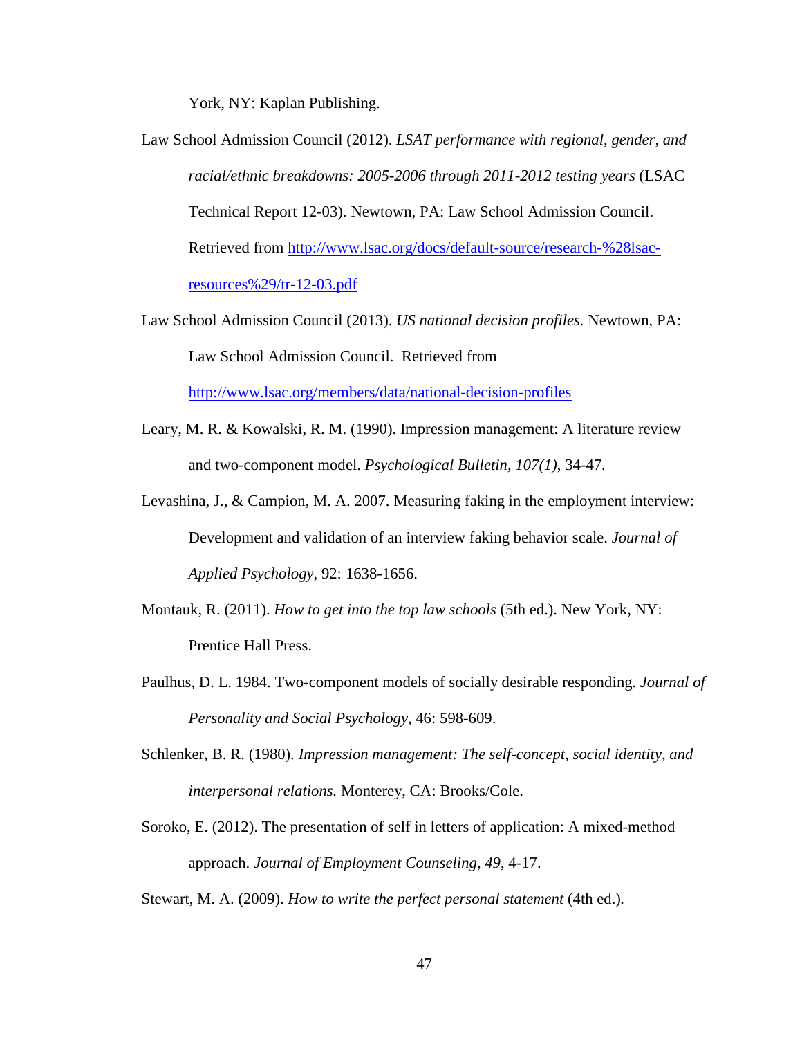York, NY: Kaplan Publishing.

Law School Admission Council (2012). *LSAT performance with regional, gender, and racial/ethnic breakdowns: 2005-2006 through 2011-2012 testing years* (LSAC Technical Report 12-03). Newtown, PA: Law School Admission Council. Retrieved from http://www.lsac.org/docs/default-source/research-%28lsac-resources%29/tr-12-03.pdf

Law School Admission Council (2013). *US national decision profiles.* Newtown, PA: Law School Admission Council. Retrieved from http://www.lsac.org/members/data/national-decision-profiles

Leary, M. R. & Kowalski, R. M. (1990). Impression management: A literature review and two-component model. *Psychological Bulletin*, *107(1)*, 34-47.

Levashina, J., & Campion, M. A. 2007. Measuring faking in the employment interview: Development and validation of an interview faking behavior scale. *Journal of Applied Psychology*, 92: 1638-1656.

Montauk, R. (2011). *How to get into the top law schools* (5th ed.). New York, NY: Prentice Hall Press.

Paulhus, D. L. 1984. Two-component models of socially desirable responding. *Journal of Personality and Social Psychology*, 46: 598-609.

Schlenker, B. R. (1980). *Impression management: The self-concept, social identity, and interpersonal relations.* Monterey, CA: Brooks/Cole.

Soroko, E. (2012). The presentation of self in letters of application: A mixed-method approach. *Journal of Employment Counseling*, *49*, 4-17.

Stewart, M. A. (2009). *How to write the perfect personal statement* (4th ed.).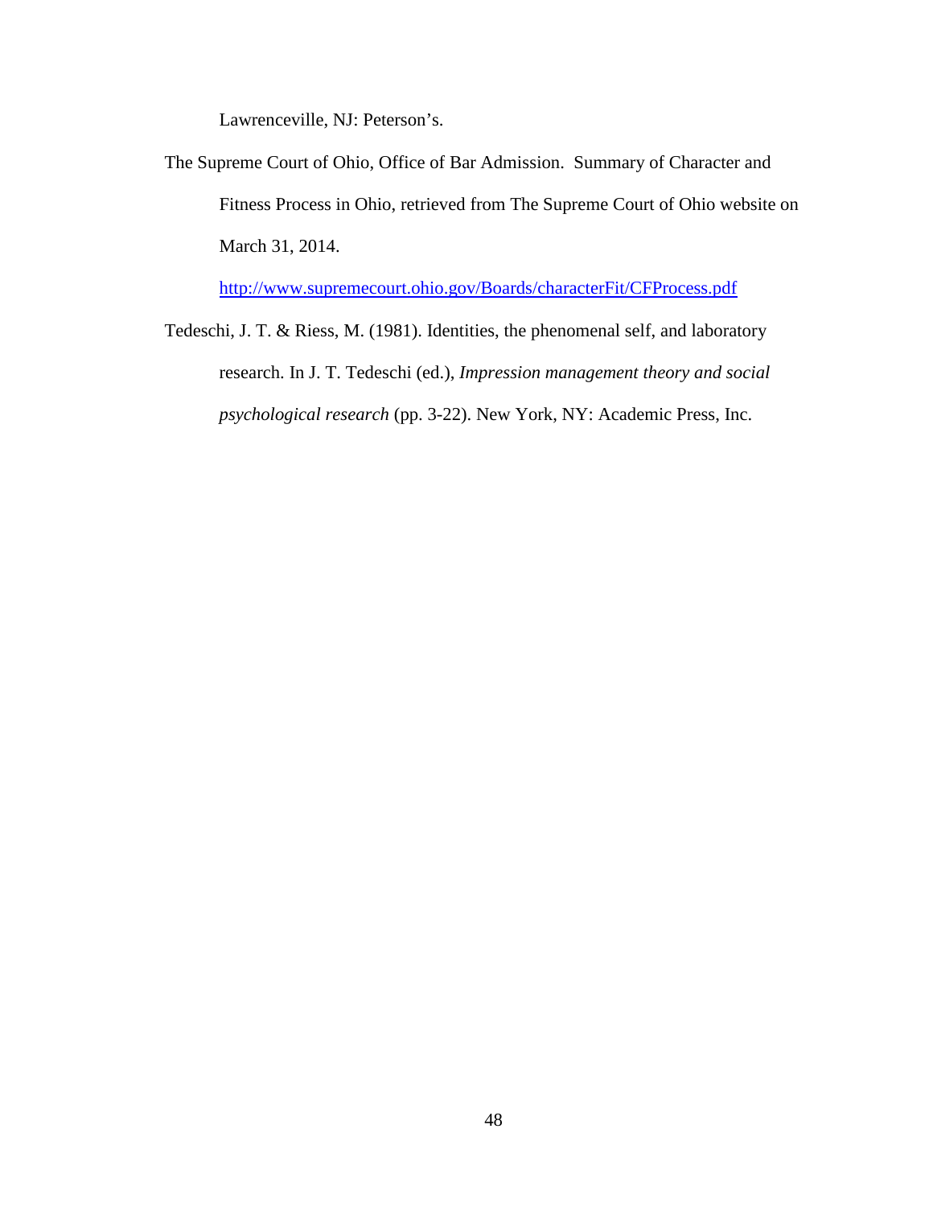Lawrenceville, NJ: Peterson's.

The Supreme Court of Ohio, Office of Bar Admission. Summary of Character and Fitness Process in Ohio, retrieved from The Supreme Court of Ohio website on March 31, 2014. http://www.supremecourt.ohio.gov/Boards/characterFit/CFProcess.pdf

Tedeschi, J. T. & Riess, M. (1981). Identities, the phenomenal self, and laboratory research. In J. T. Tedeschi (ed.), *Impression management theory and social psychological research* (pp. 3-22). New York, NY: Academic Press, Inc.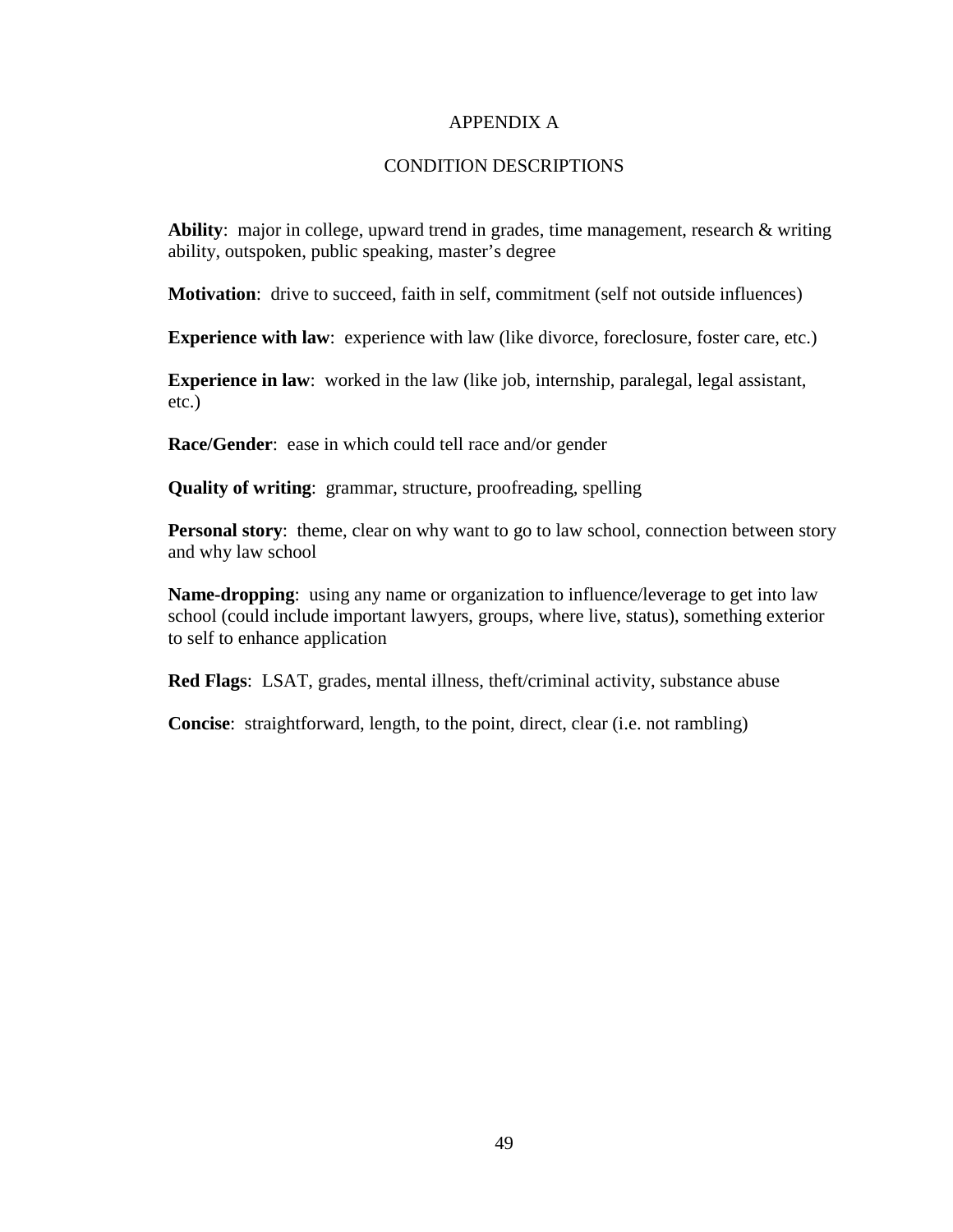# APPENDIX A

## CONDITION DESCRIPTIONS

**Ability**: major in college, upward trend in grades, time management, research & writing ability, outspoken, public speaking, master's degree

**Motivation**: drive to succeed, faith in self, commitment (self not outside influences)

**Experience with law**: experience with law (like divorce, foreclosure, foster care, etc.)

**Experience in law**: worked in the law (like job, internship, paralegal, legal assistant, etc.)

**Race/Gender**: ease in which could tell race and/or gender

**Quality of writing**: grammar, structure, proofreading, spelling

**Personal story**: theme, clear on why want to go to law school, connection between story and why law school

**Name-dropping**: using any name or organization to influence/leverage to get into law school (could include important lawyers, groups, where live, status), something exterior to self to enhance application

**Red Flags**: LSAT, grades, mental illness, theft/criminal activity, substance abuse

**Concise**: straightforward, length, to the point, direct, clear (i.e. not rambling)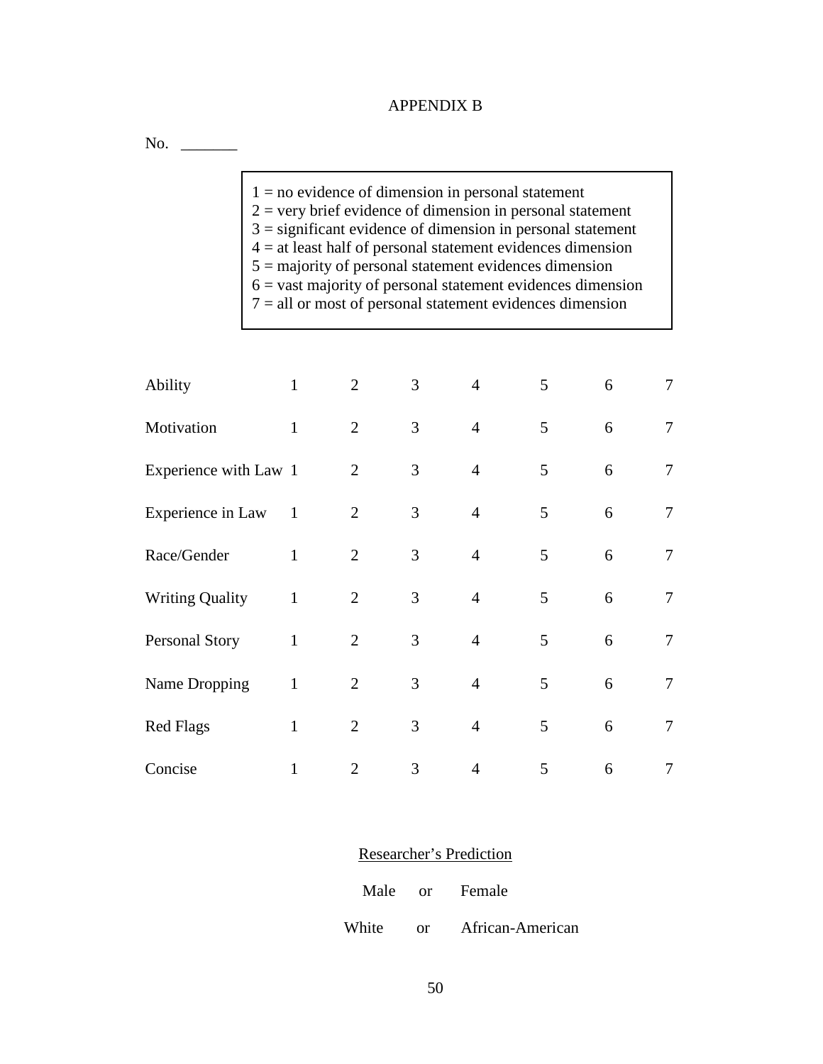# APPENDIX B

No. _______

1 = no evidence of dimension in personal statement
2 = very brief evidence of dimension in personal statement
3 = significant evidence of dimension in personal statement
4 = at least half of personal statement evidences dimension
5 = majority of personal statement evidences dimension
6 = vast majority of personal statement evidences dimension
7 = all or most of personal statement evidences dimension

| | | | | | | | |
|---|---|---|---|---|---|---|---|
| Ability | 1 | 2 | 3 | 4 | 5 | 6 | 7 |
| Motivation | 1 | 2 | 3 | 4 | 5 | 6 | 7 |
| Experience with Law | 1 | 2 | 3 | 4 | 5 | 6 | 7 |
| Experience in Law | 1 | 2 | 3 | 4 | 5 | 6 | 7 |
| Race/Gender | 1 | 2 | 3 | 4 | 5 | 6 | 7 |
| Writing Quality | 1 | 2 | 3 | 4 | 5 | 6 | 7 |
| Personal Story | 1 | 2 | 3 | 4 | 5 | 6 | 7 |
| Name Dropping | 1 | 2 | 3 | 4 | 5 | 6 | 7 |
| Red Flags | 1 | 2 | 3 | 4 | 5 | 6 | 7 |
| Concise | 1 | 2 | 3 | 4 | 5 | 6 | 7 |

<u>Researcher's Prediction</u>

Male or Female

White or African-American